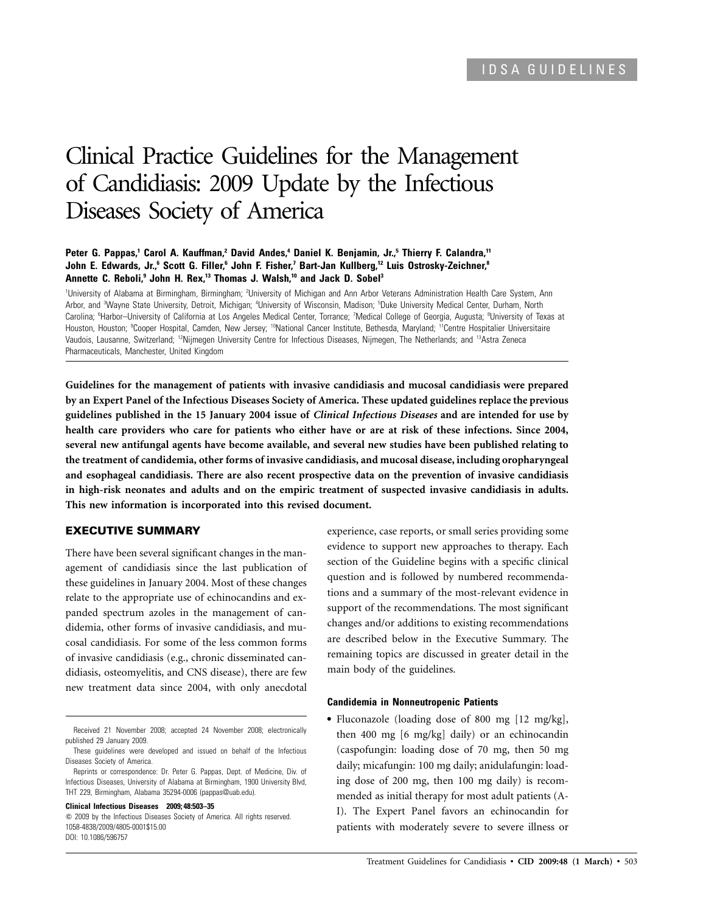IDSA GUIDELINES

# Clinical Practice Guidelines for the Management of Candidiasis: 2009 Update by the Infectious Diseases Society of America

**Peter G. Pappas,[1] Carol A. Kauffman,[2] David Andes,[4] Daniel K. Benjamin, Jr.,[5] Thierry F. Calandra,[11] John E. Edwards, Jr.,[6] Scott G. Filler,[6] John F. Fisher,[7] Bart-Jan Kullberg,[12] Luis Ostrosky-Zeichner,[8] Annette C. Reboli,[9] John H. Rex,[13] Thomas J. Walsh,[10] and Jack D. Sobel[3]**

[1]University of Alabama at Birmingham, Birmingham; [2]University of Michigan and Ann Arbor Veterans Administration Health Care System, Ann Arbor, and [3]Wayne State University, Detroit, Michigan; [4]University of Wisconsin, Madison; [5]Duke University Medical Center, Durham, North Carolina; [6]Harbor–University of California at Los Angeles Medical Center, Torrance; [7]Medical College of Georgia, Augusta; [8]University of Texas at Houston, Houston; [9]Cooper Hospital, Camden, New Jersey; [10]National Cancer Institute, Bethesda, Maryland; [11]Centre Hospitalier Universitaire Vaudois, Lausanne, Switzerland; [12]Nijmegen University Centre for Infectious Diseases, Nijmegen, The Netherlands; and [13]Astra Zeneca Pharmaceuticals, Manchester, United Kingdom

**Guidelines for the management of patients with invasive candidiasis and mucosal candidiasis were prepared by an Expert Panel of the Infectious Diseases Society of America. These updated guidelines replace the previous guidelines published in the 15 January 2004 issue of *Clinical Infectious Diseases* and are intended for use by health care providers who care for patients who either have or are at risk of these infections. Since 2004, several new antifungal agents have become available, and several new studies have been published relating to the treatment of candidemia, other forms of invasive candidiasis, and mucosal disease, including oropharyngeal and esophageal candidiasis. There are also recent prospective data on the prevention of invasive candidiasis in high-risk neonates and adults and on the empiric treatment of suspected invasive candidiasis in adults. This new information is incorporated into this revised document.**

## EXECUTIVE SUMMARY

There have been several significant changes in the management of candidiasis since the last publication of these guidelines in January 2004. Most of these changes relate to the appropriate use of echinocandins and expanded spectrum azoles in the management of candidemia, other forms of invasive candidiasis, and mucosal candidiasis. For some of the less common forms of invasive candidiasis (e.g., chronic disseminated candidiasis, osteomyelitis, and CNS disease), there are few new treatment data since 2004, with only anecdotal experience, case reports, or small series providing some evidence to support new approaches to therapy. Each section of the Guideline begins with a specific clinical question and is followed by numbered recommendations and a summary of the most-relevant evidence in support of the recommendations. The most significant changes and/or additions to existing recommendations are described below in the Executive Summary. The remaining topics are discussed in greater detail in the main body of the guidelines.

### Candidemia in Nonneutropenic Patients

- Fluconazole (loading dose of 800 mg [12 mg/kg], then 400 mg [6 mg/kg] daily) or an echinocandin (caspofungin: loading dose of 70 mg, then 50 mg daily; micafungin: 100 mg daily; anidulafungin: loading dose of 200 mg, then 100 mg daily) is recommended as initial therapy for most adult patients (A-I). The Expert Panel favors an echinocandin for patients with moderately severe to severe illness or

Received 21 November 2008; accepted 24 November 2008; electronically published 29 January 2009.

These guidelines were developed and issued on behalf of the Infectious Diseases Society of America.

Reprints or correspondence: Dr. Peter G. Pappas, Dept. of Medicine, Div. of Infectious Diseases, University of Alabama at Birmingham, 1900 University Blvd, THT 229, Birmingham, Alabama 35294-0006 (pappas@uab.edu).

**Clinical Infectious Diseases 2009; 48:503–35**

© 2009 by the Infectious Diseases Society of America. All rights reserved. 1058-4838/2009/4805-0001$15.00
DOI: 10.1086/596757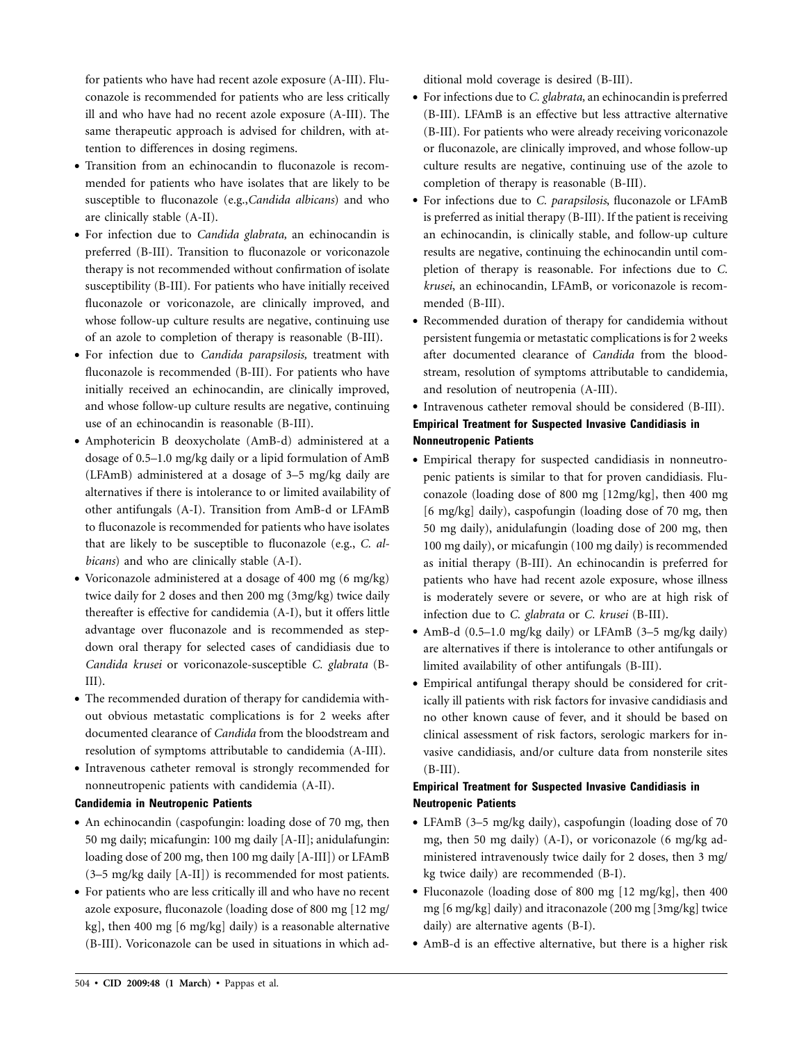for patients who have had recent azole exposure (A-III). Fluconazole is recommended for patients who are less critically ill and who have had no recent azole exposure (A-III). The same therapeutic approach is advised for children, with attention to differences in dosing regimens.

- Transition from an echinocandin to fluconazole is recommended for patients who have isolates that are likely to be susceptible to fluconazole (e.g.,*Candida albicans*) and who are clinically stable (A-II).
- For infection due to *Candida glabrata,* an echinocandin is preferred (B-III). Transition to fluconazole or voriconazole therapy is not recommended without confirmation of isolate susceptibility (B-III). For patients who have initially received fluconazole or voriconazole, are clinically improved, and whose follow-up culture results are negative, continuing use of an azole to completion of therapy is reasonable (B-III).
- For infection due to *Candida parapsilosis,* treatment with fluconazole is recommended (B-III). For patients who have initially received an echinocandin, are clinically improved, and whose follow-up culture results are negative, continuing use of an echinocandin is reasonable (B-III).
- Amphotericin B deoxycholate (AmB-d) administered at a dosage of 0.5–1.0 mg/kg daily or a lipid formulation of AmB (LFAmB) administered at a dosage of 3–5 mg/kg daily are alternatives if there is intolerance to or limited availability of other antifungals (A-I). Transition from AmB-d or LFAmB to fluconazole is recommended for patients who have isolates that are likely to be susceptible to fluconazole (e.g., *C. albicans*) and who are clinically stable (A-I).
- Voriconazole administered at a dosage of 400 mg (6 mg/kg) twice daily for 2 doses and then 200 mg (3mg/kg) twice daily thereafter is effective for candidemia (A-I), but it offers little advantage over fluconazole and is recommended as step-down oral therapy for selected cases of candidiasis due to *Candida krusei* or voriconazole-susceptible *C. glabrata* (B-III).
- The recommended duration of therapy for candidemia without obvious metastatic complications is for 2 weeks after documented clearance of *Candida* from the bloodstream and resolution of symptoms attributable to candidemia (A-III).
- Intravenous catheter removal is strongly recommended for nonneutropenic patients with candidemia (A-II).

**Candidemia in Neutropenic Patients**

- An echinocandin (caspofungin: loading dose of 70 mg, then 50 mg daily; micafungin: 100 mg daily [A-II]; anidulafungin: loading dose of 200 mg, then 100 mg daily [A-III]) or LFAmB (3–5 mg/kg daily [A-II]) is recommended for most patients.
- For patients who are less critically ill and who have no recent azole exposure, fluconazole (loading dose of 800 mg [12 mg/kg], then 400 mg [6 mg/kg] daily) is a reasonable alternative (B-III). Voriconazole can be used in situations in which additional mold coverage is desired (B-III).
- For infections due to *C. glabrata,* an echinocandin is preferred (B-III). LFAmB is an effective but less attractive alternative (B-III). For patients who were already receiving voriconazole or fluconazole, are clinically improved, and whose follow-up culture results are negative, continuing use of the azole to completion of therapy is reasonable (B-III).
- For infections due to *C. parapsilosis*, fluconazole or LFAmB is preferred as initial therapy (B-III). If the patient is receiving an echinocandin, is clinically stable, and follow-up culture results are negative, continuing the echinocandin until completion of therapy is reasonable. For infections due to *C. krusei*, an echinocandin, LFAmB, or voriconazole is recommended (B-III).
- Recommended duration of therapy for candidemia without persistent fungemia or metastatic complications is for 2 weeks after documented clearance of *Candida* from the bloodstream, resolution of symptoms attributable to candidemia, and resolution of neutropenia (A-III).
- Intravenous catheter removal should be considered (B-III).

**Empirical Treatment for Suspected Invasive Candidiasis in Nonneutropenic Patients**

- Empirical therapy for suspected candidiasis in nonneutropenic patients is similar to that for proven candidiasis. Fluconazole (loading dose of 800 mg [12mg/kg], then 400 mg [6 mg/kg] daily), caspofungin (loading dose of 70 mg, then 50 mg daily), anidulafungin (loading dose of 200 mg, then 100 mg daily), or micafungin (100 mg daily) is recommended as initial therapy (B-III). An echinocandin is preferred for patients who have had recent azole exposure, whose illness is moderately severe or severe, or who are at high risk of infection due to *C. glabrata* or *C. krusei* (B-III).
- AmB-d (0.5–1.0 mg/kg daily) or LFAmB (3–5 mg/kg daily) are alternatives if there is intolerance to other antifungals or limited availability of other antifungals (B-III).
- Empirical antifungal therapy should be considered for critically ill patients with risk factors for invasive candidiasis and no other known cause of fever, and it should be based on clinical assessment of risk factors, serologic markers for invasive candidiasis, and/or culture data from nonsterile sites (B-III).

**Empirical Treatment for Suspected Invasive Candidiasis in Neutropenic Patients**

- LFAmB (3–5 mg/kg daily), caspofungin (loading dose of 70 mg, then 50 mg daily) (A-I), or voriconazole (6 mg/kg administered intravenously twice daily for 2 doses, then 3 mg/kg twice daily) are recommended (B-I).
- Fluconazole (loading dose of 800 mg [12 mg/kg], then 400 mg [6 mg/kg] daily) and itraconazole (200 mg [3mg/kg] twice daily) are alternative agents (B-I).
- AmB-d is an effective alternative, but there is a higher risk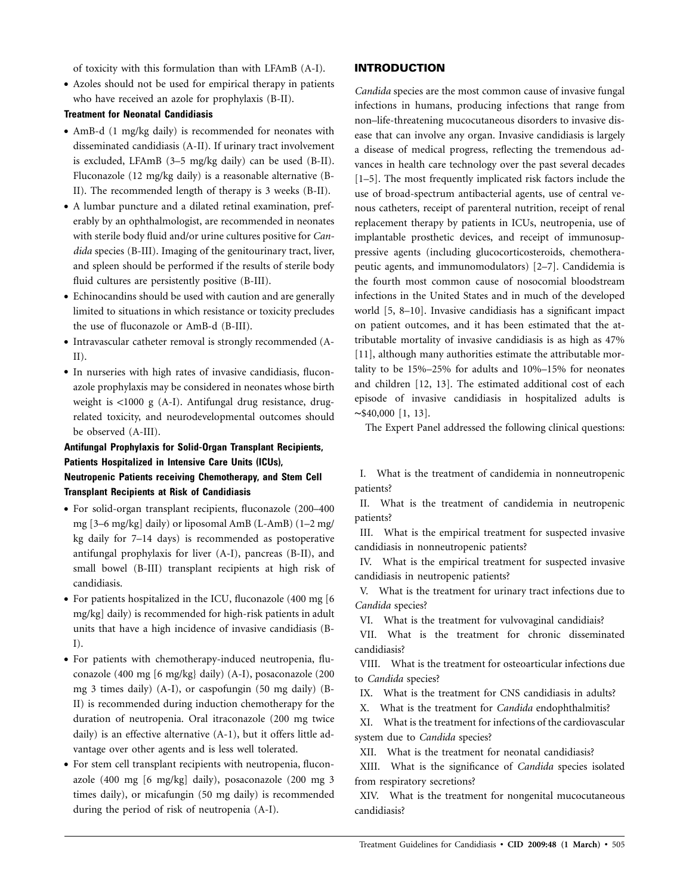of toxicity with this formulation than with LFAmB (A-I).

- Azoles should not be used for empirical therapy in patients who have received an azole for prophylaxis (B-II).

**Treatment for Neonatal Candidiasis**

- AmB-d (1 mg/kg daily) is recommended for neonates with disseminated candidiasis (A-II). If urinary tract involvement is excluded, LFAmB (3–5 mg/kg daily) can be used (B-II). Fluconazole (12 mg/kg daily) is a reasonable alternative (B-II). The recommended length of therapy is 3 weeks (B-II).
- A lumbar puncture and a dilated retinal examination, preferably by an ophthalmologist, are recommended in neonates with sterile body fluid and/or urine cultures positive for *Candida* species (B-III). Imaging of the genitourinary tract, liver, and spleen should be performed if the results of sterile body fluid cultures are persistently positive (B-III).
- Echinocandins should be used with caution and are generally limited to situations in which resistance or toxicity precludes the use of fluconazole or AmB-d (B-III).
- Intravascular catheter removal is strongly recommended (A-II).
- In nurseries with high rates of invasive candidiasis, fluconazole prophylaxis may be considered in neonates whose birth weight is <1000 g (A-I). Antifungal drug resistance, drug-related toxicity, and neurodevelopmental outcomes should be observed (A-III).

**Antifungal Prophylaxis for Solid-Organ Transplant Recipients, Patients Hospitalized in Intensive Care Units (ICUs), Neutropenic Patients receiving Chemotherapy, and Stem Cell Transplant Recipients at Risk of Candidiasis**

- For solid-organ transplant recipients, fluconazole (200–400 mg [3–6 mg/kg] daily) or liposomal AmB (L-AmB) (1–2 mg/kg daily for 7–14 days) is recommended as postoperative antifungal prophylaxis for liver (A-I), pancreas (B-II), and small bowel (B-III) transplant recipients at high risk of candidiasis.
- For patients hospitalized in the ICU, fluconazole (400 mg [6 mg/kg] daily) is recommended for high-risk patients in adult units that have a high incidence of invasive candidiasis (B-I).
- For patients with chemotherapy-induced neutropenia, fluconazole (400 mg [6 mg/kg} daily) (A-I), posaconazole (200 mg 3 times daily) (A-I), or caspofungin (50 mg daily) (B-II) is recommended during induction chemotherapy for the duration of neutropenia. Oral itraconazole (200 mg twice daily) is an effective alternative (A-1), but it offers little advantage over other agents and is less well tolerated.
- For stem cell transplant recipients with neutropenia, fluconazole (400 mg [6 mg/kg] daily), posaconazole (200 mg 3 times daily), or micafungin (50 mg daily) is recommended during the period of risk of neutropenia (A-I).

## INTRODUCTION

*Candida* species are the most common cause of invasive fungal infections in humans, producing infections that range from non–life-threatening mucocutaneous disorders to invasive disease that can involve any organ. Invasive candidiasis is largely a disease of medical progress, reflecting the tremendous advances in health care technology over the past several decades [1–5]. The most frequently implicated risk factors include the use of broad-spectrum antibacterial agents, use of central venous catheters, receipt of parenteral nutrition, receipt of renal replacement therapy by patients in ICUs, neutropenia, use of implantable prosthetic devices, and receipt of immunosuppressive agents (including glucocorticosteroids, chemotherapeutic agents, and immunomodulators) [2–7]. Candidemia is the fourth most common cause of nosocomial bloodstream infections in the United States and in much of the developed world [5, 8–10]. Invasive candidiasis has a significant impact on patient outcomes, and it has been estimated that the attributable mortality of invasive candidiasis is as high as 47% [11], although many authorities estimate the attributable mortality to be 15%–25% for adults and 10%–15% for neonates and children [12, 13]. The estimated additional cost of each episode of invasive candidiasis in hospitalized adults is ~$40,000 [1, 13].

The Expert Panel addressed the following clinical questions:

I. What is the treatment of candidemia in nonneutropenic patients?

II. What is the treatment of candidemia in neutropenic patients?

III. What is the empirical treatment for suspected invasive candidiasis in nonneutropenic patients?

IV. What is the empirical treatment for suspected invasive candidiasis in neutropenic patients?

V. What is the treatment for urinary tract infections due to *Candida* species?

VI. What is the treatment for vulvovaginal candidiais?

VII. What is the treatment for chronic disseminated candidiasis?

VIII. What is the treatment for osteoarticular infections due to *Candida* species?

IX. What is the treatment for CNS candidiasis in adults?

X. What is the treatment for *Candida* endophthalmitis?

XI. What is the treatment for infections of the cardiovascular system due to *Candida* species?

XII. What is the treatment for neonatal candidiasis?

XIII. What is the significance of *Candida* species isolated from respiratory secretions?

XIV. What is the treatment for nongenital mucocutaneous candidiasis?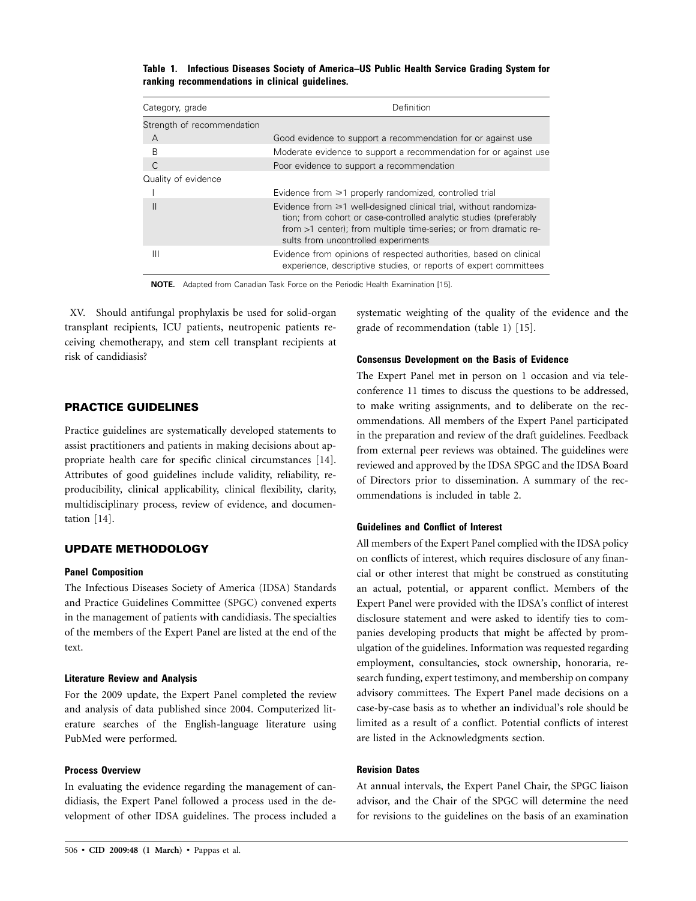**Table 1. Infectious Diseases Society of America–US Public Health Service Grading System for ranking recommendations in clinical guidelines.**

| Category, grade | Definition |
|---|---|
| Strength of recommendation | |
| A | Good evidence to support a recommendation for or against use |
| B | Moderate evidence to support a recommendation for or against use |
| C | Poor evidence to support a recommendation |
| Quality of evidence | |
| I | Evidence from ≥1 properly randomized, controlled trial |
| II | Evidence from ≥1 well-designed clinical trial, without randomization; from cohort or case-controlled analytic studies (preferably from >1 center); from multiple time-series; or from dramatic results from uncontrolled experiments |
| III | Evidence from opinions of respected authorities, based on clinical experience, descriptive studies, or reports of expert committees |

**NOTE.** Adapted from Canadian Task Force on the Periodic Health Examination [15].

XV. Should antifungal prophylaxis be used for solid-organ transplant recipients, ICU patients, neutropenic patients receiving chemotherapy, and stem cell transplant recipients at risk of candidiasis?

## PRACTICE GUIDELINES

Practice guidelines are systematically developed statements to assist practitioners and patients in making decisions about appropriate health care for specific clinical circumstances [14]. Attributes of good guidelines include validity, reliability, reproducibility, clinical applicability, clinical flexibility, clarity, multidisciplinary process, review of evidence, and documentation [14].

## UPDATE METHODOLOGY

### Panel Composition

The Infectious Diseases Society of America (IDSA) Standards and Practice Guidelines Committee (SPGC) convened experts in the management of patients with candidiasis. The specialties of the members of the Expert Panel are listed at the end of the text.

### Literature Review and Analysis

For the 2009 update, the Expert Panel completed the review and analysis of data published since 2004. Computerized literature searches of the English-language literature using PubMed were performed.

### Process Overview

In evaluating the evidence regarding the management of candidiasis, the Expert Panel followed a process used in the development of other IDSA guidelines. The process included a systematic weighting of the quality of the evidence and the grade of recommendation (table 1) [15].

### Consensus Development on the Basis of Evidence

The Expert Panel met in person on 1 occasion and via teleconference 11 times to discuss the questions to be addressed, to make writing assignments, and to deliberate on the recommendations. All members of the Expert Panel participated in the preparation and review of the draft guidelines. Feedback from external peer reviews was obtained. The guidelines were reviewed and approved by the IDSA SPGC and the IDSA Board of Directors prior to dissemination. A summary of the recommendations is included in table 2.

### Guidelines and Conflict of Interest

All members of the Expert Panel complied with the IDSA policy on conflicts of interest, which requires disclosure of any financial or other interest that might be construed as constituting an actual, potential, or apparent conflict. Members of the Expert Panel were provided with the IDSA's conflict of interest disclosure statement and were asked to identify ties to companies developing products that might be affected by promulgation of the guidelines. Information was requested regarding employment, consultancies, stock ownership, honoraria, research funding, expert testimony, and membership on company advisory committees. The Expert Panel made decisions on a case-by-case basis as to whether an individual's role should be limited as a result of a conflict. Potential conflicts of interest are listed in the Acknowledgments section.

### Revision Dates

At annual intervals, the Expert Panel Chair, the SPGC liaison advisor, and the Chair of the SPGC will determine the need for revisions to the guidelines on the basis of an examination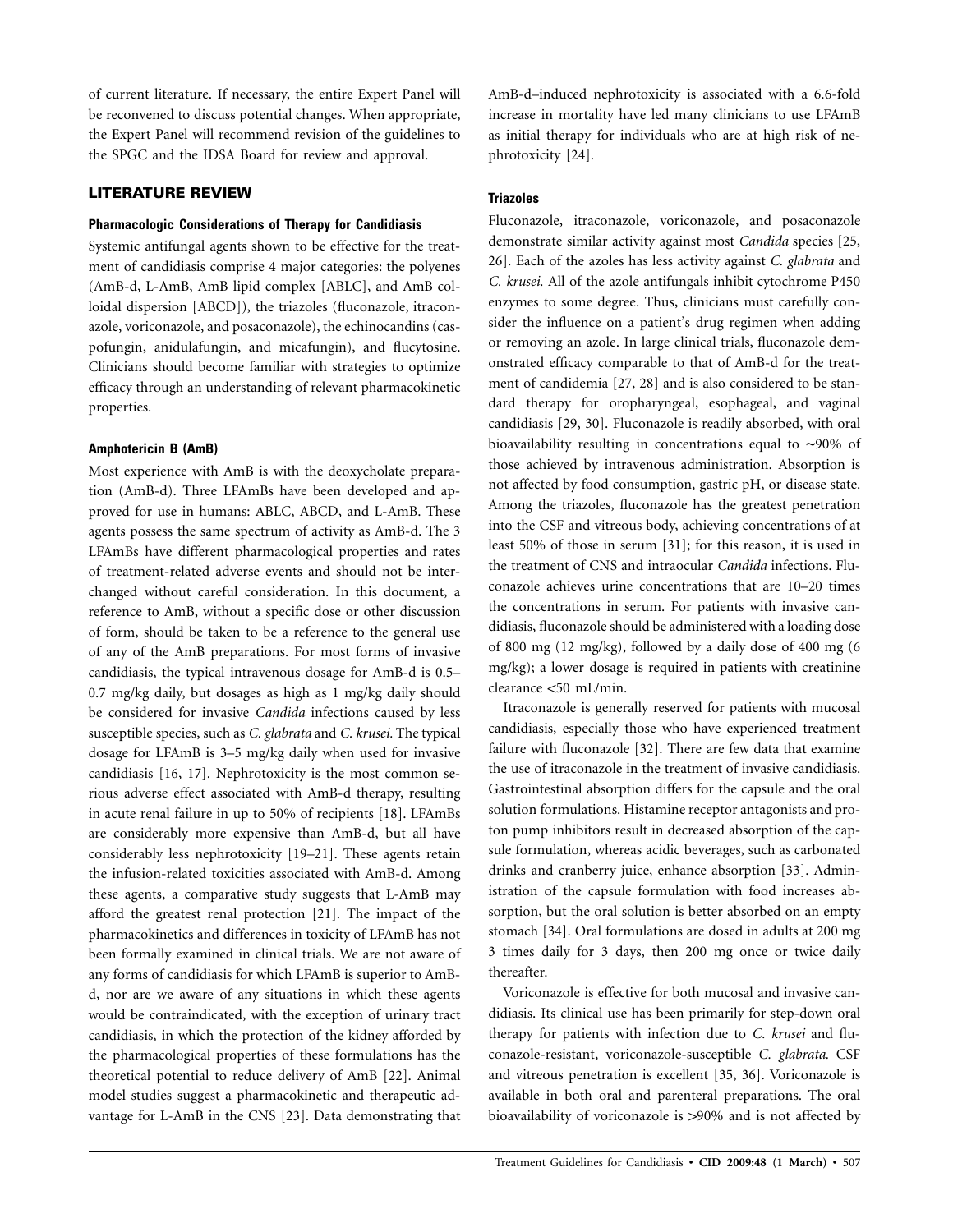of current literature. If necessary, the entire Expert Panel will be reconvened to discuss potential changes. When appropriate, the Expert Panel will recommend revision of the guidelines to the SPGC and the IDSA Board for review and approval.

## LITERATURE REVIEW

### Pharmacologic Considerations of Therapy for Candidiasis

Systemic antifungal agents shown to be effective for the treatment of candidiasis comprise 4 major categories: the polyenes (AmB-d, L-AmB, AmB lipid complex [ABLC], and AmB colloidal dispersion [ABCD]), the triazoles (fluconazole, itraconazole, voriconazole, and posaconazole), the echinocandins (caspofungin, anidulafungin, and micafungin), and flucytosine. Clinicians should become familiar with strategies to optimize efficacy through an understanding of relevant pharmacokinetic properties.

### Amphotericin B (AmB)

Most experience with AmB is with the deoxycholate preparation (AmB-d). Three LFAmBs have been developed and approved for use in humans: ABLC, ABCD, and L-AmB. These agents possess the same spectrum of activity as AmB-d. The 3 LFAmBs have different pharmacological properties and rates of treatment-related adverse events and should not be interchanged without careful consideration. In this document, a reference to AmB, without a specific dose or other discussion of form, should be taken to be a reference to the general use of any of the AmB preparations. For most forms of invasive candidiasis, the typical intravenous dosage for AmB-d is 0.5–0.7 mg/kg daily, but dosages as high as 1 mg/kg daily should be considered for invasive *Candida* infections caused by less susceptible species, such as *C. glabrata* and *C. krusei.* The typical dosage for LFAmB is 3–5 mg/kg daily when used for invasive candidiasis [16, 17]. Nephrotoxicity is the most common serious adverse effect associated with AmB-d therapy, resulting in acute renal failure in up to 50% of recipients [18]. LFAmBs are considerably more expensive than AmB-d, but all have considerably less nephrotoxicity [19–21]. These agents retain the infusion-related toxicities associated with AmB-d. Among these agents, a comparative study suggests that L-AmB may afford the greatest renal protection [21]. The impact of the pharmacokinetics and differences in toxicity of LFAmB has not been formally examined in clinical trials. We are not aware of any forms of candidiasis for which LFAmB is superior to AmB-d, nor are we aware of any situations in which these agents would be contraindicated, with the exception of urinary tract candidiasis, in which the protection of the kidney afforded by the pharmacological properties of these formulations has the theoretical potential to reduce delivery of AmB [22]. Animal model studies suggest a pharmacokinetic and therapeutic advantage for L-AmB in the CNS [23]. Data demonstrating that AmB-d–induced nephrotoxicity is associated with a 6.6-fold increase in mortality have led many clinicians to use LFAmB as initial therapy for individuals who are at high risk of nephrotoxicity [24].

### Triazoles

Fluconazole, itraconazole, voriconazole, and posaconazole demonstrate similar activity against most *Candida* species [25, 26]. Each of the azoles has less activity against *C. glabrata* and *C. krusei.* All of the azole antifungals inhibit cytochrome P450 enzymes to some degree. Thus, clinicians must carefully consider the influence on a patient's drug regimen when adding or removing an azole. In large clinical trials, fluconazole demonstrated efficacy comparable to that of AmB-d for the treatment of candidemia [27, 28] and is also considered to be standard therapy for oropharyngeal, esophageal, and vaginal candidiasis [29, 30]. Fluconazole is readily absorbed, with oral bioavailability resulting in concentrations equal to ~90% of those achieved by intravenous administration. Absorption is not affected by food consumption, gastric pH, or disease state. Among the triazoles, fluconazole has the greatest penetration into the CSF and vitreous body, achieving concentrations of at least 50% of those in serum [31]; for this reason, it is used in the treatment of CNS and intraocular *Candida* infections. Fluconazole achieves urine concentrations that are 10–20 times the concentrations in serum. For patients with invasive candidiasis, fluconazole should be administered with a loading dose of 800 mg (12 mg/kg), followed by a daily dose of 400 mg (6 mg/kg); a lower dosage is required in patients with creatinine clearance <50 mL/min.

Itraconazole is generally reserved for patients with mucosal candidiasis, especially those who have experienced treatment failure with fluconazole [32]. There are few data that examine the use of itraconazole in the treatment of invasive candidiasis. Gastrointestinal absorption differs for the capsule and the oral solution formulations. Histamine receptor antagonists and proton pump inhibitors result in decreased absorption of the capsule formulation, whereas acidic beverages, such as carbonated drinks and cranberry juice, enhance absorption [33]. Administration of the capsule formulation with food increases absorption, but the oral solution is better absorbed on an empty stomach [34]. Oral formulations are dosed in adults at 200 mg 3 times daily for 3 days, then 200 mg once or twice daily thereafter.

Voriconazole is effective for both mucosal and invasive candidiasis. Its clinical use has been primarily for step-down oral therapy for patients with infection due to *C. krusei* and fluconazole-resistant, voriconazole-susceptible *C. glabrata.* CSF and vitreous penetration is excellent [35, 36]. Voriconazole is available in both oral and parenteral preparations. The oral bioavailability of voriconazole is >90% and is not affected by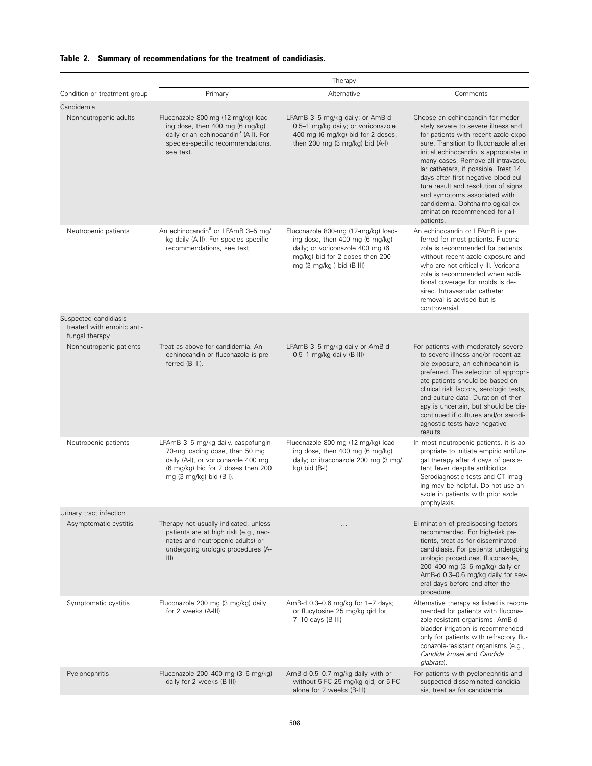**Table 2. Summary of recommendations for the treatment of candidiasis.**

| Condition or treatment group | Therapy | | |
|---|---|---|---|
| | Primary | Alternative | Comments |
| Candidemia | | | |
| Nonneutropenic adults | Fluconazole 800-mg (12-mg/kg) loading dose, then 400 mg (6 mg/kg) daily or an echinocandin[a] (A-I). For species-specific recommendations, see text. | LFAmB 3–5 mg/kg daily; or AmB-d 0.5–1 mg/kg daily; or voriconazole 400 mg (6 mg/kg) bid for 2 doses, then 200 mg (3 mg/kg) bid (A-I) | Choose an echinocandin for moderately severe to severe illness and for patients with recent azole exposure. Transition to fluconazole after initial echinocandin is appropriate in many cases. Remove all intravascular catheters, if possible. Treat 14 days after first negative blood culture result and resolution of signs and symptoms associated with candidemia. Ophthalmological examination recommended for all patients. |
| Neutropenic patients | An echinocandin[a] or LFAmB 3–5 mg/kg daily (A-II). For species-specific recommendations, see text. | Fluconazole 800-mg (12-mg/kg) loading dose, then 400 mg (6 mg/kg) daily; or voriconazole 400 mg (6 mg/kg) bid for 2 doses then 200 mg (3 mg/kg ) bid (B-III) | An echinocandin or LFAmB is preferred for most patients. Fluconazole is recommended for patients without recent azole exposure and who are not critically ill. Voriconazole is recommended when additional coverage for molds is desired. Intravascular catheter removal is advised but is controversial. |
| Suspected candidiasis treated with empiric antifungal therapy | | | |
| Nonneutropenic patients | Treat as above for candidemia. An echinocandin or fluconazole is preferred (B-III). | LFAmB 3–5 mg/kg daily or AmB-d 0.5–1 mg/kg daily (B-III) | For patients with moderately severe to severe illness and/or recent azole exposure, an echinocandin is preferred. The selection of appropriate patients should be based on clinical risk factors, serologic tests, and culture data. Duration of therapy is uncertain, but should be discontinued if cultures and/or serodiagnostic tests have negative results. |
| Neutropenic patients | LFAmB 3–5 mg/kg daily, caspofungin 70-mg loading dose, then 50 mg daily (A-I), or voriconazole 400 mg (6 mg/kg) bid for 2 doses then 200 mg (3 mg/kg) bid (B-I). | Fluconazole 800-mg (12-mg/kg) loading dose, then 400 mg (6 mg/kg) daily; or itraconazole 200 mg (3 mg/kg) bid (B-I) | In most neutropenic patients, it is appropriate to initiate empiric antifungal therapy after 4 days of persistent fever despite antibiotics. Serodiagnostic tests and CT imaging may be helpful. Do not use an azole in patients with prior azole prophylaxis. |
| Urinary tract infection | | | |
| Asymptomatic cystitis | Therapy not usually indicated, unless patients are at high risk (e.g., neonates and neutropenic adults) or undergoing urologic procedures (A-III) | ... | Elimination of predisposing factors recommended. For high-risk patients, treat as for disseminated candidiasis. For patients undergoing urologic procedures, fluconazole, 200–400 mg (3–6 mg/kg) daily or AmB-d 0.3–0.6 mg/kg daily for several days before and after the procedure. |
| Symptomatic cystitis | Fluconazole 200 mg (3 mg/kg) daily for 2 weeks (A-III) | AmB-d 0.3–0.6 mg/kg for 1–7 days; or flucytosine 25 mg/kg qid for 7–10 days (B-III) | Alternative therapy as listed is recommended for patients with fluconazole-resistant organisms. AmB-d bladder irrigation is recommended only for patients with refractory fluconazole-resistant organisms (e.g., *Candida krusei* and *Candida glabrata*). |
| Pyelonephritis | Fluconazole 200–400 mg (3–6 mg/kg) daily for 2 weeks (B-III) | AmB-d 0.5–0.7 mg/kg daily with or without 5-FC 25 mg/kg qid; or 5-FC alone for 2 weeks (B-III) | For patients with pyelonephritis and suspected disseminated candidiasis, treat as for candidemia. |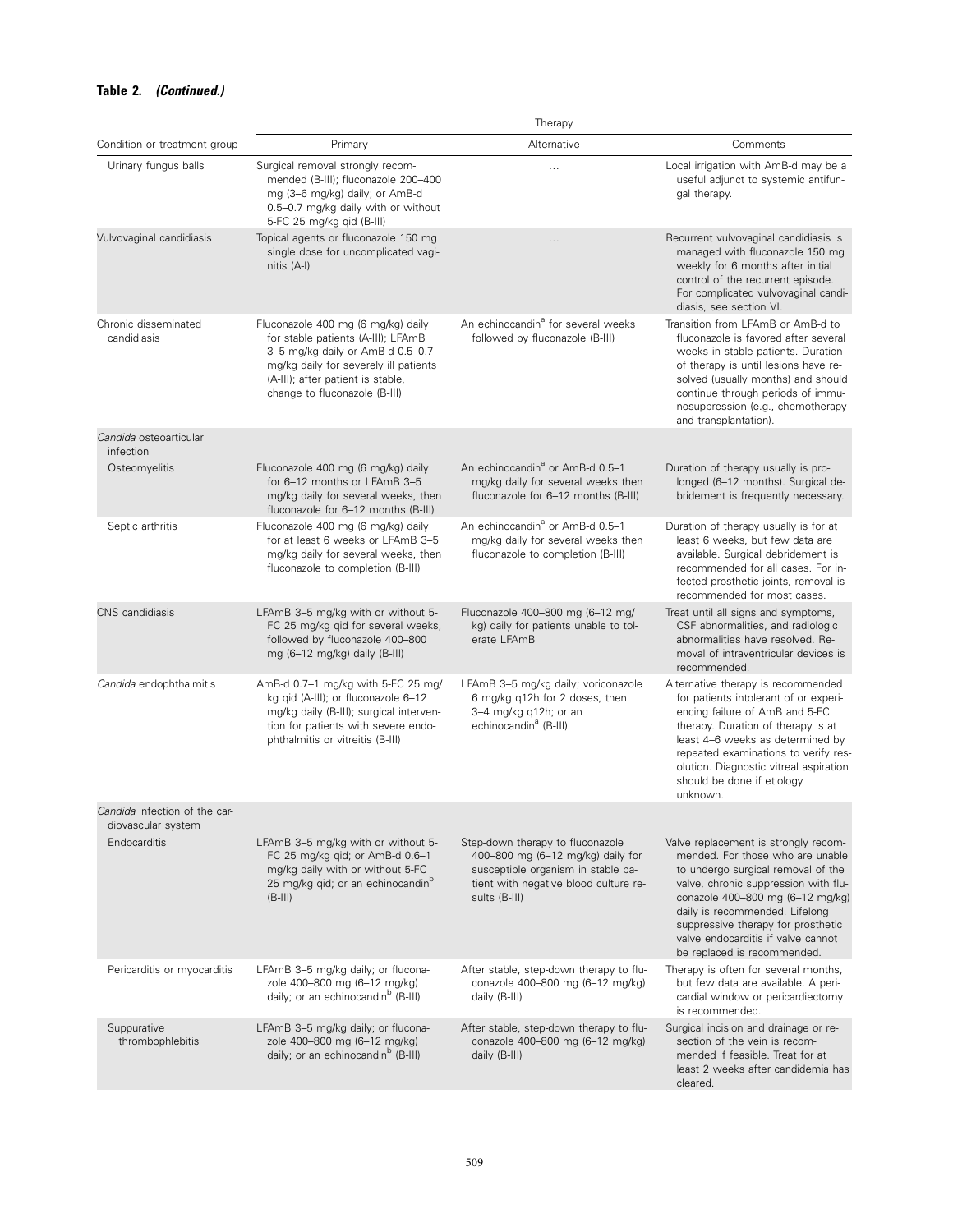**Table 2. *(Continued.)***

| Condition or treatment group | Therapy | | |
|---|---|---|---|
| | Primary | Alternative | Comments |
| Urinary fungus balls | Surgical removal strongly recommended (B-III); fluconazole 200–400 mg (3–6 mg/kg) daily; or AmB-d 0.5–0.7 mg/kg daily with or without 5-FC 25 mg/kg qid (B-III) | … | Local irrigation with AmB-d may be a useful adjunct to systemic antifungal therapy. |
| Vulvovaginal candidiasis | Topical agents or fluconazole 150 mg single dose for uncomplicated vaginitis (A-I) | … | Recurrent vulvovaginal candidiasis is managed with fluconazole 150 mg weekly for 6 months after initial control of the recurrent episode. For complicated vulvovaginal candidiasis, see section VI. |
| Chronic disseminated candidiasis | Fluconazole 400 mg (6 mg/kg) daily for stable patients (A-III); LFAmB 3–5 mg/kg daily or AmB-d 0.5–0.7 mg/kg daily for severely ill patients (A-III); after patient is stable, change to fluconazole (B-III) | An echinocandin[a] for several weeks followed by fluconazole (B-III) | Transition from LFAmB or AmB-d to fluconazole is favored after several weeks in stable patients. Duration of therapy is until lesions have resolved (usually months) and should continue through periods of immunosuppression (e.g., chemotherapy and transplantation). |
| *Candida* osteoarticular infection | | | |
| Osteomyelitis | Fluconazole 400 mg (6 mg/kg) daily for 6–12 months or LFAmB 3–5 mg/kg daily for several weeks, then fluconazole for 6–12 months (B-III) | An echinocandin[a] or AmB-d 0.5–1 mg/kg daily for several weeks then fluconazole for 6–12 months (B-III) | Duration of therapy usually is prolonged (6–12 months). Surgical debridement is frequently necessary. |
| Septic arthritis | Fluconazole 400 mg (6 mg/kg) daily for at least 6 weeks or LFAmB 3–5 mg/kg daily for several weeks, then fluconazole to completion (B-III) | An echinocandin[a] or AmB-d 0.5–1 mg/kg daily for several weeks then fluconazole to completion (B-III) | Duration of therapy usually is for at least 6 weeks, but few data are available. Surgical debridement is recommended for all cases. For infected prosthetic joints, removal is recommended for most cases. |
| CNS candidiasis | LFAmB 3–5 mg/kg with or without 5-FC 25 mg/kg qid for several weeks, followed by fluconazole 400–800 mg (6–12 mg/kg) daily (B-III) | Fluconazole 400–800 mg (6–12 mg/kg) daily for patients unable to tolerate LFAmB | Treat until all signs and symptoms, CSF abnormalities, and radiologic abnormalities have resolved. Removal of intraventricular devices is recommended. |
| *Candida* endophthalmitis | AmB-d 0.7–1 mg/kg with 5-FC 25 mg/kg qid (A-III); or fluconazole 6–12 mg/kg daily (B-III); surgical intervention for patients with severe endophthalmitis or vitreitis (B-III) | LFAmB 3–5 mg/kg daily; voriconazole 6 mg/kg q12h for 2 doses, then 3–4 mg/kg q12h; or an echinocandin[a] (B-III) | Alternative therapy is recommended for patients intolerant of or experiencing failure of AmB and 5-FC therapy. Duration of therapy is at least 4–6 weeks as determined by repeated examinations to verify resolution. Diagnostic vitreal aspiration should be done if etiology unknown. |
| *Candida* infection of the cardiovascular system | | | |
| Endocarditis | LFAmB 3–5 mg/kg with or without 5-FC 25 mg/kg qid; or AmB-d 0.6–1 mg/kg daily with or without 5-FC 25 mg/kg qid; or an echinocandin[b] (B-III) | Step-down therapy to fluconazole 400–800 mg (6–12 mg/kg) daily for susceptible organism in stable patient with negative blood culture results (B-III) | Valve replacement is strongly recommended. For those who are unable to undergo surgical removal of the valve, chronic suppression with fluconazole 400–800 mg (6–12 mg/kg) daily is recommended. Lifelong suppressive therapy for prosthetic valve endocarditis if valve cannot be replaced is recommended. |
| Pericarditis or myocarditis | LFAmB 3–5 mg/kg daily; or fluconazole 400–800 mg (6–12 mg/kg) daily; or an echinocandin[b] (B-III) | After stable, step-down therapy to fluconazole 400–800 mg (6–12 mg/kg) daily (B-III) | Therapy is often for several months, but few data are available. A pericardial window or pericardiectomy is recommended. |
| Suppurative thrombophlebitis | LFAmB 3–5 mg/kg daily; or fluconazole 400–800 mg (6–12 mg/kg) daily; or an echinocandin[b] (B-III) | After stable, step-down therapy to fluconazole 400–800 mg (6–12 mg/kg) daily (B-III) | Surgical incision and drainage or resection of the vein is recommended if feasible. Treat for at least 2 weeks after candidemia has cleared. |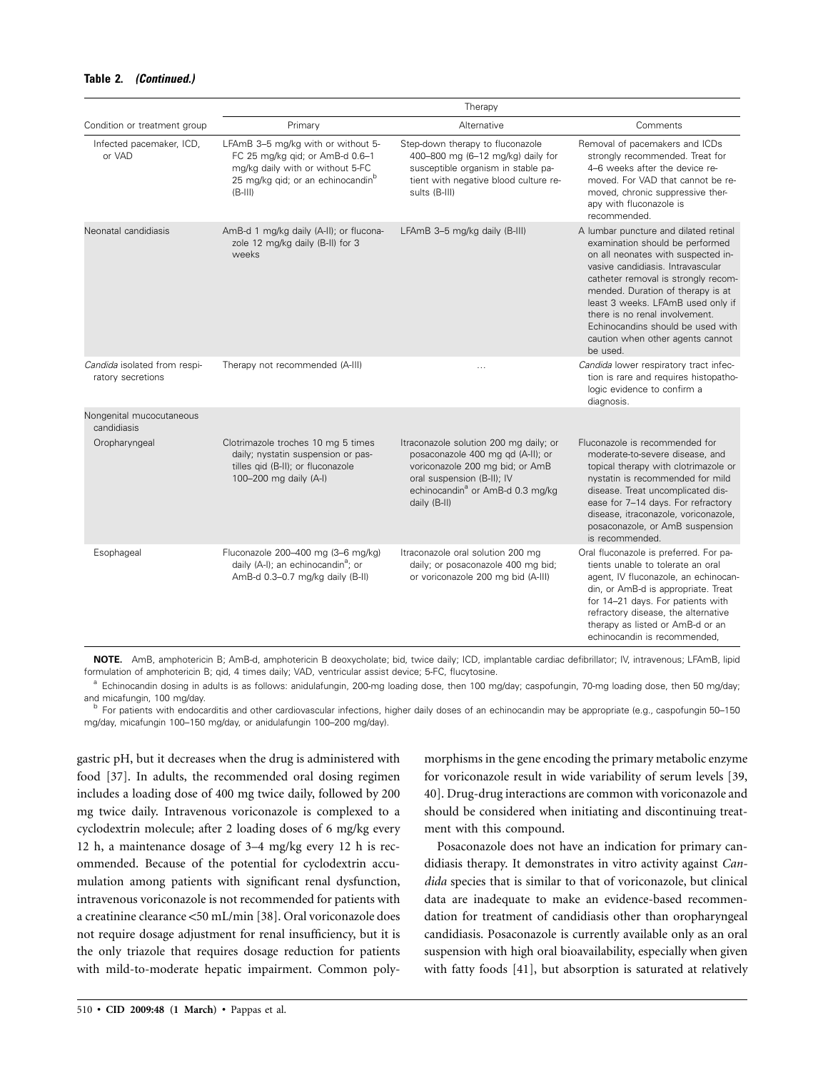**Table 2. *(Continued.)***

| Condition or treatment group | Therapy | | |
|---|---|---|---|
| | Primary | Alternative | Comments |
| Infected pacemaker, ICD, or VAD | LFAmB 3–5 mg/kg with or without 5-FC 25 mg/kg qid; or AmB-d 0.6–1 mg/kg daily with or without 5-FC 25 mg/kg qid; or an echinocandin[b] (B-III) | Step-down therapy to fluconazole 400–800 mg (6–12 mg/kg) daily for susceptible organism in stable patient with negative blood culture results (B-III) | Removal of pacemakers and ICDs strongly recommended. Treat for 4–6 weeks after the device removed. For VAD that cannot be removed, chronic suppressive therapy with fluconazole is recommended. |
| Neonatal candidiasis | AmB-d 1 mg/kg daily (A-II); or fluconazole 12 mg/kg daily (B-II) for 3 weeks | LFAmB 3–5 mg/kg daily (B-III) | A lumbar puncture and dilated retinal examination should be performed on all neonates with suspected invasive candidiasis. Intravascular catheter removal is strongly recommended. Duration of therapy is at least 3 weeks. LFAmB used only if there is no renal involvement. Echinocandins should be used with caution when other agents cannot be used. |
| *Candida* isolated from respiratory secretions | Therapy not recommended (A-III) | … | *Candida* lower respiratory tract infection is rare and requires histopathologic evidence to confirm a diagnosis. |
| Nongenital mucocutaneous candidiasis | | | |
| Oropharyngeal | Clotrimazole troches 10 mg 5 times daily; nystatin suspension or pastilles qid (B-II); or fluconazole 100–200 mg daily (A-I) | Itraconazole solution 200 mg daily; or posaconazole 400 mg qd (A-II); or voriconazole 200 mg bid; or AmB oral suspension (B-II); IV echinocandin[a] or AmB-d 0.3 mg/kg daily (B-II) | Fluconazole is recommended for moderate-to-severe disease, and topical therapy with clotrimazole or nystatin is recommended for mild disease. Treat uncomplicated disease for 7–14 days. For refractory disease, itraconazole, voriconazole, posaconazole, or AmB suspension is recommended. |
| Esophageal | Fluconazole 200–400 mg (3–6 mg/kg) daily (A-I); an echinocandin[a]; or AmB-d 0.3–0.7 mg/kg daily (B-II) | Itraconazole oral solution 200 mg daily; or posaconazole 400 mg bid; or voriconazole 200 mg bid (A-III) | Oral fluconazole is preferred. For patients unable to tolerate an oral agent, IV fluconazole, an echinocandin, or AmB-d is appropriate. Treat for 14–21 days. For patients with refractory disease, the alternative therapy as listed or AmB-d or an echinocandin is recommended, |

**NOTE.** AmB, amphotericin B; AmB-d, amphotericin B deoxycholate; bid, twice daily; ICD, implantable cardiac defibrillator; IV, intravenous; LFAmB, lipid formulation of amphotericin B; qid, 4 times daily; VAD, ventricular assist device; 5-FC, flucytosine.

[a] Echinocandin dosing in adults is as follows: anidulafungin, 200-mg loading dose, then 100 mg/day; caspofungin, 70-mg loading dose, then 50 mg/day; and micafungin, 100 mg/day.

[b] For patients with endocarditis and other cardiovascular infections, higher daily doses of an echinocandin may be appropriate (e.g., caspofungin 50–150 mg/day, micafungin 100–150 mg/day, or anidulafungin 100–200 mg/day).

gastric pH, but it decreases when the drug is administered with food [37]. In adults, the recommended oral dosing regimen includes a loading dose of 400 mg twice daily, followed by 200 mg twice daily. Intravenous voriconazole is complexed to a cyclodextrin molecule; after 2 loading doses of 6 mg/kg every 12 h, a maintenance dosage of 3–4 mg/kg every 12 h is recommended. Because of the potential for cyclodextrin accumulation among patients with significant renal dysfunction, intravenous voriconazole is not recommended for patients with a creatinine clearance <50 mL/min [38]. Oral voriconazole does not require dosage adjustment for renal insufficiency, but it is the only triazole that requires dosage reduction for patients with mild-to-moderate hepatic impairment. Common polymorphisms in the gene encoding the primary metabolic enzyme for voriconazole result in wide variability of serum levels [39, 40]. Drug-drug interactions are common with voriconazole and should be considered when initiating and discontinuing treatment with this compound.

Posaconazole does not have an indication for primary candidiasis therapy. It demonstrates in vitro activity against *Candida* species that is similar to that of voriconazole, but clinical data are inadequate to make an evidence-based recommendation for treatment of candidiasis other than oropharyngeal candidiasis. Posaconazole is currently available only as an oral suspension with high oral bioavailability, especially when given with fatty foods [41], but absorption is saturated at relatively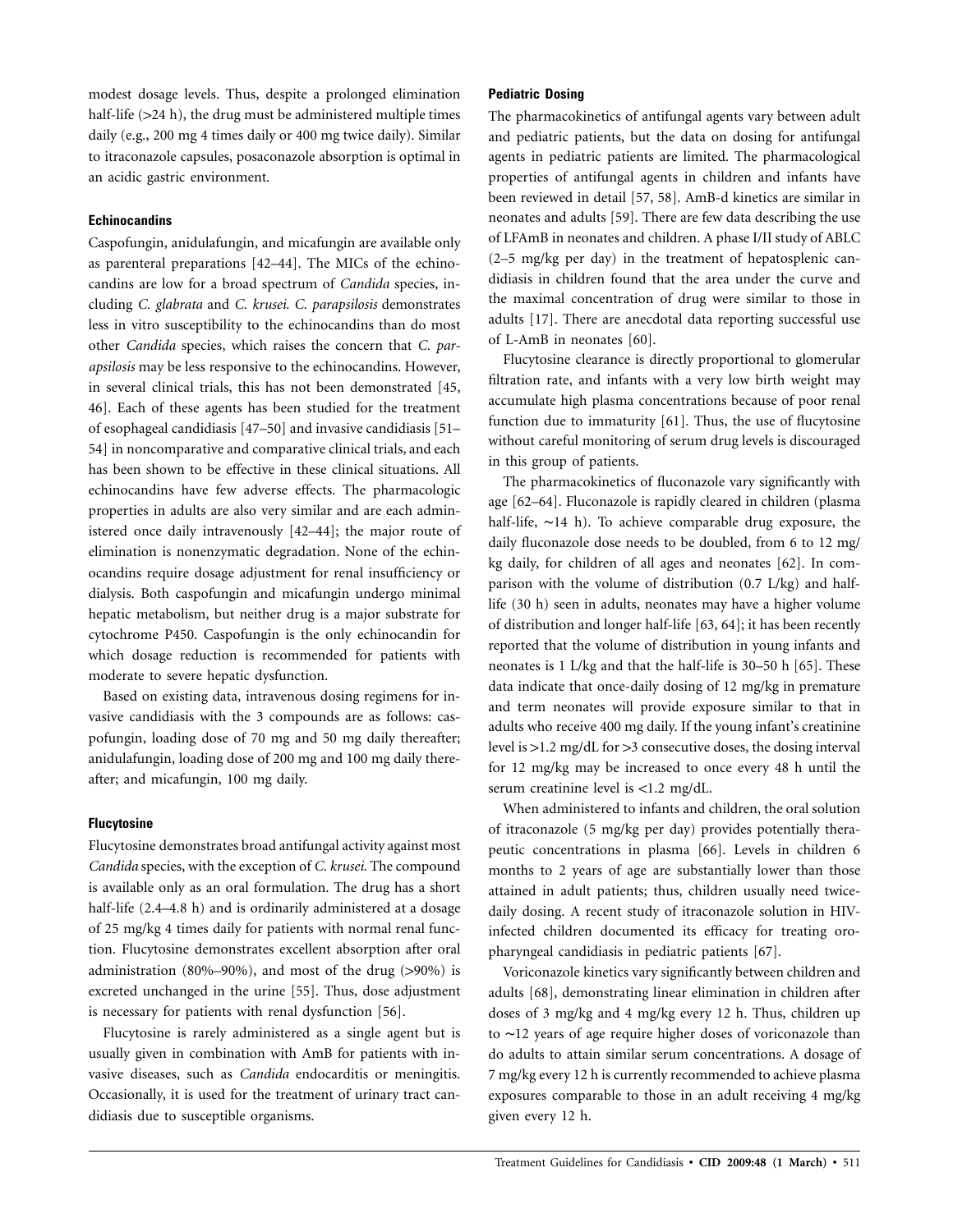modest dosage levels. Thus, despite a prolonged elimination half-life (>24 h), the drug must be administered multiple times daily (e.g., 200 mg 4 times daily or 400 mg twice daily). Similar to itraconazole capsules, posaconazole absorption is optimal in an acidic gastric environment.

#### Echinocandins

Caspofungin, anidulafungin, and micafungin are available only as parenteral preparations [42–44]. The MICs of the echinocandins are low for a broad spectrum of *Candida* species, including *C. glabrata* and *C. krusei. C. parapsilosis* demonstrates less in vitro susceptibility to the echinocandins than do most other *Candida* species, which raises the concern that *C. parapsilosis* may be less responsive to the echinocandins. However, in several clinical trials, this has not been demonstrated [45, 46]. Each of these agents has been studied for the treatment of esophageal candidiasis [47–50] and invasive candidiasis [51–54] in noncomparative and comparative clinical trials, and each has been shown to be effective in these clinical situations. All echinocandins have few adverse effects. The pharmacologic properties in adults are also very similar and are each administered once daily intravenously [42–44]; the major route of elimination is nonenzymatic degradation. None of the echinocandins require dosage adjustment for renal insufficiency or dialysis. Both caspofungin and micafungin undergo minimal hepatic metabolism, but neither drug is a major substrate for cytochrome P450. Caspofungin is the only echinocandin for which dosage reduction is recommended for patients with moderate to severe hepatic dysfunction.

Based on existing data, intravenous dosing regimens for invasive candidiasis with the 3 compounds are as follows: caspofungin, loading dose of 70 mg and 50 mg daily thereafter; anidulafungin, loading dose of 200 mg and 100 mg daily thereafter; and micafungin, 100 mg daily.

#### Flucytosine

Flucytosine demonstrates broad antifungal activity against most *Candida* species, with the exception of *C. krusei.* The compound is available only as an oral formulation. The drug has a short half-life (2.4–4.8 h) and is ordinarily administered at a dosage of 25 mg/kg 4 times daily for patients with normal renal function. Flucytosine demonstrates excellent absorption after oral administration (80%–90%), and most of the drug (>90%) is excreted unchanged in the urine [55]. Thus, dose adjustment is necessary for patients with renal dysfunction [56].

Flucytosine is rarely administered as a single agent but is usually given in combination with AmB for patients with invasive diseases, such as *Candida* endocarditis or meningitis. Occasionally, it is used for the treatment of urinary tract candidiasis due to susceptible organisms.

#### Pediatric Dosing

The pharmacokinetics of antifungal agents vary between adult and pediatric patients, but the data on dosing for antifungal agents in pediatric patients are limited. The pharmacological properties of antifungal agents in children and infants have been reviewed in detail [57, 58]. AmB-d kinetics are similar in neonates and adults [59]. There are few data describing the use of LFAmB in neonates and children. A phase I/II study of ABLC (2–5 mg/kg per day) in the treatment of hepatosplenic candidiasis in children found that the area under the curve and the maximal concentration of drug were similar to those in adults [17]. There are anecdotal data reporting successful use of L-AmB in neonates [60].

Flucytosine clearance is directly proportional to glomerular filtration rate, and infants with a very low birth weight may accumulate high plasma concentrations because of poor renal function due to immaturity [61]. Thus, the use of flucytosine without careful monitoring of serum drug levels is discouraged in this group of patients.

The pharmacokinetics of fluconazole vary significantly with age [62–64]. Fluconazole is rapidly cleared in children (plasma half-life, ~14 h). To achieve comparable drug exposure, the daily fluconazole dose needs to be doubled, from 6 to 12 mg/kg daily, for children of all ages and neonates [62]. In comparison with the volume of distribution (0.7 L/kg) and half-life (30 h) seen in adults, neonates may have a higher volume of distribution and longer half-life [63, 64]; it has been recently reported that the volume of distribution in young infants and neonates is 1 L/kg and that the half-life is 30–50 h [65]. These data indicate that once-daily dosing of 12 mg/kg in premature and term neonates will provide exposure similar to that in adults who receive 400 mg daily. If the young infant's creatinine level is >1.2 mg/dL for >3 consecutive doses, the dosing interval for 12 mg/kg may be increased to once every 48 h until the serum creatinine level is <1.2 mg/dL.

When administered to infants and children, the oral solution of itraconazole (5 mg/kg per day) provides potentially therapeutic concentrations in plasma [66]. Levels in children 6 months to 2 years of age are substantially lower than those attained in adult patients; thus, children usually need twice-daily dosing. A recent study of itraconazole solution in HIV-infected children documented its efficacy for treating oropharyngeal candidiasis in pediatric patients [67].

Voriconazole kinetics vary significantly between children and adults [68], demonstrating linear elimination in children after doses of 3 mg/kg and 4 mg/kg every 12 h. Thus, children up to ~12 years of age require higher doses of voriconazole than do adults to attain similar serum concentrations. A dosage of 7 mg/kg every 12 h is currently recommended to achieve plasma exposures comparable to those in an adult receiving 4 mg/kg given every 12 h.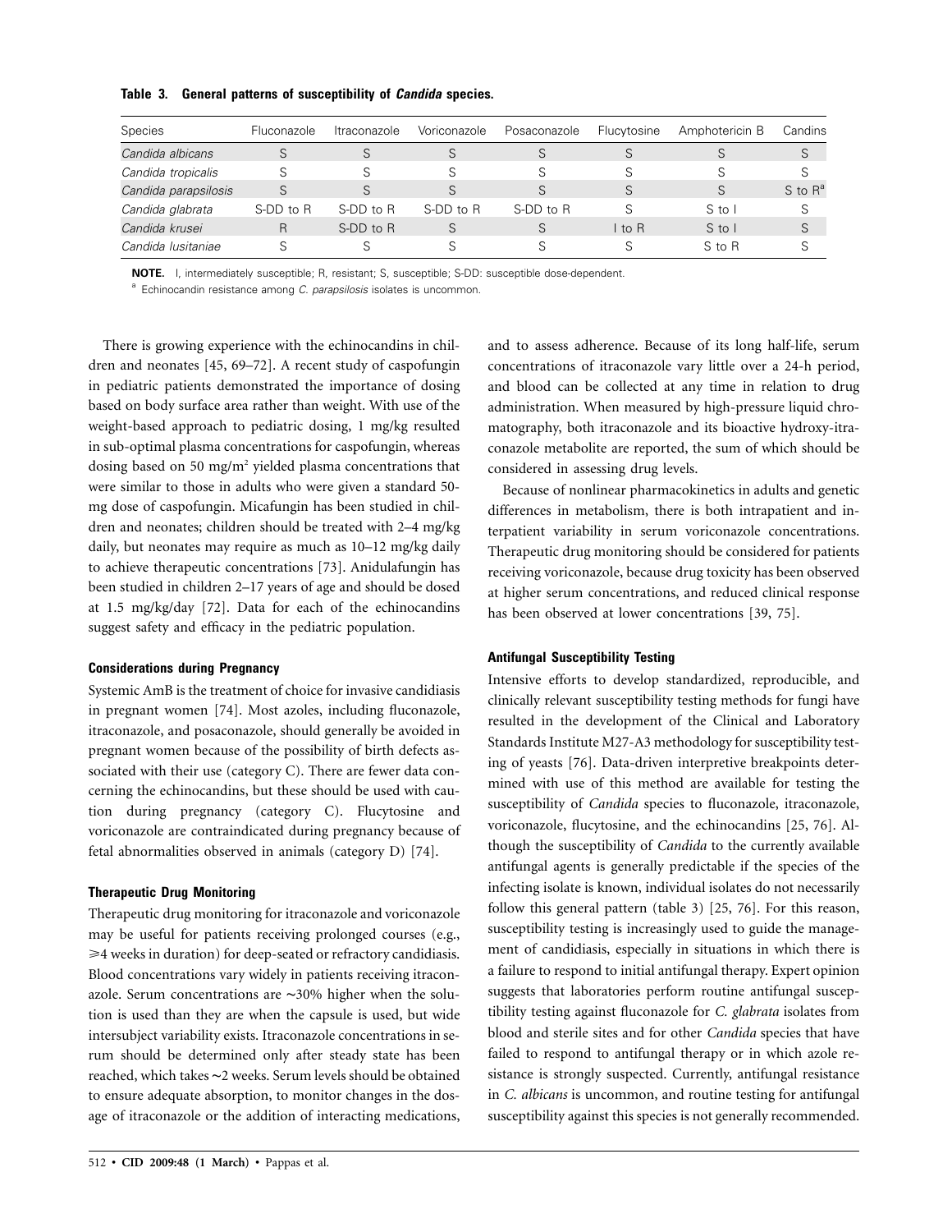**Table 3. General patterns of susceptibility of *Candida* species.**

| Species | Fluconazole | Itraconazole | Voriconazole | Posaconazole | Flucytosine | Amphotericin B | Candins |
|---|---|---|---|---|---|---|---|
| *Candida albicans* | S | S | S | S | S | S | S |
| *Candida tropicalis* | S | S | S | S | S | S | S |
| *Candida parapsilosis* | S | S | S | S | S | S | S to R[a] |
| *Candida glabrata* | S-DD to R | S-DD to R | S-DD to R | S-DD to R | S | S to I | S |
| *Candida krusei* | R | S-DD to R | S | S | I to R | S to I | S |
| *Candida lusitaniae* | S | S | S | S | S | S to R | S |

**NOTE.** I, intermediately susceptible; R, resistant; S, susceptible; S-DD: susceptible dose-dependent.

[a] Echinocandin resistance among *C. parapsilosis* isolates is uncommon.

There is growing experience with the echinocandins in children and neonates [45, 69–72]. A recent study of caspofungin in pediatric patients demonstrated the importance of dosing based on body surface area rather than weight. With use of the weight-based approach to pediatric dosing, 1 mg/kg resulted in sub-optimal plasma concentrations for caspofungin, whereas dosing based on 50 mg/m$^2$ yielded plasma concentrations that were similar to those in adults who were given a standard 50-mg dose of caspofungin. Micafungin has been studied in children and neonates; children should be treated with 2–4 mg/kg daily, but neonates may require as much as 10–12 mg/kg daily to achieve therapeutic concentrations [73]. Anidulafungin has been studied in children 2–17 years of age and should be dosed at 1.5 mg/kg/day [72]. Data for each of the echinocandins suggest safety and efficacy in the pediatric population.

#### Considerations during Pregnancy

Systemic AmB is the treatment of choice for invasive candidiasis in pregnant women [74]. Most azoles, including fluconazole, itraconazole, and posaconazole, should generally be avoided in pregnant women because of the possibility of birth defects associated with their use (category C). There are fewer data concerning the echinocandins, but these should be used with caution during pregnancy (category C). Flucytosine and voriconazole are contraindicated during pregnancy because of fetal abnormalities observed in animals (category D) [74].

#### Therapeutic Drug Monitoring

Therapeutic drug monitoring for itraconazole and voriconazole may be useful for patients receiving prolonged courses (e.g., $\geqslant$4 weeks in duration) for deep-seated or refractory candidiasis. Blood concentrations vary widely in patients receiving itraconazole. Serum concentrations are ~30% higher when the solution is used than they are when the capsule is used, but wide intersubject variability exists. Itraconazole concentrations in serum should be determined only after steady state has been reached, which takes ~2 weeks. Serum levels should be obtained to ensure adequate absorption, to monitor changes in the dosage of itraconazole or the addition of interacting medications, and to assess adherence. Because of its long half-life, serum concentrations of itraconazole vary little over a 24-h period, and blood can be collected at any time in relation to drug administration. When measured by high-pressure liquid chromatography, both itraconazole and its bioactive hydroxy-itraconazole metabolite are reported, the sum of which should be considered in assessing drug levels.

Because of nonlinear pharmacokinetics in adults and genetic differences in metabolism, there is both intrapatient and interpatient variability in serum voriconazole concentrations. Therapeutic drug monitoring should be considered for patients receiving voriconazole, because drug toxicity has been observed at higher serum concentrations, and reduced clinical response has been observed at lower concentrations [39, 75].

#### Antifungal Susceptibility Testing

Intensive efforts to develop standardized, reproducible, and clinically relevant susceptibility testing methods for fungi have resulted in the development of the Clinical and Laboratory Standards Institute M27-A3 methodology for susceptibility testing of yeasts [76]. Data-driven interpretive breakpoints determined with use of this method are available for testing the susceptibility of *Candida* species to fluconazole, itraconazole, voriconazole, flucytosine, and the echinocandins [25, 76]. Although the susceptibility of *Candida* to the currently available antifungal agents is generally predictable if the species of the infecting isolate is known, individual isolates do not necessarily follow this general pattern (table 3) [25, 76]. For this reason, susceptibility testing is increasingly used to guide the management of candidiasis, especially in situations in which there is a failure to respond to initial antifungal therapy. Expert opinion suggests that laboratories perform routine antifungal susceptibility testing against fluconazole for *C. glabrata* isolates from blood and sterile sites and for other *Candida* species that have failed to respond to antifungal therapy or in which azole resistance is strongly suspected. Currently, antifungal resistance in *C. albicans* is uncommon, and routine testing for antifungal susceptibility against this species is not generally recommended.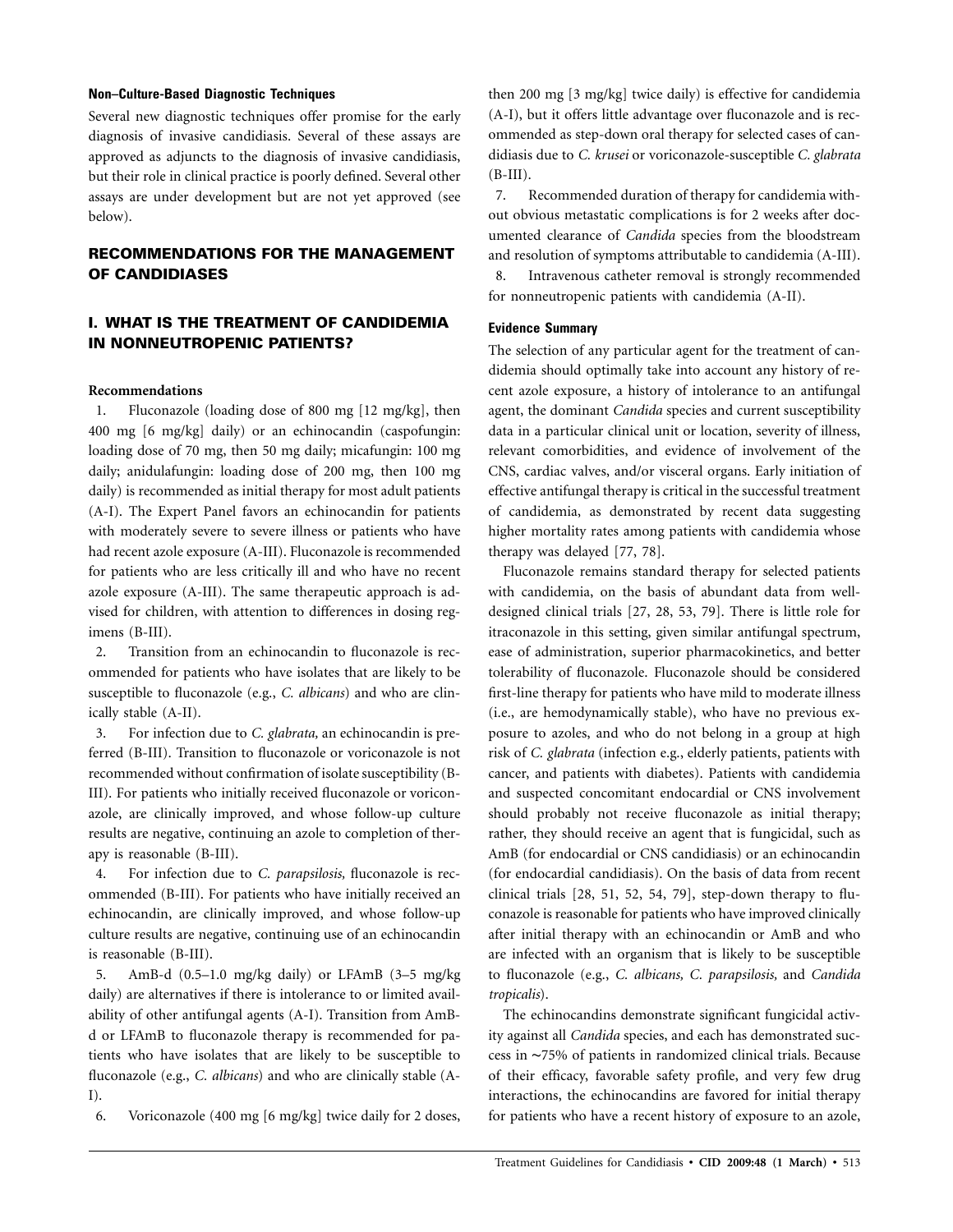#### Non–Culture-Based Diagnostic Techniques

Several new diagnostic techniques offer promise for the early diagnosis of invasive candidiasis. Several of these assays are approved as adjuncts to the diagnosis of invasive candidiasis, but their role in clinical practice is poorly defined. Several other assays are under development but are not yet approved (see below).

## RECOMMENDATIONS FOR THE MANAGEMENT OF CANDIDIASES

## I. WHAT IS THE TREATMENT OF CANDIDEMIA IN NONNEUTROPENIC PATIENTS?

#### Recommendations

1. Fluconazole (loading dose of 800 mg [12 mg/kg], then 400 mg [6 mg/kg] daily) or an echinocandin (caspofungin: loading dose of 70 mg, then 50 mg daily; micafungin: 100 mg daily; anidulafungin: loading dose of 200 mg, then 100 mg daily) is recommended as initial therapy for most adult patients (A-I). The Expert Panel favors an echinocandin for patients with moderately severe to severe illness or patients who have had recent azole exposure (A-III). Fluconazole is recommended for patients who are less critically ill and who have no recent azole exposure (A-III). The same therapeutic approach is advised for children, with attention to differences in dosing regimens (B-III).
2. Transition from an echinocandin to fluconazole is recommended for patients who have isolates that are likely to be susceptible to fluconazole (e.g., *C. albicans*) and who are clinically stable (A-II).
3. For infection due to *C. glabrata,* an echinocandin is preferred (B-III). Transition to fluconazole or voriconazole is not recommended without confirmation of isolate susceptibility (B-III). For patients who initially received fluconazole or voriconazole, are clinically improved, and whose follow-up culture results are negative, continuing an azole to completion of therapy is reasonable (B-III).
4. For infection due to *C. parapsilosis,* fluconazole is recommended (B-III). For patients who have initially received an echinocandin, are clinically improved, and whose follow-up culture results are negative, continuing use of an echinocandin is reasonable (B-III).
5. AmB-d (0.5–1.0 mg/kg daily) or LFAmB (3–5 mg/kg daily) are alternatives if there is intolerance to or limited availability of other antifungal agents (A-I). Transition from AmB-d or LFAmB to fluconazole therapy is recommended for patients who have isolates that are likely to be susceptible to fluconazole (e.g., *C. albicans*) and who are clinically stable (A-I).
6. Voriconazole (400 mg [6 mg/kg] twice daily for 2 doses, then 200 mg [3 mg/kg] twice daily) is effective for candidemia (A-I), but it offers little advantage over fluconazole and is recommended as step-down oral therapy for selected cases of candidiasis due to *C. krusei* or voriconazole-susceptible *C. glabrata* (B-III).
7. Recommended duration of therapy for candidemia without obvious metastatic complications is for 2 weeks after documented clearance of *Candida* species from the bloodstream and resolution of symptoms attributable to candidemia (A-III).
8. Intravenous catheter removal is strongly recommended for nonneutropenic patients with candidemia (A-II).

#### Evidence Summary

The selection of any particular agent for the treatment of candidemia should optimally take into account any history of recent azole exposure, a history of intolerance to an antifungal agent, the dominant *Candida* species and current susceptibility data in a particular clinical unit or location, severity of illness, relevant comorbidities, and evidence of involvement of the CNS, cardiac valves, and/or visceral organs. Early initiation of effective antifungal therapy is critical in the successful treatment of candidemia, as demonstrated by recent data suggesting higher mortality rates among patients with candidemia whose therapy was delayed [77, 78].

Fluconazole remains standard therapy for selected patients with candidemia, on the basis of abundant data from well-designed clinical trials [27, 28, 53, 79]. There is little role for itraconazole in this setting, given similar antifungal spectrum, ease of administration, superior pharmacokinetics, and better tolerability of fluconazole. Fluconazole should be considered first-line therapy for patients who have mild to moderate illness (i.e., are hemodynamically stable), who have no previous exposure to azoles, and who do not belong in a group at high risk of *C. glabrata* (infection e.g., elderly patients, patients with cancer, and patients with diabetes). Patients with candidemia and suspected concomitant endocardial or CNS involvement should probably not receive fluconazole as initial therapy; rather, they should receive an agent that is fungicidal, such as AmB (for endocardial or CNS candidiasis) or an echinocandin (for endocardial candidiasis). On the basis of data from recent clinical trials [28, 51, 52, 54, 79], step-down therapy to fluconazole is reasonable for patients who have improved clinically after initial therapy with an echinocandin or AmB and who are infected with an organism that is likely to be susceptible to fluconazole (e.g., *C. albicans, C. parapsilosis,* and *Candida tropicalis*).

The echinocandins demonstrate significant fungicidal activity against all *Candida* species, and each has demonstrated success in ~75% of patients in randomized clinical trials. Because of their efficacy, favorable safety profile, and very few drug interactions, the echinocandins are favored for initial therapy for patients who have a recent history of exposure to an azole,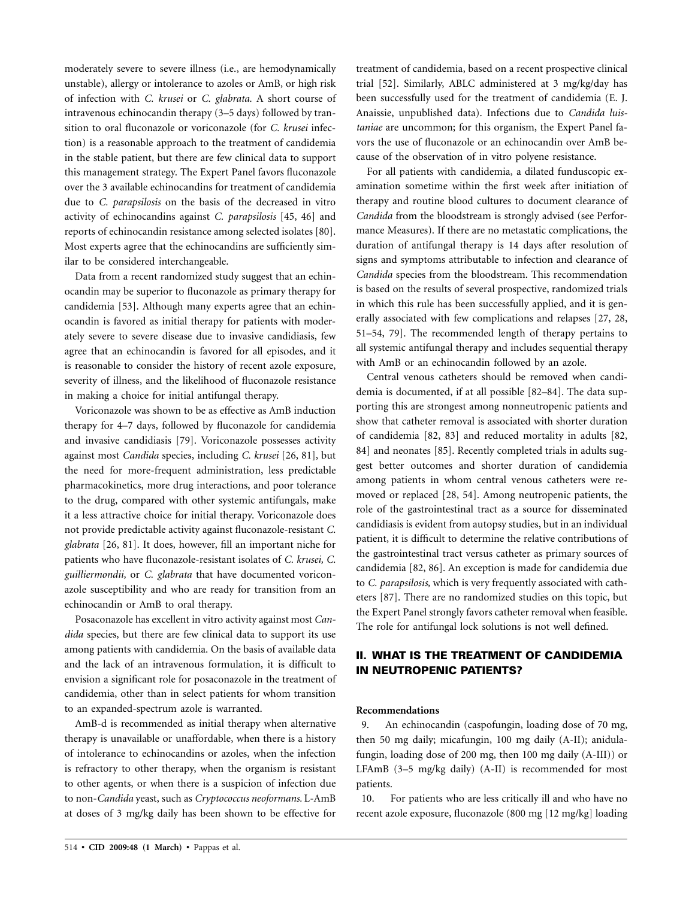moderately severe to severe illness (i.e., are hemodynamically unstable), allergy or intolerance to azoles or AmB, or high risk of infection with *C. krusei* or *C. glabrata.* A short course of intravenous echinocandin therapy (3–5 days) followed by transition to oral fluconazole or voriconazole (for *C. krusei* infection) is a reasonable approach to the treatment of candidemia in the stable patient, but there are few clinical data to support this management strategy. The Expert Panel favors fluconazole over the 3 available echinocandins for treatment of candidemia due to *C. parapsilosis* on the basis of the decreased in vitro activity of echinocandins against *C. parapsilosis* [45, 46] and reports of echinocandin resistance among selected isolates [80]. Most experts agree that the echinocandins are sufficiently similar to be considered interchangeable.

Data from a recent randomized study suggest that an echinocandin may be superior to fluconazole as primary therapy for candidemia [53]. Although many experts agree that an echinocandin is favored as initial therapy for patients with moderately severe to severe disease due to invasive candidiasis, few agree that an echinocandin is favored for all episodes, and it is reasonable to consider the history of recent azole exposure, severity of illness, and the likelihood of fluconazole resistance in making a choice for initial antifungal therapy.

Voriconazole was shown to be as effective as AmB induction therapy for 4–7 days, followed by fluconazole for candidemia and invasive candidiasis [79]. Voriconazole possesses activity against most *Candida* species, including *C. krusei* [26, 81], but the need for more-frequent administration, less predictable pharmacokinetics, more drug interactions, and poor tolerance to the drug, compared with other systemic antifungals, make it a less attractive choice for initial therapy. Voriconazole does not provide predictable activity against fluconazole-resistant *C. glabrata* [26, 81]. It does, however, fill an important niche for patients who have fluconazole-resistant isolates of *C. krusei, C. guilliermondii,* or *C. glabrata* that have documented voriconazole susceptibility and who are ready for transition from an echinocandin or AmB to oral therapy.

Posaconazole has excellent in vitro activity against most *Candida* species, but there are few clinical data to support its use among patients with candidemia. On the basis of available data and the lack of an intravenous formulation, it is difficult to envision a significant role for posaconazole in the treatment of candidemia, other than in select patients for whom transition to an expanded-spectrum azole is warranted.

AmB-d is recommended as initial therapy when alternative therapy is unavailable or unaffordable, when there is a history of intolerance to echinocandins or azoles, when the infection is refractory to other therapy, when the organism is resistant to other agents, or when there is a suspicion of infection due to non-*Candida* yeast, such as *Cryptococcus neoformans.* L-AmB at doses of 3 mg/kg daily has been shown to be effective for treatment of candidemia, based on a recent prospective clinical trial [52]. Similarly, ABLC administered at 3 mg/kg/day has been successfully used for the treatment of candidemia (E. J. Anaissie, unpublished data). Infections due to *Candida luistaniae* are uncommon; for this organism, the Expert Panel favors the use of fluconazole or an echinocandin over AmB because of the observation of in vitro polyene resistance.

For all patients with candidemia, a dilated funduscopic examination sometime within the first week after initiation of therapy and routine blood cultures to document clearance of *Candida* from the bloodstream is strongly advised (see Performance Measures). If there are no metastatic complications, the duration of antifungal therapy is 14 days after resolution of signs and symptoms attributable to infection and clearance of *Candida* species from the bloodstream. This recommendation is based on the results of several prospective, randomized trials in which this rule has been successfully applied, and it is generally associated with few complications and relapses [27, 28, 51–54, 79]. The recommended length of therapy pertains to all systemic antifungal therapy and includes sequential therapy with AmB or an echinocandin followed by an azole.

Central venous catheters should be removed when candidemia is documented, if at all possible [82–84]. The data supporting this are strongest among nonneutropenic patients and show that catheter removal is associated with shorter duration of candidemia [82, 83] and reduced mortality in adults [82, 84] and neonates [85]. Recently completed trials in adults suggest better outcomes and shorter duration of candidemia among patients in whom central venous catheters were removed or replaced [28, 54]. Among neutropenic patients, the role of the gastrointestinal tract as a source for disseminated candidiasis is evident from autopsy studies, but in an individual patient, it is difficult to determine the relative contributions of the gastrointestinal tract versus catheter as primary sources of candidemia [82, 86]. An exception is made for candidemia due to *C. parapsilosis,* which is very frequently associated with catheters [87]. There are no randomized studies on this topic, but the Expert Panel strongly favors catheter removal when feasible. The role for antifungal lock solutions is not well defined.

## II. WHAT IS THE TREATMENT OF CANDIDEMIA IN NEUTROPENIC PATIENTS?

**Recommendations**

9. An echinocandin (caspofungin, loading dose of 70 mg, then 50 mg daily; micafungin, 100 mg daily (A-II); anidulafungin, loading dose of 200 mg, then 100 mg daily (A-III)) or LFAmB (3–5 mg/kg daily) (A-II) is recommended for most patients.

10. For patients who are less critically ill and who have no recent azole exposure, fluconazole (800 mg [12 mg/kg] loading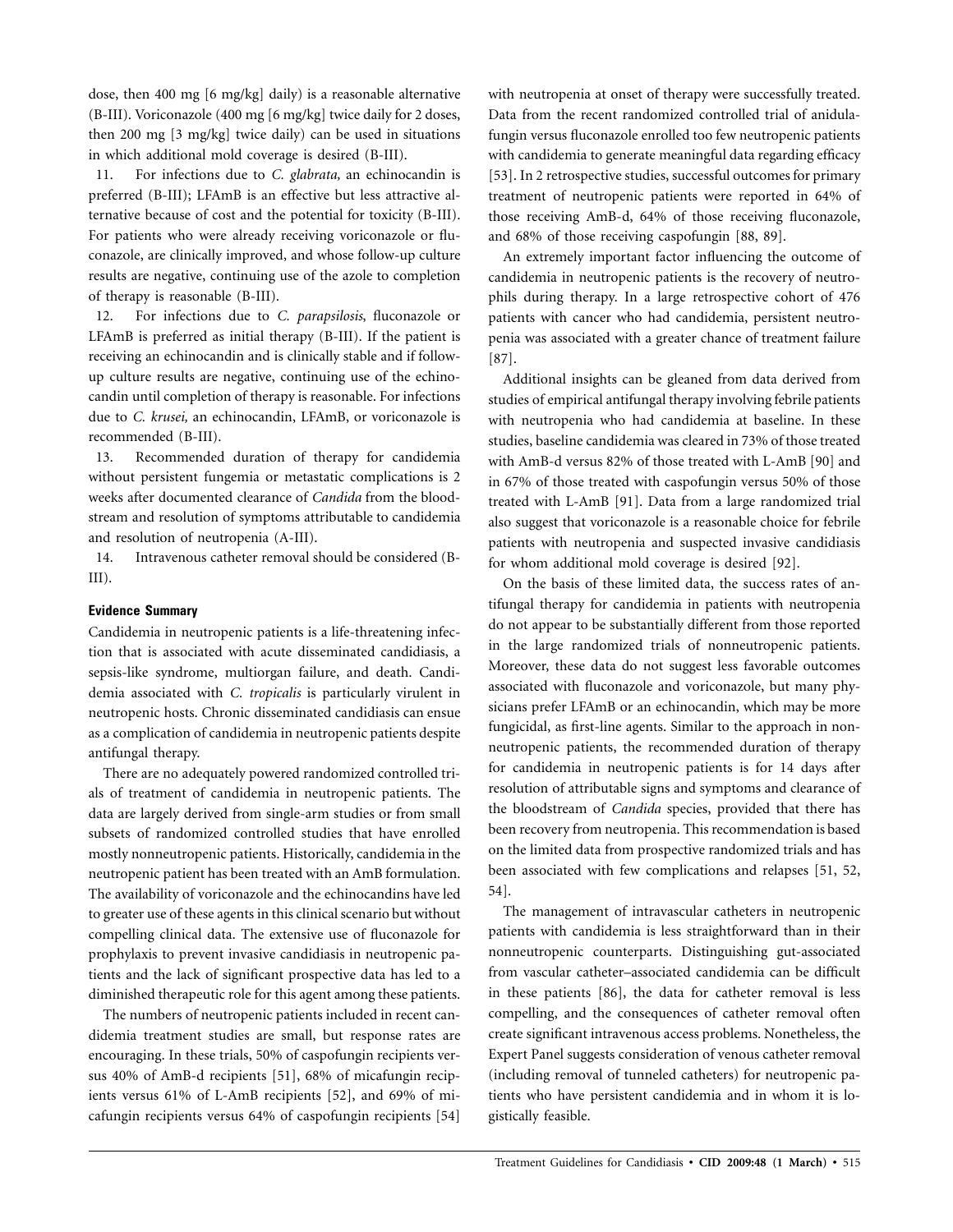dose, then 400 mg [6 mg/kg] daily) is a reasonable alternative (B-III). Voriconazole (400 mg [6 mg/kg] twice daily for 2 doses, then 200 mg [3 mg/kg] twice daily) can be used in situations in which additional mold coverage is desired (B-III).

11. For infections due to *C. glabrata,* an echinocandin is preferred (B-III); LFAmB is an effective but less attractive alternative because of cost and the potential for toxicity (B-III). For patients who were already receiving voriconazole or fluconazole, are clinically improved, and whose follow-up culture results are negative, continuing use of the azole to completion of therapy is reasonable (B-III).

12. For infections due to *C. parapsilosis*, fluconazole or LFAmB is preferred as initial therapy (B-III). If the patient is receiving an echinocandin and is clinically stable and if follow-up culture results are negative, continuing use of the echinocandin until completion of therapy is reasonable. For infections due to *C. krusei,* an echinocandin, LFAmB, or voriconazole is recommended (B-III).

13. Recommended duration of therapy for candidemia without persistent fungemia or metastatic complications is 2 weeks after documented clearance of *Candida* from the bloodstream and resolution of symptoms attributable to candidemia and resolution of neutropenia (A-III).

14. Intravenous catheter removal should be considered (B-III).

#### Evidence Summary

Candidemia in neutropenic patients is a life-threatening infection that is associated with acute disseminated candidiasis, a sepsis-like syndrome, multiorgan failure, and death. Candidemia associated with *C. tropicalis* is particularly virulent in neutropenic hosts. Chronic disseminated candidiasis can ensue as a complication of candidemia in neutropenic patients despite antifungal therapy.

There are no adequately powered randomized controlled trials of treatment of candidemia in neutropenic patients. The data are largely derived from single-arm studies or from small subsets of randomized controlled studies that have enrolled mostly nonneutropenic patients. Historically, candidemia in the neutropenic patient has been treated with an AmB formulation. The availability of voriconazole and the echinocandins have led to greater use of these agents in this clinical scenario but without compelling clinical data. The extensive use of fluconazole for prophylaxis to prevent invasive candidiasis in neutropenic patients and the lack of significant prospective data has led to a diminished therapeutic role for this agent among these patients.

The numbers of neutropenic patients included in recent candidemia treatment studies are small, but response rates are encouraging. In these trials, 50% of caspofungin recipients versus 40% of AmB-d recipients [51], 68% of micafungin recipients versus 61% of L-AmB recipients [52], and 69% of micafungin recipients versus 64% of caspofungin recipients [54] with neutropenia at onset of therapy were successfully treated. Data from the recent randomized controlled trial of anidulafungin versus fluconazole enrolled too few neutropenic patients with candidemia to generate meaningful data regarding efficacy [53]. In 2 retrospective studies, successful outcomes for primary treatment of neutropenic patients were reported in 64% of those receiving AmB-d, 64% of those receiving fluconazole, and 68% of those receiving caspofungin [88, 89].

An extremely important factor influencing the outcome of candidemia in neutropenic patients is the recovery of neutrophils during therapy. In a large retrospective cohort of 476 patients with cancer who had candidemia, persistent neutropenia was associated with a greater chance of treatment failure [87].

Additional insights can be gleaned from data derived from studies of empirical antifungal therapy involving febrile patients with neutropenia who had candidemia at baseline. In these studies, baseline candidemia was cleared in 73% of those treated with AmB-d versus 82% of those treated with L-AmB [90] and in 67% of those treated with caspofungin versus 50% of those treated with L-AmB [91]. Data from a large randomized trial also suggest that voriconazole is a reasonable choice for febrile patients with neutropenia and suspected invasive candidiasis for whom additional mold coverage is desired [92].

On the basis of these limited data, the success rates of antifungal therapy for candidemia in patients with neutropenia do not appear to be substantially different from those reported in the large randomized trials of nonneutropenic patients. Moreover, these data do not suggest less favorable outcomes associated with fluconazole and voriconazole, but many physicians prefer LFAmB or an echinocandin, which may be more fungicidal, as first-line agents. Similar to the approach in nonneutropenic patients, the recommended duration of therapy for candidemia in neutropenic patients is for 14 days after resolution of attributable signs and symptoms and clearance of the bloodstream of *Candida* species, provided that there has been recovery from neutropenia. This recommendation is based on the limited data from prospective randomized trials and has been associated with few complications and relapses [51, 52, 54].

The management of intravascular catheters in neutropenic patients with candidemia is less straightforward than in their nonneutropenic counterparts. Distinguishing gut-associated from vascular catheter–associated candidemia can be difficult in these patients [86], the data for catheter removal is less compelling, and the consequences of catheter removal often create significant intravenous access problems. Nonetheless, the Expert Panel suggests consideration of venous catheter removal (including removal of tunneled catheters) for neutropenic patients who have persistent candidemia and in whom it is logistically feasible.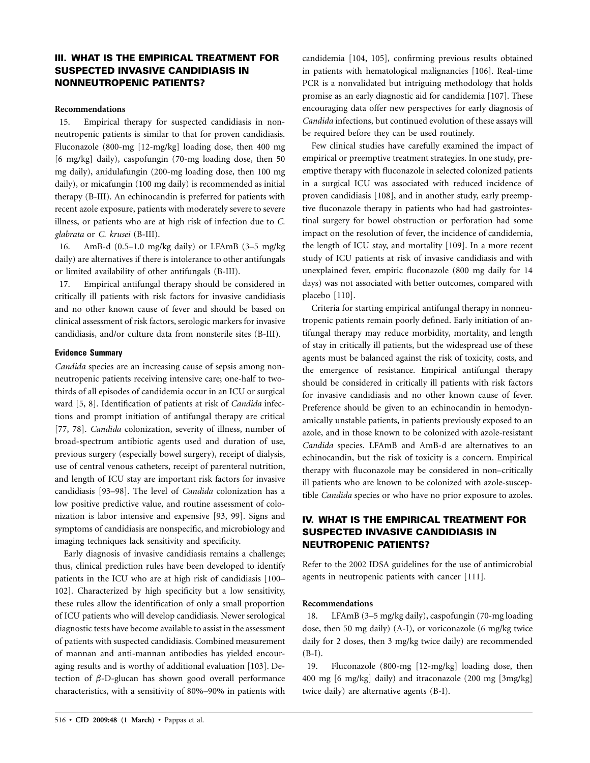## III. WHAT IS THE EMPIRICAL TREATMENT FOR SUSPECTED INVASIVE CANDIDIASIS IN NONNEUTROPENIC PATIENTS?

### Recommendations

15. Empirical therapy for suspected candidiasis in nonneutropenic patients is similar to that for proven candidiasis. Fluconazole (800-mg [12-mg/kg] loading dose, then 400 mg [6 mg/kg] daily), caspofungin (70-mg loading dose, then 50 mg daily), anidulafungin (200-mg loading dose, then 100 mg daily), or micafungin (100 mg daily) is recommended as initial therapy (B-III). An echinocandin is preferred for patients with recent azole exposure, patients with moderately severe to severe illness, or patients who are at high risk of infection due to *C. glabrata* or *C. krusei* (B-III).

16. AmB-d (0.5–1.0 mg/kg daily) or LFAmB (3–5 mg/kg daily) are alternatives if there is intolerance to other antifungals or limited availability of other antifungals (B-III).

17. Empirical antifungal therapy should be considered in critically ill patients with risk factors for invasive candidiasis and no other known cause of fever and should be based on clinical assessment of risk factors, serologic markers for invasive candidiasis, and/or culture data from nonsterile sites (B-III).

### Evidence Summary

*Candida* species are an increasing cause of sepsis among nonneutropenic patients receiving intensive care; one-half to two-thirds of all episodes of candidemia occur in an ICU or surgical ward [5, 8]. Identification of patients at risk of *Candida* infections and prompt initiation of antifungal therapy are critical [77, 78]. *Candida* colonization, severity of illness, number of broad-spectrum antibiotic agents used and duration of use, previous surgery (especially bowel surgery), receipt of dialysis, use of central venous catheters, receipt of parenteral nutrition, and length of ICU stay are important risk factors for invasive candidiasis [93–98]. The level of *Candida* colonization has a low positive predictive value, and routine assessment of colonization is labor intensive and expensive [93, 99]. Signs and symptoms of candidiasis are nonspecific, and microbiology and imaging techniques lack sensitivity and specificity.

Early diagnosis of invasive candidiasis remains a challenge; thus, clinical prediction rules have been developed to identify patients in the ICU who are at high risk of candidiasis [100–102]. Characterized by high specificity but a low sensitivity, these rules allow the identification of only a small proportion of ICU patients who will develop candidiasis. Newer serological diagnostic tests have become available to assist in the assessment of patients with suspected candidiasis. Combined measurement of mannan and anti-mannan antibodies has yielded encouraging results and is worthy of additional evaluation [103]. Detection of $\beta$-D-glucan has shown good overall performance characteristics, with a sensitivity of 80%–90% in patients with candidemia [104, 105], confirming previous results obtained in patients with hematological malignancies [106]. Real-time PCR is a nonvalidated but intriguing methodology that holds promise as an early diagnostic aid for candidemia [107]. These encouraging data offer new perspectives for early diagnosis of *Candida* infections, but continued evolution of these assays will be required before they can be used routinely.

Few clinical studies have carefully examined the impact of empirical or preemptive treatment strategies. In one study, preemptive therapy with fluconazole in selected colonized patients in a surgical ICU was associated with reduced incidence of proven candidiasis [108], and in another study, early preemptive fluconazole therapy in patients who had had gastrointestinal surgery for bowel obstruction or perforation had some impact on the resolution of fever, the incidence of candidemia, the length of ICU stay, and mortality [109]. In a more recent study of ICU patients at risk of invasive candidiasis and with unexplained fever, empiric fluconazole (800 mg daily for 14 days) was not associated with better outcomes, compared with placebo [110].

Criteria for starting empirical antifungal therapy in nonneutropenic patients remain poorly defined. Early initiation of antifungal therapy may reduce morbidity, mortality, and length of stay in critically ill patients, but the widespread use of these agents must be balanced against the risk of toxicity, costs, and the emergence of resistance. Empirical antifungal therapy should be considered in critically ill patients with risk factors for invasive candidiasis and no other known cause of fever. Preference should be given to an echinocandin in hemodynamically unstable patients, in patients previously exposed to an azole, and in those known to be colonized with azole-resistant *Candida* species. LFAmB and AmB-d are alternatives to an echinocandin, but the risk of toxicity is a concern. Empirical therapy with fluconazole may be considered in non–critically ill patients who are known to be colonized with azole-susceptible *Candida* species or who have no prior exposure to azoles.

## IV. WHAT IS THE EMPIRICAL TREATMENT FOR SUSPECTED INVASIVE CANDIDIASIS IN NEUTROPENIC PATIENTS?

Refer to the 2002 IDSA guidelines for the use of antimicrobial agents in neutropenic patients with cancer [111].

### Recommendations

18. LFAmB (3–5 mg/kg daily), caspofungin (70-mg loading dose, then 50 mg daily) (A-I), or voriconazole (6 mg/kg twice daily for 2 doses, then 3 mg/kg twice daily) are recommended (B-I).

19. Fluconazole (800-mg [12-mg/kg] loading dose, then 400 mg [6 mg/kg] daily) and itraconazole (200 mg [3mg/kg] twice daily) are alternative agents (B-I).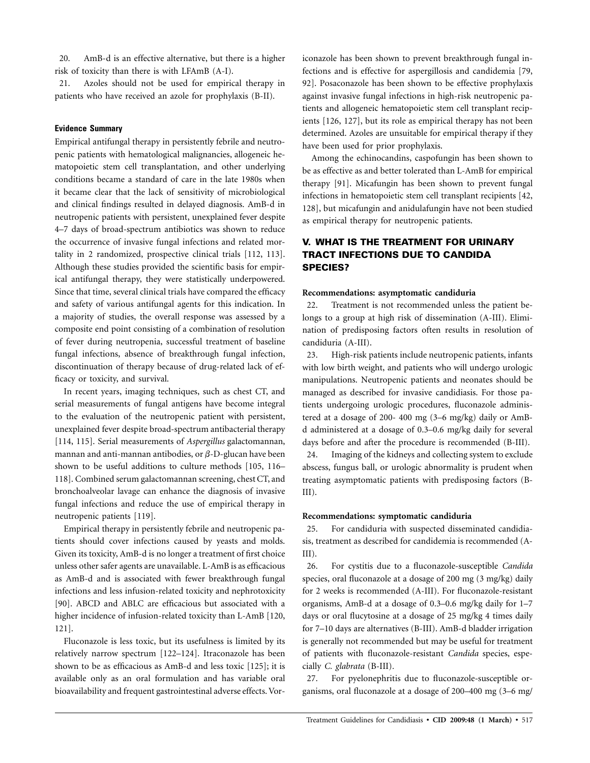20. AmB-d is an effective alternative, but there is a higher risk of toxicity than there is with LFAmB (A-I).

21. Azoles should not be used for empirical therapy in patients who have received an azole for prophylaxis (B-II).

#### Evidence Summary

Empirical antifungal therapy in persistently febrile and neutropenic patients with hematological malignancies, allogeneic hematopoietic stem cell transplantation, and other underlying conditions became a standard of care in the late 1980s when it became clear that the lack of sensitivity of microbiological and clinical findings resulted in delayed diagnosis. AmB-d in neutropenic patients with persistent, unexplained fever despite 4–7 days of broad-spectrum antibiotics was shown to reduce the occurrence of invasive fungal infections and related mortality in 2 randomized, prospective clinical trials [112, 113]. Although these studies provided the scientific basis for empirical antifungal therapy, they were statistically underpowered. Since that time, several clinical trials have compared the efficacy and safety of various antifungal agents for this indication. In a majority of studies, the overall response was assessed by a composite end point consisting of a combination of resolution of fever during neutropenia, successful treatment of baseline fungal infections, absence of breakthrough fungal infection, discontinuation of therapy because of drug-related lack of efficacy or toxicity, and survival.

In recent years, imaging techniques, such as chest CT, and serial measurements of fungal antigens have become integral to the evaluation of the neutropenic patient with persistent, unexplained fever despite broad-spectrum antibacterial therapy [114, 115]. Serial measurements of *Aspergillus* galactomannan, mannan and anti-mannan antibodies, or $\beta$-D-glucan have been shown to be useful additions to culture methods [105, 116–118]. Combined serum galactomannan screening, chest CT, and bronchoalveolar lavage can enhance the diagnosis of invasive fungal infections and reduce the use of empirical therapy in neutropenic patients [119].

Empirical therapy in persistently febrile and neutropenic patients should cover infections caused by yeasts and molds. Given its toxicity, AmB-d is no longer a treatment of first choice unless other safer agents are unavailable. L-AmB is as efficacious as AmB-d and is associated with fewer breakthrough fungal infections and less infusion-related toxicity and nephrotoxicity [90]. ABCD and ABLC are efficacious but associated with a higher incidence of infusion-related toxicity than L-AmB [120, 121].

Fluconazole is less toxic, but its usefulness is limited by its relatively narrow spectrum [122–124]. Itraconazole has been shown to be as efficacious as AmB-d and less toxic [125]; it is available only as an oral formulation and has variable oral bioavailability and frequent gastrointestinal adverse effects. Voriconazole has been shown to prevent breakthrough fungal infections and is effective for aspergillosis and candidemia [79, 92]. Posaconazole has been shown to be effective prophylaxis against invasive fungal infections in high-risk neutropenic patients and allogeneic hematopoietic stem cell transplant recipients [126, 127], but its role as empirical therapy has not been determined. Azoles are unsuitable for empirical therapy if they have been used for prior prophylaxis.

Among the echinocandins, caspofungin has been shown to be as effective as and better tolerated than L-AmB for empirical therapy [91]. Micafungin has been shown to prevent fungal infections in hematopoietic stem cell transplant recipients [42, 128], but micafungin and anidulafungin have not been studied as empirical therapy for neutropenic patients.

## V. WHAT IS THE TREATMENT FOR URINARY TRACT INFECTIONS DUE TO CANDIDA SPECIES?

#### Recommendations: asymptomatic candiduria

22. Treatment is not recommended unless the patient belongs to a group at high risk of dissemination (A-III). Elimination of predisposing factors often results in resolution of candiduria (A-III).

23. High-risk patients include neutropenic patients, infants with low birth weight, and patients who will undergo urologic manipulations. Neutropenic patients and neonates should be managed as described for invasive candidiasis. For those patients undergoing urologic procedures, fluconazole administered at a dosage of 200- 400 mg (3–6 mg/kg) daily or AmB-d administered at a dosage of 0.3–0.6 mg/kg daily for several days before and after the procedure is recommended (B-III).

24. Imaging of the kidneys and collecting system to exclude abscess, fungus ball, or urologic abnormality is prudent when treating asymptomatic patients with predisposing factors (B-III).

#### Recommendations: symptomatic candiduria

25. For candiduria with suspected disseminated candidiasis, treatment as described for candidemia is recommended (A-III).

26. For cystitis due to a fluconazole-susceptible *Candida* species, oral fluconazole at a dosage of 200 mg (3 mg/kg) daily for 2 weeks is recommended (A-III). For fluconazole-resistant organisms, AmB-d at a dosage of 0.3–0.6 mg/kg daily for 1–7 days or oral flucytosine at a dosage of 25 mg/kg 4 times daily for 7–10 days are alternatives (B-III). AmB-d bladder irrigation is generally not recommended but may be useful for treatment of patients with fluconazole-resistant *Candida* species, especially *C. glabrata* (B-III).

27. For pyelonephritis due to fluconazole-susceptible organisms, oral fluconazole at a dosage of 200–400 mg (3–6 mg/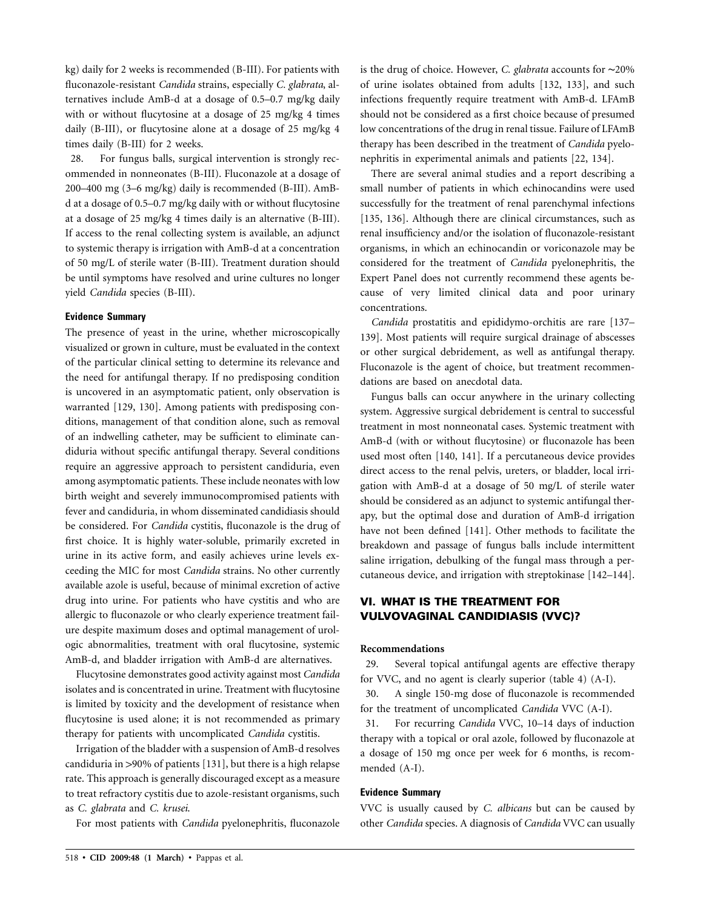kg) daily for 2 weeks is recommended (B-III). For patients with fluconazole-resistant *Candida* strains, especially *C. glabrata*, alternatives include AmB-d at a dosage of 0.5–0.7 mg/kg daily with or without flucytosine at a dosage of 25 mg/kg 4 times daily (B-III), or flucytosine alone at a dosage of 25 mg/kg 4 times daily (B-III) for 2 weeks.

28. For fungus balls, surgical intervention is strongly recommended in nonneonates (B-III). Fluconazole at a dosage of 200–400 mg (3–6 mg/kg) daily is recommended (B-III). AmB-d at a dosage of 0.5–0.7 mg/kg daily with or without flucytosine at a dosage of 25 mg/kg 4 times daily is an alternative (B-III). If access to the renal collecting system is available, an adjunct to systemic therapy is irrigation with AmB-d at a concentration of 50 mg/L of sterile water (B-III). Treatment duration should be until symptoms have resolved and urine cultures no longer yield *Candida* species (B-III).

#### Evidence Summary

The presence of yeast in the urine, whether microscopically visualized or grown in culture, must be evaluated in the context of the particular clinical setting to determine its relevance and the need for antifungal therapy. If no predisposing condition is uncovered in an asymptomatic patient, only observation is warranted [129, 130]. Among patients with predisposing conditions, management of that condition alone, such as removal of an indwelling catheter, may be sufficient to eliminate candiduria without specific antifungal therapy. Several conditions require an aggressive approach to persistent candiduria, even among asymptomatic patients. These include neonates with low birth weight and severely immunocompromised patients with fever and candiduria, in whom disseminated candidiasis should be considered. For *Candida* cystitis, fluconazole is the drug of first choice. It is highly water-soluble, primarily excreted in urine in its active form, and easily achieves urine levels exceeding the MIC for most *Candida* strains. No other currently available azole is useful, because of minimal excretion of active drug into urine. For patients who have cystitis and who are allergic to fluconazole or who clearly experience treatment failure despite maximum doses and optimal management of urologic abnormalities, treatment with oral flucytosine, systemic AmB-d, and bladder irrigation with AmB-d are alternatives.

Flucytosine demonstrates good activity against most *Candida* isolates and is concentrated in urine. Treatment with flucytosine is limited by toxicity and the development of resistance when flucytosine is used alone; it is not recommended as primary therapy for patients with uncomplicated *Candida* cystitis.

Irrigation of the bladder with a suspension of AmB-d resolves candiduria in >90% of patients [131], but there is a high relapse rate. This approach is generally discouraged except as a measure to treat refractory cystitis due to azole-resistant organisms, such as *C. glabrata* and *C. krusei*.

For most patients with *Candida* pyelonephritis, fluconazole is the drug of choice. However, *C. glabrata* accounts for ~20% of urine isolates obtained from adults [132, 133], and such infections frequently require treatment with AmB-d. LFAmB should not be considered as a first choice because of presumed low concentrations of the drug in renal tissue. Failure of LFAmB therapy has been described in the treatment of *Candida* pyelonephritis in experimental animals and patients [22, 134].

There are several animal studies and a report describing a small number of patients in which echinocandins were used successfully for the treatment of renal parenchymal infections [135, 136]. Although there are clinical circumstances, such as renal insufficiency and/or the isolation of fluconazole-resistant organisms, in which an echinocandin or voriconazole may be considered for the treatment of *Candida* pyelonephritis, the Expert Panel does not currently recommend these agents because of very limited clinical data and poor urinary concentrations.

*Candida* prostatitis and epididymo-orchitis are rare [137–139]. Most patients will require surgical drainage of abscesses or other surgical debridement, as well as antifungal therapy. Fluconazole is the agent of choice, but treatment recommendations are based on anecdotal data.

Fungus balls can occur anywhere in the urinary collecting system. Aggressive surgical debridement is central to successful treatment in most nonneonatal cases. Systemic treatment with AmB-d (with or without flucytosine) or fluconazole has been used most often [140, 141]. If a percutaneous device provides direct access to the renal pelvis, ureters, or bladder, local irrigation with AmB-d at a dosage of 50 mg/L of sterile water should be considered as an adjunct to systemic antifungal therapy, but the optimal dose and duration of AmB-d irrigation have not been defined [141]. Other methods to facilitate the breakdown and passage of fungus balls include intermittent saline irrigation, debulking of the fungal mass through a percutaneous device, and irrigation with streptokinase [142–144].

## VI. WHAT IS THE TREATMENT FOR VULVOVAGINAL CANDIDIASIS (VVC)?

### Recommendations

29. Several topical antifungal agents are effective therapy for VVC, and no agent is clearly superior (table 4) (A-I).

30. A single 150-mg dose of fluconazole is recommended for the treatment of uncomplicated *Candida* VVC (A-I).

31. For recurring *Candida* VVC, 10–14 days of induction therapy with a topical or oral azole, followed by fluconazole at a dosage of 150 mg once per week for 6 months, is recommended (A-I).

#### Evidence Summary

VVC is usually caused by *C. albicans* but can be caused by other *Candida* species. A diagnosis of *Candida* VVC can usually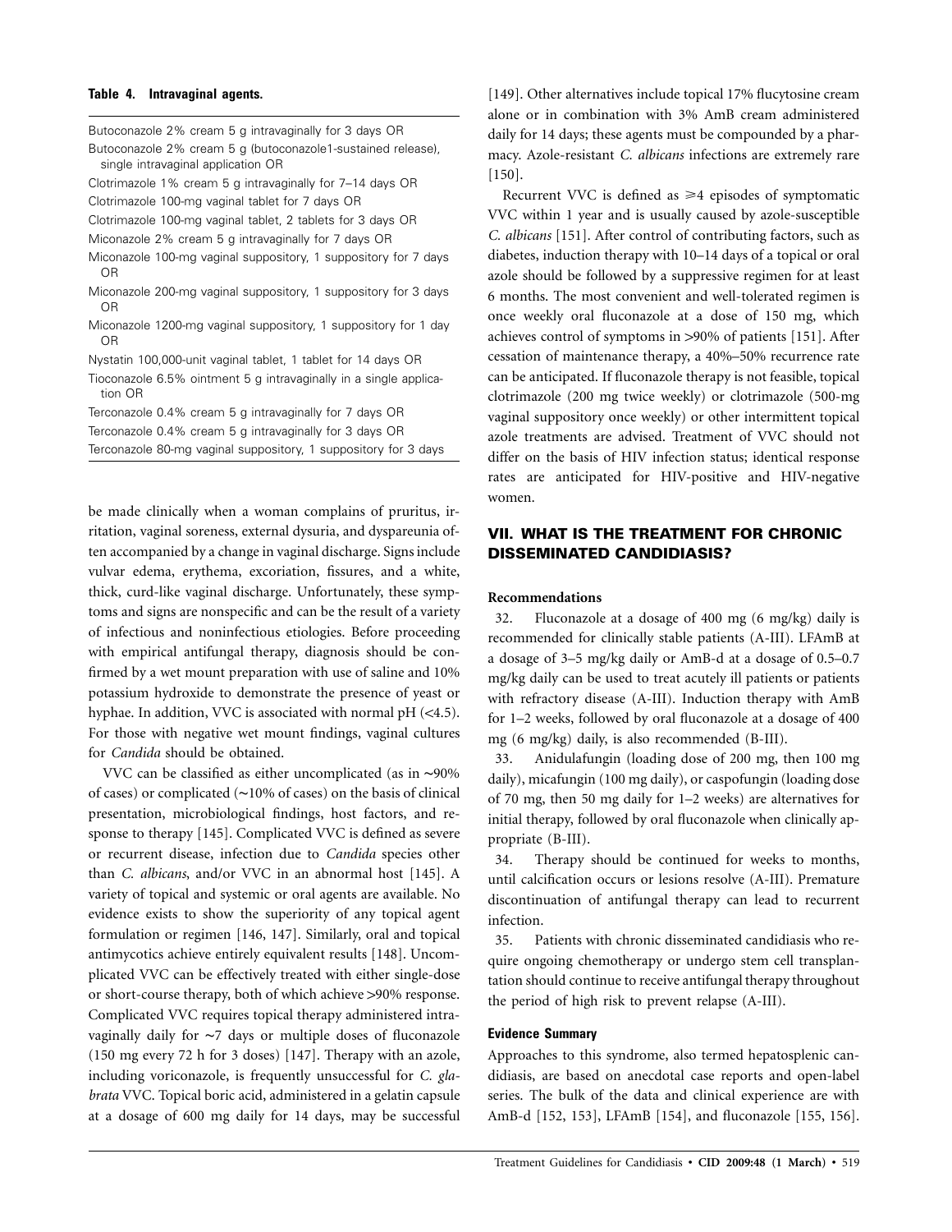**Table 4. Intravaginal agents.**

| |
|---|
| Butoconazole 2% cream 5 g intravaginally for 3 days OR |
| Butoconazole 2% cream 5 g (butoconazole1-sustained release), single intravaginal application OR |
| Clotrimazole 1% cream 5 g intravaginally for 7–14 days OR |
| Clotrimazole 100-mg vaginal tablet for 7 days OR |
| Clotrimazole 100-mg vaginal tablet, 2 tablets for 3 days OR |
| Miconazole 2% cream 5 g intravaginally for 7 days OR |
| Miconazole 100-mg vaginal suppository, 1 suppository for 7 days OR |
| Miconazole 200-mg vaginal suppository, 1 suppository for 3 days OR |
| Miconazole 1200-mg vaginal suppository, 1 suppository for 1 day OR |
| Nystatin 100,000-unit vaginal tablet, 1 tablet for 14 days OR |
| Tioconazole 6.5% ointment 5 g intravaginally in a single application OR |
| Terconazole 0.4% cream 5 g intravaginally for 7 days OR |
| Terconazole 0.4% cream 5 g intravaginally for 3 days OR |
| Terconazole 80-mg vaginal suppository, 1 suppository for 3 days |

be made clinically when a woman complains of pruritus, irritation, vaginal soreness, external dysuria, and dyspareunia often accompanied by a change in vaginal discharge. Signs include vulvar edema, erythema, excoriation, fissures, and a white, thick, curd-like vaginal discharge. Unfortunately, these symptoms and signs are nonspecific and can be the result of a variety of infectious and noninfectious etiologies. Before proceeding with empirical antifungal therapy, diagnosis should be confirmed by a wet mount preparation with use of saline and 10% potassium hydroxide to demonstrate the presence of yeast or hyphae. In addition, VVC is associated with normal pH (<4.5). For those with negative wet mount findings, vaginal cultures for *Candida* should be obtained.

VVC can be classified as either uncomplicated (as in ~90% of cases) or complicated (~10% of cases) on the basis of clinical presentation, microbiological findings, host factors, and response to therapy [145]. Complicated VVC is defined as severe or recurrent disease, infection due to *Candida* species other than *C. albicans*, and/or VVC in an abnormal host [145]. A variety of topical and systemic or oral agents are available. No evidence exists to show the superiority of any topical agent formulation or regimen [146, 147]. Similarly, oral and topical antimycotics achieve entirely equivalent results [148]. Uncomplicated VVC can be effectively treated with either single-dose or short-course therapy, both of which achieve >90% response. Complicated VVC requires topical therapy administered intravaginally daily for ~7 days or multiple doses of fluconazole (150 mg every 72 h for 3 doses) [147]. Therapy with an azole, including voriconazole, is frequently unsuccessful for *C. glabrata* VVC. Topical boric acid, administered in a gelatin capsule at a dosage of 600 mg daily for 14 days, may be successful [149]. Other alternatives include topical 17% flucytosine cream alone or in combination with 3% AmB cream administered daily for 14 days; these agents must be compounded by a pharmacy. Azole-resistant *C. albicans* infections are extremely rare [150].

Recurrent VVC is defined as ⩾4 episodes of symptomatic VVC within 1 year and is usually caused by azole-susceptible *C. albicans* [151]. After control of contributing factors, such as diabetes, induction therapy with 10–14 days of a topical or oral azole should be followed by a suppressive regimen for at least 6 months. The most convenient and well-tolerated regimen is once weekly oral fluconazole at a dose of 150 mg, which achieves control of symptoms in >90% of patients [151]. After cessation of maintenance therapy, a 40%–50% recurrence rate can be anticipated. If fluconazole therapy is not feasible, topical clotrimazole (200 mg twice weekly) or clotrimazole (500-mg vaginal suppository once weekly) or other intermittent topical azole treatments are advised. Treatment of VVC should not differ on the basis of HIV infection status; identical response rates are anticipated for HIV-positive and HIV-negative women.

## VII. WHAT IS THE TREATMENT FOR CHRONIC DISSEMINATED CANDIDIASIS?

### Recommendations

32. Fluconazole at a dosage of 400 mg (6 mg/kg) daily is recommended for clinically stable patients (A-III). LFAmB at a dosage of 3–5 mg/kg daily or AmB-d at a dosage of 0.5–0.7 mg/kg daily can be used to treat acutely ill patients or patients with refractory disease (A-III). Induction therapy with AmB for 1–2 weeks, followed by oral fluconazole at a dosage of 400 mg (6 mg/kg) daily, is also recommended (B-III).

33. Anidulafungin (loading dose of 200 mg, then 100 mg daily), micafungin (100 mg daily), or caspofungin (loading dose of 70 mg, then 50 mg daily for 1–2 weeks) are alternatives for initial therapy, followed by oral fluconazole when clinically appropriate (B-III).

34. Therapy should be continued for weeks to months, until calcification occurs or lesions resolve (A-III). Premature discontinuation of antifungal therapy can lead to recurrent infection.

35. Patients with chronic disseminated candidiasis who require ongoing chemotherapy or undergo stem cell transplantation should continue to receive antifungal therapy throughout the period of high risk to prevent relapse (A-III).

### Evidence Summary

Approaches to this syndrome, also termed hepatosplenic candidiasis, are based on anecdotal case reports and open-label series. The bulk of the data and clinical experience are with AmB-d [152, 153], LFAmB [154], and fluconazole [155, 156].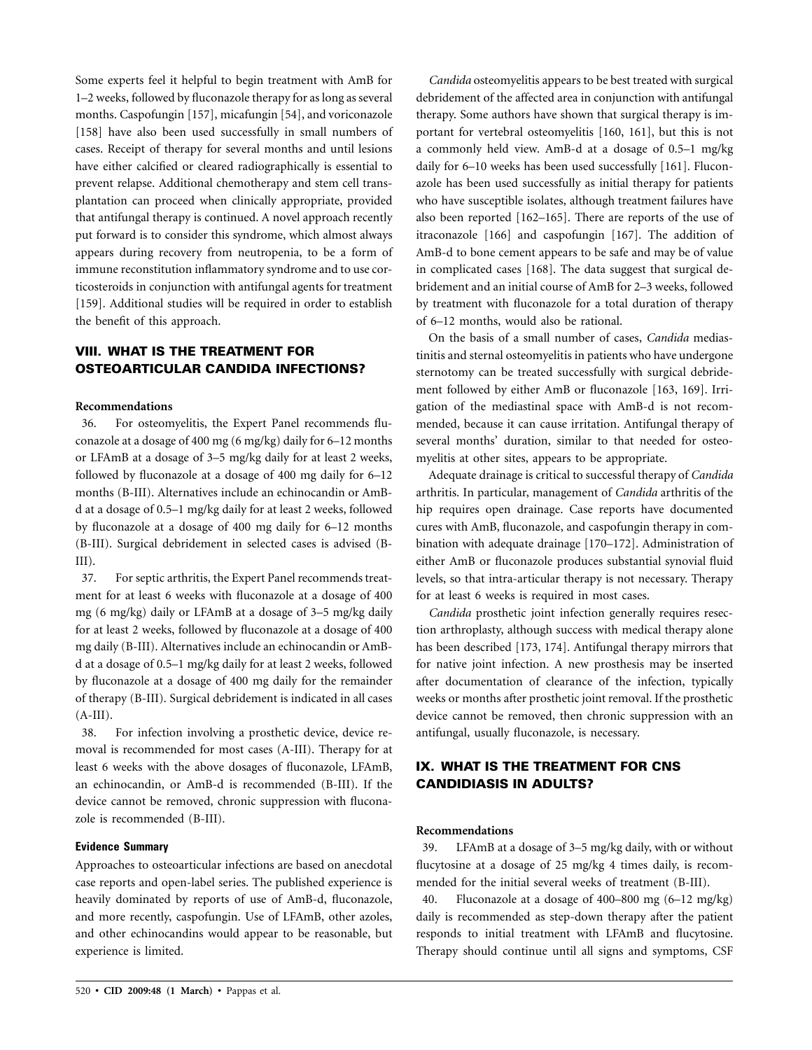Some experts feel it helpful to begin treatment with AmB for 1–2 weeks, followed by fluconazole therapy for as long as several months. Caspofungin [157], micafungin [54], and voriconazole [158] have also been used successfully in small numbers of cases. Receipt of therapy for several months and until lesions have either calcified or cleared radiographically is essential to prevent relapse. Additional chemotherapy and stem cell transplantation can proceed when clinically appropriate, provided that antifungal therapy is continued. A novel approach recently put forward is to consider this syndrome, which almost always appears during recovery from neutropenia, to be a form of immune reconstitution inflammatory syndrome and to use corticosteroids in conjunction with antifungal agents for treatment [159]. Additional studies will be required in order to establish the benefit of this approach.

## VIII. WHAT IS THE TREATMENT FOR OSTEOARTICULAR CANDIDA INFECTIONS?

**Recommendations**

36. For osteomyelitis, the Expert Panel recommends fluconazole at a dosage of 400 mg (6 mg/kg) daily for 6–12 months or LFAmB at a dosage of 3–5 mg/kg daily for at least 2 weeks, followed by fluconazole at a dosage of 400 mg daily for 6–12 months (B-III). Alternatives include an echinocandin or AmB-d at a dosage of 0.5–1 mg/kg daily for at least 2 weeks, followed by fluconazole at a dosage of 400 mg daily for 6–12 months (B-III). Surgical debridement in selected cases is advised (B-III).

37. For septic arthritis, the Expert Panel recommends treatment for at least 6 weeks with fluconazole at a dosage of 400 mg (6 mg/kg) daily or LFAmB at a dosage of 3–5 mg/kg daily for at least 2 weeks, followed by fluconazole at a dosage of 400 mg daily (B-III). Alternatives include an echinocandin or AmB-d at a dosage of 0.5–1 mg/kg daily for at least 2 weeks, followed by fluconazole at a dosage of 400 mg daily for the remainder of therapy (B-III). Surgical debridement is indicated in all cases (A-III).

38. For infection involving a prosthetic device, device removal is recommended for most cases (A-III). Therapy for at least 6 weeks with the above dosages of fluconazole, LFAmB, an echinocandin, or AmB-d is recommended (B-III). If the device cannot be removed, chronic suppression with fluconazole is recommended (B-III).

**Evidence Summary**

Approaches to osteoarticular infections are based on anecdotal case reports and open-label series. The published experience is heavily dominated by reports of use of AmB-d, fluconazole, and more recently, caspofungin. Use of LFAmB, other azoles, and other echinocandins would appear to be reasonable, but experience is limited.

*Candida* osteomyelitis appears to be best treated with surgical debridement of the affected area in conjunction with antifungal therapy. Some authors have shown that surgical therapy is important for vertebral osteomyelitis [160, 161], but this is not a commonly held view. AmB-d at a dosage of 0.5–1 mg/kg daily for 6–10 weeks has been used successfully [161]. Fluconazole has been used successfully as initial therapy for patients who have susceptible isolates, although treatment failures have also been reported [162–165]. There are reports of the use of itraconazole [166] and caspofungin [167]. The addition of AmB-d to bone cement appears to be safe and may be of value in complicated cases [168]. The data suggest that surgical debridement and an initial course of AmB for 2–3 weeks, followed by treatment with fluconazole for a total duration of therapy of 6–12 months, would also be rational.

On the basis of a small number of cases, *Candida* mediastinitis and sternal osteomyelitis in patients who have undergone sternotomy can be treated successfully with surgical debridement followed by either AmB or fluconazole [163, 169]. Irrigation of the mediastinal space with AmB-d is not recommended, because it can cause irritation. Antifungal therapy of several months' duration, similar to that needed for osteomyelitis at other sites, appears to be appropriate.

Adequate drainage is critical to successful therapy of *Candida* arthritis. In particular, management of *Candida* arthritis of the hip requires open drainage. Case reports have documented cures with AmB, fluconazole, and caspofungin therapy in combination with adequate drainage [170–172]. Administration of either AmB or fluconazole produces substantial synovial fluid levels, so that intra-articular therapy is not necessary. Therapy for at least 6 weeks is required in most cases.

*Candida* prosthetic joint infection generally requires resection arthroplasty, although success with medical therapy alone has been described [173, 174]. Antifungal therapy mirrors that for native joint infection. A new prosthesis may be inserted after documentation of clearance of the infection, typically weeks or months after prosthetic joint removal. If the prosthetic device cannot be removed, then chronic suppression with an antifungal, usually fluconazole, is necessary.

## IX. WHAT IS THE TREATMENT FOR CNS CANDIDIASIS IN ADULTS?

**Recommendations**

39. LFAmB at a dosage of 3–5 mg/kg daily, with or without flucytosine at a dosage of 25 mg/kg 4 times daily, is recommended for the initial several weeks of treatment (B-III).

40. Fluconazole at a dosage of 400–800 mg (6–12 mg/kg) daily is recommended as step-down therapy after the patient responds to initial treatment with LFAmB and flucytosine. Therapy should continue until all signs and symptoms, CSF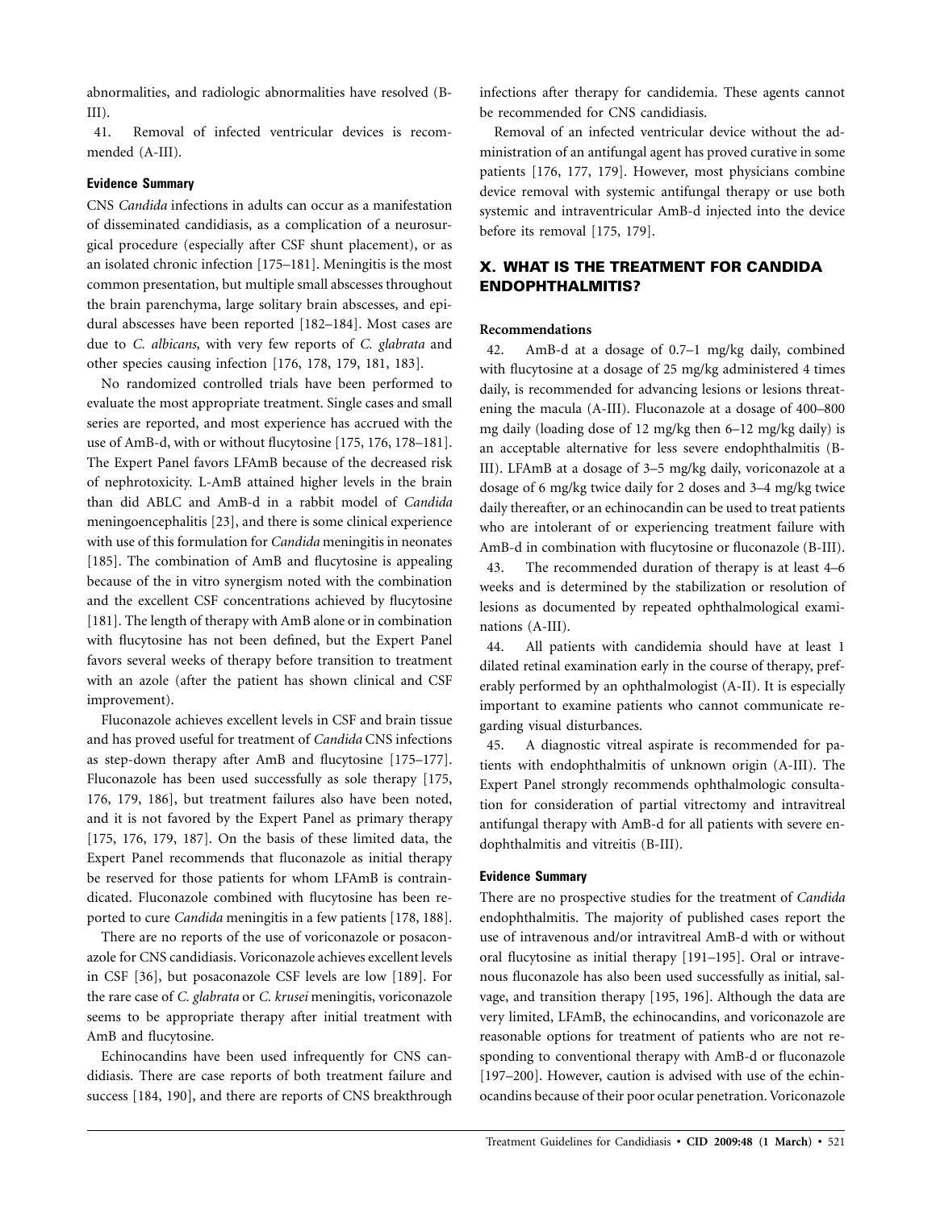abnormalities, and radiologic abnormalities have resolved (B-III).

41. Removal of infected ventricular devices is recommended (A-III).

#### Evidence Summary

CNS *Candida* infections in adults can occur as a manifestation of disseminated candidiasis, as a complication of a neurosurgical procedure (especially after CSF shunt placement), or as an isolated chronic infection [175–181]. Meningitis is the most common presentation, but multiple small abscesses throughout the brain parenchyma, large solitary brain abscesses, and epidural abscesses have been reported [182–184]. Most cases are due to *C. albicans*, with very few reports of *C. glabrata* and other species causing infection [176, 178, 179, 181, 183].

No randomized controlled trials have been performed to evaluate the most appropriate treatment. Single cases and small series are reported, and most experience has accrued with the use of AmB-d, with or without flucytosine [175, 176, 178–181]. The Expert Panel favors LFAmB because of the decreased risk of nephrotoxicity. L-AmB attained higher levels in the brain than did ABLC and AmB-d in a rabbit model of *Candida* meningoencephalitis [23], and there is some clinical experience with use of this formulation for *Candida* meningitis in neonates [185]. The combination of AmB and flucytosine is appealing because of the in vitro synergism noted with the combination and the excellent CSF concentrations achieved by flucytosine [181]. The length of therapy with AmB alone or in combination with flucytosine has not been defined, but the Expert Panel favors several weeks of therapy before transition to treatment with an azole (after the patient has shown clinical and CSF improvement).

Fluconazole achieves excellent levels in CSF and brain tissue and has proved useful for treatment of *Candida* CNS infections as step-down therapy after AmB and flucytosine [175–177]. Fluconazole has been used successfully as sole therapy [175, 176, 179, 186], but treatment failures also have been noted, and it is not favored by the Expert Panel as primary therapy [175, 176, 179, 187]. On the basis of these limited data, the Expert Panel recommends that fluconazole as initial therapy be reserved for those patients for whom LFAmB is contraindicated. Fluconazole combined with flucytosine has been reported to cure *Candida* meningitis in a few patients [178, 188].

There are no reports of the use of voriconazole or posaconazole for CNS candidiasis. Voriconazole achieves excellent levels in CSF [36], but posaconazole CSF levels are low [189]. For the rare case of *C. glabrata* or *C. krusei* meningitis, voriconazole seems to be appropriate therapy after initial treatment with AmB and flucytosine.

Echinocandins have been used infrequently for CNS candidiasis. There are case reports of both treatment failure and success [184, 190], and there are reports of CNS breakthrough infections after therapy for candidemia. These agents cannot be recommended for CNS candidiasis.

Removal of an infected ventricular device without the administration of an antifungal agent has proved curative in some patients [176, 177, 179]. However, most physicians combine device removal with systemic antifungal therapy or use both systemic and intraventricular AmB-d injected into the device before its removal [175, 179].

## X. WHAT IS THE TREATMENT FOR CANDIDA ENDOPHTHALMITIS?

#### Recommendations

42. AmB-d at a dosage of 0.7–1 mg/kg daily, combined with flucytosine at a dosage of 25 mg/kg administered 4 times daily, is recommended for advancing lesions or lesions threatening the macula (A-III). Fluconazole at a dosage of 400–800 mg daily (loading dose of 12 mg/kg then 6–12 mg/kg daily) is an acceptable alternative for less severe endophthalmitis (B-III). LFAmB at a dosage of 3–5 mg/kg daily, voriconazole at a dosage of 6 mg/kg twice daily for 2 doses and 3–4 mg/kg twice daily thereafter, or an echinocandin can be used to treat patients who are intolerant of or experiencing treatment failure with AmB-d in combination with flucytosine or fluconazole (B-III).

43. The recommended duration of therapy is at least 4–6 weeks and is determined by the stabilization or resolution of lesions as documented by repeated ophthalmological examinations (A-III).

44. All patients with candidemia should have at least 1 dilated retinal examination early in the course of therapy, preferably performed by an ophthalmologist (A-II). It is especially important to examine patients who cannot communicate regarding visual disturbances.

45. A diagnostic vitreal aspirate is recommended for patients with endophthalmitis of unknown origin (A-III). The Expert Panel strongly recommends ophthalmologic consultation for consideration of partial vitrectomy and intravitreal antifungal therapy with AmB-d for all patients with severe endophthalmitis and vitreitis (B-III).

#### Evidence Summary

There are no prospective studies for the treatment of *Candida* endophthalmitis. The majority of published cases report the use of intravenous and/or intravitreal AmB-d with or without oral flucytosine as initial therapy [191–195]. Oral or intravenous fluconazole has also been used successfully as initial, salvage, and transition therapy [195, 196]. Although the data are very limited, LFAmB, the echinocandins, and voriconazole are reasonable options for treatment of patients who are not responding to conventional therapy with AmB-d or fluconazole [197–200]. However, caution is advised with use of the echinocandins because of their poor ocular penetration. Voriconazole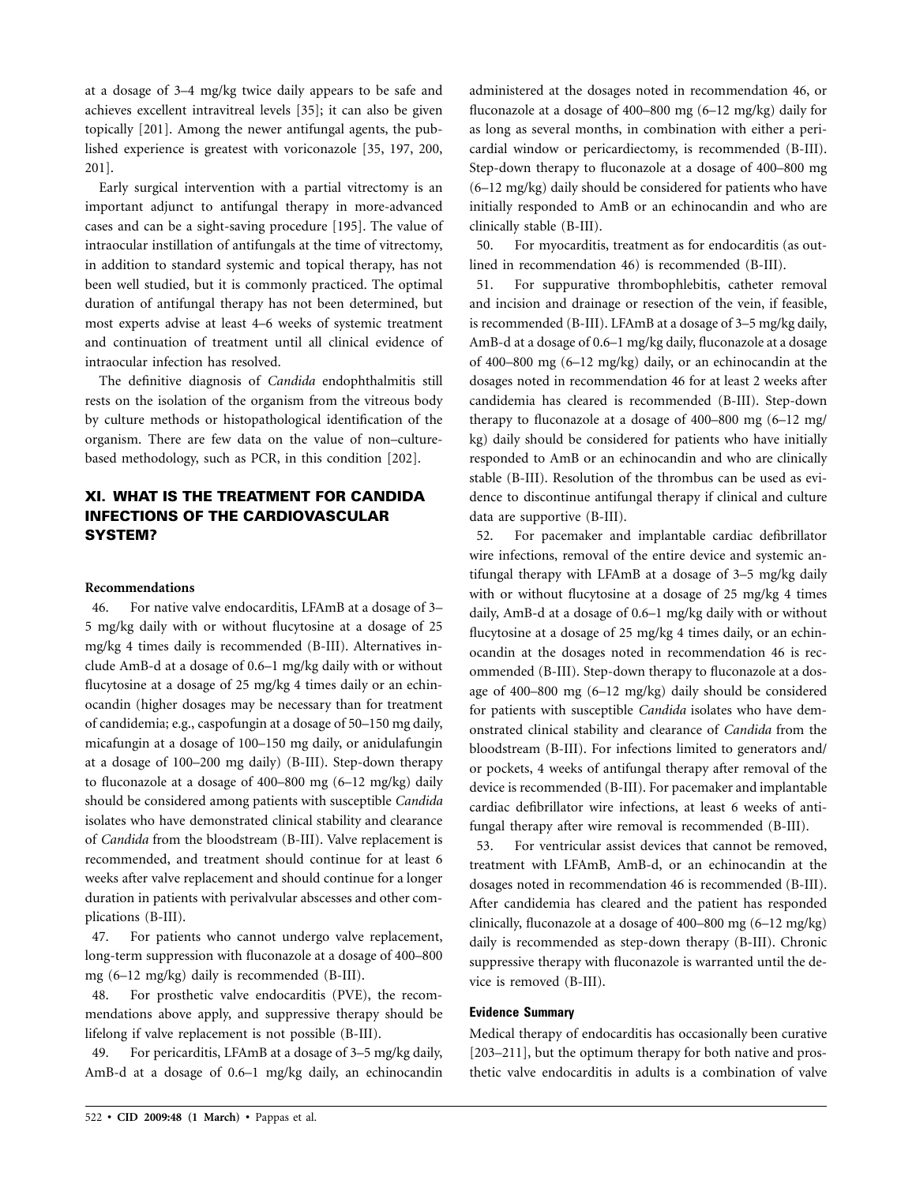at a dosage of 3–4 mg/kg twice daily appears to be safe and achieves excellent intravitreal levels [35]; it can also be given topically [201]. Among the newer antifungal agents, the published experience is greatest with voriconazole [35, 197, 200, 201].

Early surgical intervention with a partial vitrectomy is an important adjunct to antifungal therapy in more-advanced cases and can be a sight-saving procedure [195]. The value of intraocular instillation of antifungals at the time of vitrectomy, in addition to standard systemic and topical therapy, has not been well studied, but it is commonly practiced. The optimal duration of antifungal therapy has not been determined, but most experts advise at least 4–6 weeks of systemic treatment and continuation of treatment until all clinical evidence of intraocular infection has resolved.

The definitive diagnosis of *Candida* endophthalmitis still rests on the isolation of the organism from the vitreous body by culture methods or histopathological identification of the organism. There are few data on the value of non–culture-based methodology, such as PCR, in this condition [202].

## XI. WHAT IS THE TREATMENT FOR CANDIDA INFECTIONS OF THE CARDIOVASCULAR SYSTEM?

### Recommendations

46. For native valve endocarditis, LFAmB at a dosage of 3–5 mg/kg daily with or without flucytosine at a dosage of 25 mg/kg 4 times daily is recommended (B-III). Alternatives include AmB-d at a dosage of 0.6–1 mg/kg daily with or without flucytosine at a dosage of 25 mg/kg 4 times daily or an echinocandin (higher dosages may be necessary than for treatment of candidemia; e.g., caspofungin at a dosage of 50–150 mg daily, micafungin at a dosage of 100–150 mg daily, or anidulafungin at a dosage of 100–200 mg daily) (B-III). Step-down therapy to fluconazole at a dosage of 400–800 mg (6–12 mg/kg) daily should be considered among patients with susceptible *Candida* isolates who have demonstrated clinical stability and clearance of *Candida* from the bloodstream (B-III). Valve replacement is recommended, and treatment should continue for at least 6 weeks after valve replacement and should continue for a longer duration in patients with perivalvular abscesses and other complications (B-III).

47. For patients who cannot undergo valve replacement, long-term suppression with fluconazole at a dosage of 400–800 mg (6–12 mg/kg) daily is recommended (B-III).

48. For prosthetic valve endocarditis (PVE), the recommendations above apply, and suppressive therapy should be lifelong if valve replacement is not possible (B-III).

49. For pericarditis, LFAmB at a dosage of 3–5 mg/kg daily, AmB-d at a dosage of 0.6–1 mg/kg daily, an echinocandin administered at the dosages noted in recommendation 46, or fluconazole at a dosage of 400–800 mg (6–12 mg/kg) daily for as long as several months, in combination with either a pericardial window or pericardiectomy, is recommended (B-III). Step-down therapy to fluconazole at a dosage of 400–800 mg (6–12 mg/kg) daily should be considered for patients who have initially responded to AmB or an echinocandin and who are clinically stable (B-III).

50. For myocarditis, treatment as for endocarditis (as outlined in recommendation 46) is recommended (B-III).

51. For suppurative thrombophlebitis, catheter removal and incision and drainage or resection of the vein, if feasible, is recommended (B-III). LFAmB at a dosage of 3–5 mg/kg daily, AmB-d at a dosage of 0.6–1 mg/kg daily, fluconazole at a dosage of 400–800 mg (6–12 mg/kg) daily, or an echinocandin at the dosages noted in recommendation 46 for at least 2 weeks after candidemia has cleared is recommended (B-III). Step-down therapy to fluconazole at a dosage of 400–800 mg (6–12 mg/kg) daily should be considered for patients who have initially responded to AmB or an echinocandin and who are clinically stable (B-III). Resolution of the thrombus can be used as evidence to discontinue antifungal therapy if clinical and culture data are supportive (B-III).

52. For pacemaker and implantable cardiac defibrillator wire infections, removal of the entire device and systemic antifungal therapy with LFAmB at a dosage of 3–5 mg/kg daily with or without flucytosine at a dosage of 25 mg/kg 4 times daily, AmB-d at a dosage of 0.6–1 mg/kg daily with or without flucytosine at a dosage of 25 mg/kg 4 times daily, or an echinocandin at the dosages noted in recommendation 46 is recommended (B-III). Step-down therapy to fluconazole at a dosage of 400–800 mg (6–12 mg/kg) daily should be considered for patients with susceptible *Candida* isolates who have demonstrated clinical stability and clearance of *Candida* from the bloodstream (B-III). For infections limited to generators and/or pockets, 4 weeks of antifungal therapy after removal of the device is recommended (B-III). For pacemaker and implantable cardiac defibrillator wire infections, at least 6 weeks of antifungal therapy after wire removal is recommended (B-III).

53. For ventricular assist devices that cannot be removed, treatment with LFAmB, AmB-d, or an echinocandin at the dosages noted in recommendation 46 is recommended (B-III). After candidemia has cleared and the patient has responded clinically, fluconazole at a dosage of 400–800 mg (6–12 mg/kg) daily is recommended as step-down therapy (B-III). Chronic suppressive therapy with fluconazole is warranted until the device is removed (B-III).

### Evidence Summary

Medical therapy of endocarditis has occasionally been curative [203–211], but the optimum therapy for both native and prosthetic valve endocarditis in adults is a combination of valve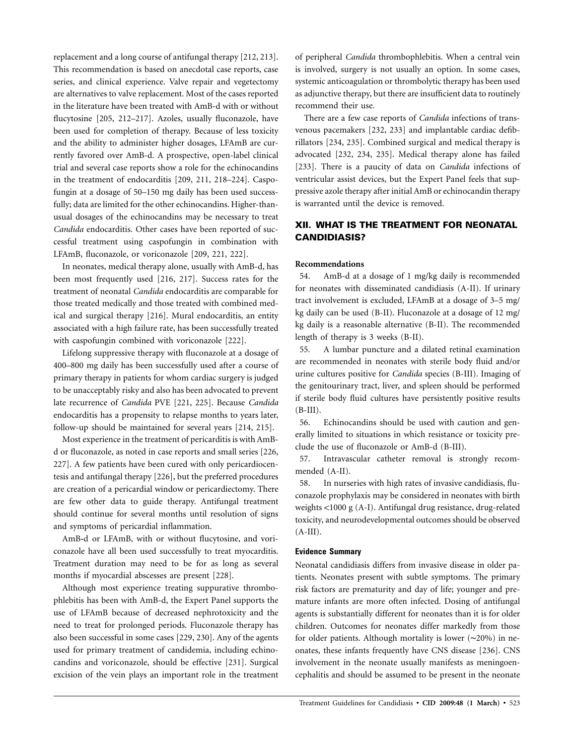replacement and a long course of antifungal therapy [212, 213]. This recommendation is based on anecdotal case reports, case series, and clinical experience. Valve repair and vegetectomy are alternatives to valve replacement. Most of the cases reported in the literature have been treated with AmB-d with or without flucytosine [205, 212–217]. Azoles, usually fluconazole, have been used for completion of therapy. Because of less toxicity and the ability to administer higher dosages, LFAmB are currently favored over AmB-d. A prospective, open-label clinical trial and several case reports show a role for the echinocandins in the treatment of endocarditis [209, 211, 218–224]. Caspofungin at a dosage of 50–150 mg daily has been used successfully; data are limited for the other echinocandins. Higher-than-usual dosages of the echinocandins may be necessary to treat *Candida* endocarditis. Other cases have been reported of successful treatment using caspofungin in combination with LFAmB, fluconazole, or voriconazole [209, 221, 222].

In neonates, medical therapy alone, usually with AmB-d, has been most frequently used [216, 217]. Success rates for the treatment of neonatal *Candida* endocarditis are comparable for those treated medically and those treated with combined medical and surgical therapy [216]. Mural endocarditis, an entity associated with a high failure rate, has been successfully treated with caspofungin combined with voriconazole [222].

Lifelong suppressive therapy with fluconazole at a dosage of 400–800 mg daily has been successfully used after a course of primary therapy in patients for whom cardiac surgery is judged to be unacceptably risky and also has been advocated to prevent late recurrence of *Candida* PVE [221, 225]. Because *Candida* endocarditis has a propensity to relapse months to years later, follow-up should be maintained for several years [214, 215].

Most experience in the treatment of pericarditis is with AmB-d or fluconazole, as noted in case reports and small series [226, 227]. A few patients have been cured with only pericardiocentesis and antifungal therapy [226], but the preferred procedures are creation of a pericardial window or pericardiectomy. There are few other data to guide therapy. Antifungal treatment should continue for several months until resolution of signs and symptoms of pericardial inflammation.

AmB-d or LFAmB, with or without flucytosine, and voriconazole have all been used successfully to treat myocarditis. Treatment duration may need to be for as long as several months if myocardial abscesses are present [228].

Although most experience treating suppurative thrombophlebitis has been with AmB-d, the Expert Panel supports the use of LFAmB because of decreased nephrotoxicity and the need to treat for prolonged periods. Fluconazole therapy has also been successful in some cases [229, 230]. Any of the agents used for primary treatment of candidemia, including echinocandins and voriconazole, should be effective [231]. Surgical excision of the vein plays an important role in the treatment of peripheral *Candida* thrombophlebitis. When a central vein is involved, surgery is not usually an option. In some cases, systemic anticoagulation or thrombolytic therapy has been used as adjunctive therapy, but there are insufficient data to routinely recommend their use.

There are a few case reports of *Candida* infections of transvenous pacemakers [232, 233] and implantable cardiac defibrillators [234, 235]. Combined surgical and medical therapy is advocated [232, 234, 235]. Medical therapy alone has failed [233]. There is a paucity of data on *Candida* infections of ventricular assist devices, but the Expert Panel feels that suppressive azole therapy after initial AmB or echinocandin therapy is warranted until the device is removed.

## XII. WHAT IS THE TREATMENT FOR NEONATAL CANDIDIASIS?

### Recommendations

54. AmB-d at a dosage of 1 mg/kg daily is recommended for neonates with disseminated candidiasis (A-II). If urinary tract involvement is excluded, LFAmB at a dosage of 3–5 mg/kg daily can be used (B-II). Fluconazole at a dosage of 12 mg/kg daily is a reasonable alternative (B-II). The recommended length of therapy is 3 weeks (B-II).

55. A lumbar puncture and a dilated retinal examination are recommended in neonates with sterile body fluid and/or urine cultures positive for *Candida* species (B-III). Imaging of the genitourinary tract, liver, and spleen should be performed if sterile body fluid cultures have persistently positive results (B-III).

56. Echinocandins should be used with caution and generally limited to situations in which resistance or toxicity preclude the use of fluconazole or AmB-d (B-III).

57. Intravascular catheter removal is strongly recommended (A-II).

58. In nurseries with high rates of invasive candidiasis, fluconazole prophylaxis may be considered in neonates with birth weights <1000 g (A-I). Antifungal drug resistance, drug-related toxicity, and neurodevelopmental outcomes should be observed (A-III).

### Evidence Summary

Neonatal candidiasis differs from invasive disease in older patients. Neonates present with subtle symptoms. The primary risk factors are prematurity and day of life; younger and premature infants are more often infected. Dosing of antifungal agents is substantially different for neonates than it is for older children. Outcomes for neonates differ markedly from those for older patients. Although mortality is lower (~20%) in neonates, these infants frequently have CNS disease [236]. CNS involvement in the neonate usually manifests as meningoencephalitis and should be assumed to be present in the neonate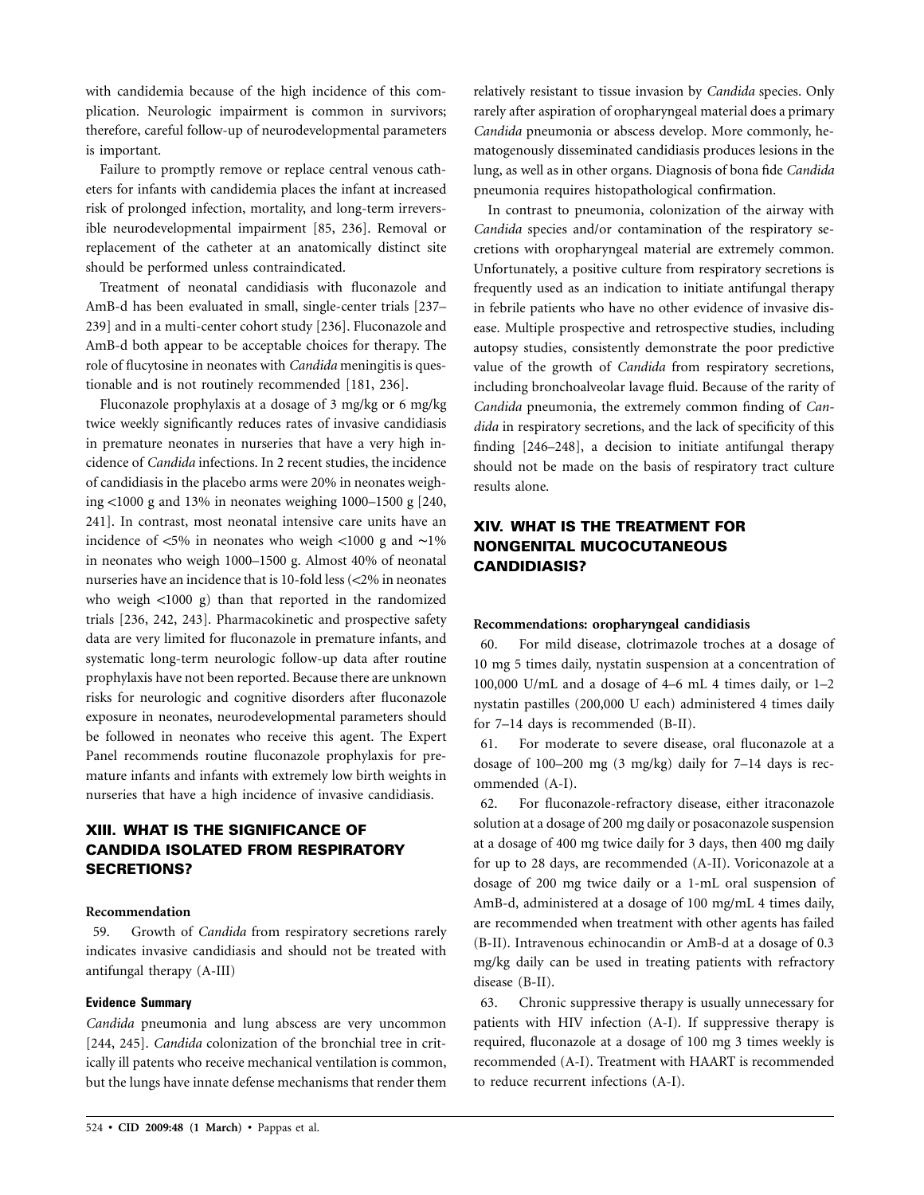with candidemia because of the high incidence of this complication. Neurologic impairment is common in survivors; therefore, careful follow-up of neurodevelopmental parameters is important.

Failure to promptly remove or replace central venous catheters for infants with candidemia places the infant at increased risk of prolonged infection, mortality, and long-term irreversible neurodevelopmental impairment [85, 236]. Removal or replacement of the catheter at an anatomically distinct site should be performed unless contraindicated.

Treatment of neonatal candidiasis with fluconazole and AmB-d has been evaluated in small, single-center trials [237–239] and in a multi-center cohort study [236]. Fluconazole and AmB-d both appear to be acceptable choices for therapy. The role of flucytosine in neonates with *Candida* meningitis is questionable and is not routinely recommended [181, 236].

Fluconazole prophylaxis at a dosage of 3 mg/kg or 6 mg/kg twice weekly significantly reduces rates of invasive candidiasis in premature neonates in nurseries that have a very high incidence of *Candida* infections. In 2 recent studies, the incidence of candidiasis in the placebo arms were 20% in neonates weighing <1000 g and 13% in neonates weighing 1000–1500 g [240, 241]. In contrast, most neonatal intensive care units have an incidence of <5% in neonates who weigh <1000 g and ∼1% in neonates who weigh 1000–1500 g. Almost 40% of neonatal nurseries have an incidence that is 10-fold less (<2% in neonates who weigh <1000 g) than that reported in the randomized trials [236, 242, 243]. Pharmacokinetic and prospective safety data are very limited for fluconazole in premature infants, and systematic long-term neurologic follow-up data after routine prophylaxis have not been reported. Because there are unknown risks for neurologic and cognitive disorders after fluconazole exposure in neonates, neurodevelopmental parameters should be followed in neonates who receive this agent. The Expert Panel recommends routine fluconazole prophylaxis for premature infants and infants with extremely low birth weights in nurseries that have a high incidence of invasive candidiasis.

## XIII. WHAT IS THE SIGNIFICANCE OF CANDIDA ISOLATED FROM RESPIRATORY SECRETIONS?

**Recommendation**

59. Growth of *Candida* from respiratory secretions rarely indicates invasive candidiasis and should not be treated with antifungal therapy (A-III)

**Evidence Summary**

*Candida* pneumonia and lung abscess are very uncommon [244, 245]. *Candida* colonization of the bronchial tree in critically ill patents who receive mechanical ventilation is common, but the lungs have innate defense mechanisms that render them relatively resistant to tissue invasion by *Candida* species. Only rarely after aspiration of oropharyngeal material does a primary *Candida* pneumonia or abscess develop. More commonly, hematogenously disseminated candidiasis produces lesions in the lung, as well as in other organs. Diagnosis of bona fide *Candida* pneumonia requires histopathological confirmation.

In contrast to pneumonia, colonization of the airway with *Candida* species and/or contamination of the respiratory secretions with oropharyngeal material are extremely common. Unfortunately, a positive culture from respiratory secretions is frequently used as an indication to initiate antifungal therapy in febrile patients who have no other evidence of invasive disease. Multiple prospective and retrospective studies, including autopsy studies, consistently demonstrate the poor predictive value of the growth of *Candida* from respiratory secretions, including bronchoalveolar lavage fluid. Because of the rarity of *Candida* pneumonia, the extremely common finding of *Candida* in respiratory secretions, and the lack of specificity of this finding [246–248], a decision to initiate antifungal therapy should not be made on the basis of respiratory tract culture results alone.

## XIV. WHAT IS THE TREATMENT FOR NONGENITAL MUCOCUTANEOUS CANDIDIASIS?

**Recommendations: oropharyngeal candidiasis**

60. For mild disease, clotrimazole troches at a dosage of 10 mg 5 times daily, nystatin suspension at a concentration of 100,000 U/mL and a dosage of 4–6 mL 4 times daily, or 1–2 nystatin pastilles (200,000 U each) administered 4 times daily for 7–14 days is recommended (B-II).

61. For moderate to severe disease, oral fluconazole at a dosage of 100–200 mg (3 mg/kg) daily for 7–14 days is recommended (A-I).

62. For fluconazole-refractory disease, either itraconazole solution at a dosage of 200 mg daily or posaconazole suspension at a dosage of 400 mg twice daily for 3 days, then 400 mg daily for up to 28 days, are recommended (A-II). Voriconazole at a dosage of 200 mg twice daily or a 1-mL oral suspension of AmB-d, administered at a dosage of 100 mg/mL 4 times daily, are recommended when treatment with other agents has failed (B-II). Intravenous echinocandin or AmB-d at a dosage of 0.3 mg/kg daily can be used in treating patients with refractory disease (B-II).

63. Chronic suppressive therapy is usually unnecessary for patients with HIV infection (A-I). If suppressive therapy is required, fluconazole at a dosage of 100 mg 3 times weekly is recommended (A-I). Treatment with HAART is recommended to reduce recurrent infections (A-I).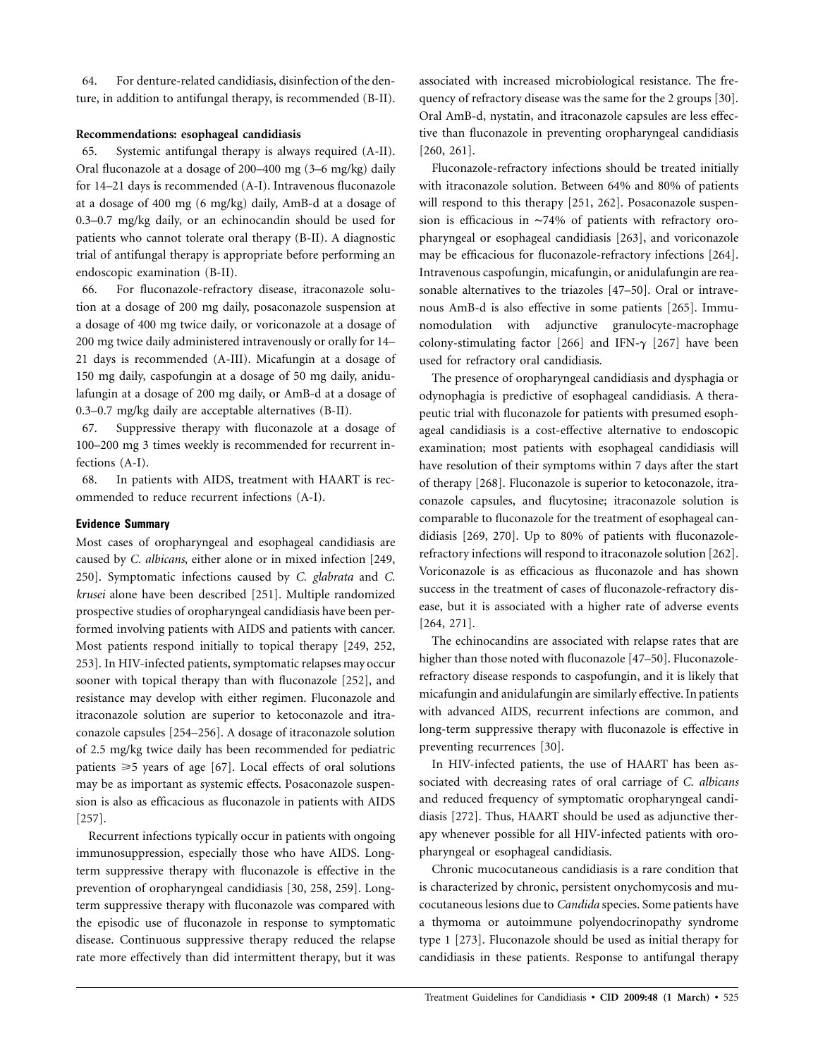64. For denture-related candidiasis, disinfection of the denture, in addition to antifungal therapy, is recommended (B-II).

**Recommendations: esophageal candidiasis**

65. Systemic antifungal therapy is always required (A-II). Oral fluconazole at a dosage of 200–400 mg (3–6 mg/kg) daily for 14–21 days is recommended (A-I). Intravenous fluconazole at a dosage of 400 mg (6 mg/kg) daily, AmB-d at a dosage of 0.3–0.7 mg/kg daily, or an echinocandin should be used for patients who cannot tolerate oral therapy (B-II). A diagnostic trial of antifungal therapy is appropriate before performing an endoscopic examination (B-II).

66. For fluconazole-refractory disease, itraconazole solution at a dosage of 200 mg daily, posaconazole suspension at a dosage of 400 mg twice daily, or voriconazole at a dosage of 200 mg twice daily administered intravenously or orally for 14–21 days is recommended (A-III). Micafungin at a dosage of 150 mg daily, caspofungin at a dosage of 50 mg daily, anidulafungin at a dosage of 200 mg daily, or AmB-d at a dosage of 0.3–0.7 mg/kg daily are acceptable alternatives (B-II).

67. Suppressive therapy with fluconazole at a dosage of 100–200 mg 3 times weekly is recommended for recurrent infections (A-I).

68. In patients with AIDS, treatment with HAART is recommended to reduce recurrent infections (A-I).

### Evidence Summary

Most cases of oropharyngeal and esophageal candidiasis are caused by *C. albicans*, either alone or in mixed infection [249, 250]. Symptomatic infections caused by *C. glabrata* and *C. krusei* alone have been described [251]. Multiple randomized prospective studies of oropharyngeal candidiasis have been performed involving patients with AIDS and patients with cancer. Most patients respond initially to topical therapy [249, 252, 253]. In HIV-infected patients, symptomatic relapses may occur sooner with topical therapy than with fluconazole [252], and resistance may develop with either regimen. Fluconazole and itraconazole solution are superior to ketoconazole and itraconazole capsules [254–256]. A dosage of itraconazole solution of 2.5 mg/kg twice daily has been recommended for pediatric patients $\geqslant 5$ years of age [67]. Local effects of oral solutions may be as important as systemic effects. Posaconazole suspension is also as efficacious as fluconazole in patients with AIDS [257].

Recurrent infections typically occur in patients with ongoing immunosuppression, especially those who have AIDS. Long-term suppressive therapy with fluconazole is effective in the prevention of oropharyngeal candidiasis [30, 258, 259]. Long-term suppressive therapy with fluconazole was compared with the episodic use of fluconazole in response to symptomatic disease. Continuous suppressive therapy reduced the relapse rate more effectively than did intermittent therapy, but it was associated with increased microbiological resistance. The frequency of refractory disease was the same for the 2 groups [30]. Oral AmB-d, nystatin, and itraconazole capsules are less effective than fluconazole in preventing oropharyngeal candidiasis [260, 261].

Fluconazole-refractory infections should be treated initially with itraconazole solution. Between 64% and 80% of patients will respond to this therapy [251, 262]. Posaconazole suspension is efficacious in ~74% of patients with refractory oropharyngeal or esophageal candidiasis [263], and voriconazole may be efficacious for fluconazole-refractory infections [264]. Intravenous caspofungin, micafungin, or anidulafungin are reasonable alternatives to the triazoles [47–50]. Oral or intravenous AmB-d is also effective in some patients [265]. Immunomodulation with adjunctive granulocyte-macrophage colony-stimulating factor [266] and IFN-$\gamma$ [267] have been used for refractory oral candidiasis.

The presence of oropharyngeal candidiasis and dysphagia or odynophagia is predictive of esophageal candidiasis. A therapeutic trial with fluconazole for patients with presumed esophageal candidiasis is a cost-effective alternative to endoscopic examination; most patients with esophageal candidiasis will have resolution of their symptoms within 7 days after the start of therapy [268]. Fluconazole is superior to ketoconazole, itraconazole capsules, and flucytosine; itraconazole solution is comparable to fluconazole for the treatment of esophageal candidiasis [269, 270]. Up to 80% of patients with fluconazole-refractory infections will respond to itraconazole solution [262]. Voriconazole is as efficacious as fluconazole and has shown success in the treatment of cases of fluconazole-refractory disease, but it is associated with a higher rate of adverse events [264, 271].

The echinocandins are associated with relapse rates that are higher than those noted with fluconazole [47–50]. Fluconazole-refractory disease responds to caspofungin, and it is likely that micafungin and anidulafungin are similarly effective. In patients with advanced AIDS, recurrent infections are common, and long-term suppressive therapy with fluconazole is effective in preventing recurrences [30].

In HIV-infected patients, the use of HAART has been associated with decreasing rates of oral carriage of *C. albicans* and reduced frequency of symptomatic oropharyngeal candidiasis [272]. Thus, HAART should be used as adjunctive therapy whenever possible for all HIV-infected patients with oropharyngeal or esophageal candidiasis.

Chronic mucocutaneous candidiasis is a rare condition that is characterized by chronic, persistent onychomycosis and mucocutaneous lesions due to *Candida* species. Some patients have a thymoma or autoimmune polyendocrinopathy syndrome type 1 [273]. Fluconazole should be used as initial therapy for candidiasis in these patients. Response to antifungal therapy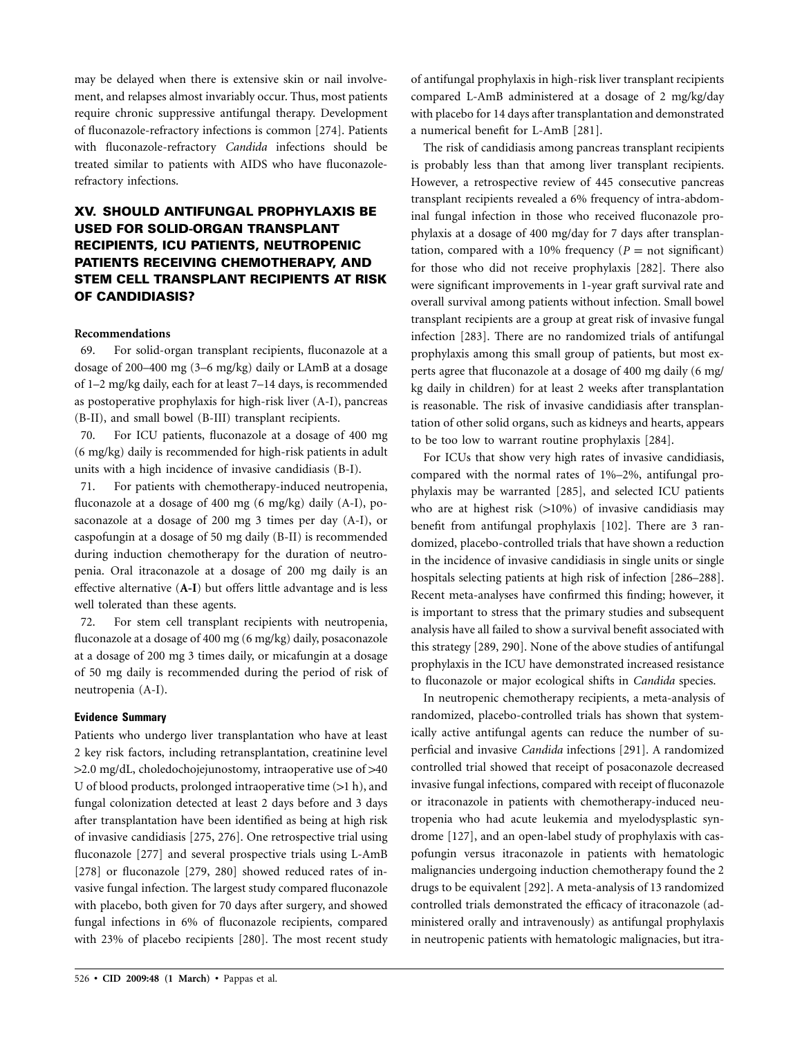may be delayed when there is extensive skin or nail involvement, and relapses almost invariably occur. Thus, most patients require chronic suppressive antifungal therapy. Development of fluconazole-refractory infections is common [274]. Patients with fluconazole-refractory *Candida* infections should be treated similar to patients with AIDS who have fluconazole-refractory infections.

## XV. SHOULD ANTIFUNGAL PROPHYLAXIS BE USED FOR SOLID-ORGAN TRANSPLANT RECIPIENTS, ICU PATIENTS, NEUTROPENIC PATIENTS RECEIVING CHEMOTHERAPY, AND STEM CELL TRANSPLANT RECIPIENTS AT RISK OF CANDIDIASIS?

### Recommendations

69. For solid-organ transplant recipients, fluconazole at a dosage of 200–400 mg (3–6 mg/kg) daily or LAmB at a dosage of 1–2 mg/kg daily, each for at least 7–14 days, is recommended as postoperative prophylaxis for high-risk liver (A-I), pancreas (B-II), and small bowel (B-III) transplant recipients.

70. For ICU patients, fluconazole at a dosage of 400 mg (6 mg/kg) daily is recommended for high-risk patients in adult units with a high incidence of invasive candidiasis (B-I).

71. For patients with chemotherapy-induced neutropenia, fluconazole at a dosage of 400 mg (6 mg/kg) daily (A-I), posaconazole at a dosage of 200 mg 3 times per day (A-I), or caspofungin at a dosage of 50 mg daily (B-II) is recommended during induction chemotherapy for the duration of neutropenia. Oral itraconazole at a dosage of 200 mg daily is an effective alternative (**A-I**) but offers little advantage and is less well tolerated than these agents.

72. For stem cell transplant recipients with neutropenia, fluconazole at a dosage of 400 mg (6 mg/kg) daily, posaconazole at a dosage of 200 mg 3 times daily, or micafungin at a dosage of 50 mg daily is recommended during the period of risk of neutropenia (A-I).

### Evidence Summary

Patients who undergo liver transplantation who have at least 2 key risk factors, including retransplantation, creatinine level >2.0 mg/dL, choledochojejunostomy, intraoperative use of >40 U of blood products, prolonged intraoperative time (>1 h), and fungal colonization detected at least 2 days before and 3 days after transplantation have been identified as being at high risk of invasive candidiasis [275, 276]. One retrospective trial using fluconazole [277] and several prospective trials using L-AmB [278] or fluconazole [279, 280] showed reduced rates of invasive fungal infection. The largest study compared fluconazole with placebo, both given for 70 days after surgery, and showed fungal infections in 6% of fluconazole recipients, compared with 23% of placebo recipients [280]. The most recent study of antifungal prophylaxis in high-risk liver transplant recipients compared L-AmB administered at a dosage of 2 mg/kg/day with placebo for 14 days after transplantation and demonstrated a numerical benefit for L-AmB [281].

The risk of candidiasis among pancreas transplant recipients is probably less than that among liver transplant recipients. However, a retrospective review of 445 consecutive pancreas transplant recipients revealed a 6% frequency of intra-abdominal fungal infection in those who received fluconazole prophylaxis at a dosage of 400 mg/day for 7 days after transplantation, compared with a 10% frequency ($P =$ not significant) for those who did not receive prophylaxis [282]. There also were significant improvements in 1-year graft survival rate and overall survival among patients without infection. Small bowel transplant recipients are a group at great risk of invasive fungal infection [283]. There are no randomized trials of antifungal prophylaxis among this small group of patients, but most experts agree that fluconazole at a dosage of 400 mg daily (6 mg/kg daily in children) for at least 2 weeks after transplantation is reasonable. The risk of invasive candidiasis after transplantation of other solid organs, such as kidneys and hearts, appears to be too low to warrant routine prophylaxis [284].

For ICUs that show very high rates of invasive candidiasis, compared with the normal rates of 1%–2%, antifungal prophylaxis may be warranted [285], and selected ICU patients who are at highest risk (>10%) of invasive candidiasis may benefit from antifungal prophylaxis [102]. There are 3 randomized, placebo-controlled trials that have shown a reduction in the incidence of invasive candidiasis in single units or single hospitals selecting patients at high risk of infection [286–288]. Recent meta-analyses have confirmed this finding; however, it is important to stress that the primary studies and subsequent analysis have all failed to show a survival benefit associated with this strategy [289, 290]. None of the above studies of antifungal prophylaxis in the ICU have demonstrated increased resistance to fluconazole or major ecological shifts in *Candida* species.

In neutropenic chemotherapy recipients, a meta-analysis of randomized, placebo-controlled trials has shown that systemically active antifungal agents can reduce the number of superficial and invasive *Candida* infections [291]. A randomized controlled trial showed that receipt of posaconazole decreased invasive fungal infections, compared with receipt of fluconazole or itraconazole in patients with chemotherapy-induced neutropenia who had acute leukemia and myelodysplastic syndrome [127], and an open-label study of prophylaxis with caspofungin versus itraconazole in patients with hematologic malignancies undergoing induction chemotherapy found the 2 drugs to be equivalent [292]. A meta-analysis of 13 randomized controlled trials demonstrated the efficacy of itraconazole (administered orally and intravenously) as antifungal prophylaxis in neutropenic patients with hematologic malignancies, but itra-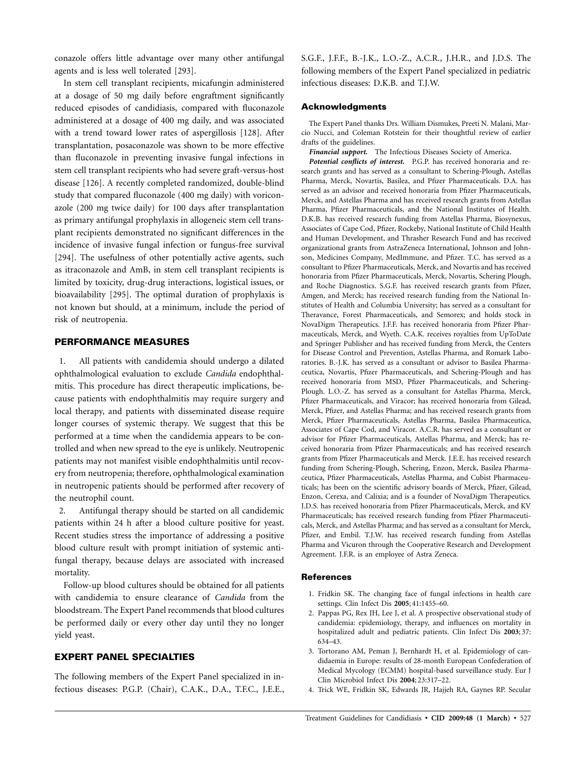conazole offers little advantage over many other antifungal agents and is less well tolerated [293].

In stem cell transplant recipients, micafungin administered at a dosage of 50 mg daily before engraftment significantly reduced episodes of candidiasis, compared with fluconazole administered at a dosage of 400 mg daily, and was associated with a trend toward lower rates of aspergillosis [128]. After transplantation, posaconazole was shown to be more effective than fluconazole in preventing invasive fungal infections in stem cell transplant recipients who had severe graft-versus-host disease [126]. A recently completed randomized, double-blind study that compared fluconazole (400 mg daily) with voriconazole (200 mg twice daily) for 100 days after transplantation as primary antifungal prophylaxis in allogeneic stem cell transplant recipients demonstrated no significant differences in the incidence of invasive fungal infection or fungus-free survival [294]. The usefulness of other potentially active agents, such as itraconazole and AmB, in stem cell transplant recipients is limited by toxicity, drug-drug interactions, logistical issues, or bioavailability [295]. The optimal duration of prophylaxis is not known but should, at a minimum, include the period of risk of neutropenia.

## PERFORMANCE MEASURES

1. All patients with candidemia should undergo a dilated ophthalmological evaluation to exclude *Candida* endophthalmitis. This procedure has direct therapeutic implications, because patients with endophthalmitis may require surgery and local therapy, and patients with disseminated disease require longer courses of systemic therapy. We suggest that this be performed at a time when the candidemia appears to be controlled and when new spread to the eye is unlikely. Neutropenic patients may not manifest visible endophthalmitis until recovery from neutropenia; therefore, ophthalmological examination in neutropenic patients should be performed after recovery of the neutrophil count.
2. Antifungal therapy should be started on all candidemic patients within 24 h after a blood culture positive for yeast. Recent studies stress the importance of addressing a positive blood culture result with prompt initiation of systemic antifungal therapy, because delays are associated with increased mortality.

Follow-up blood cultures should be obtained for all patients with candidemia to ensure clearance of *Candida* from the bloodstream. The Expert Panel recommends that blood cultures be performed daily or every other day until they no longer yield yeast.

## EXPERT PANEL SPECIALTIES

The following members of the Expert Panel specialized in infectious diseases: P.G.P. (Chair), C.A.K., D.A., T.F.C., J.E.E., S.G.F., J.F.F., B.-J.K., L.O.-Z., A.C.R., J.H.R., and J.D.S. The following members of the Expert Panel specialized in pediatric infectious diseases: D.K.B. and T.J.W.

### Acknowledgments

The Expert Panel thanks Drs. William Dismukes, Preeti N. Malani, Marcio Nucci, and Coleman Rotstein for their thoughtful review of earlier drafts of the guidelines.

***Financial support.*** The Infectious Diseases Society of America.

***Potential conflicts of interest.*** P.G.P. has received honoraria and research grants and has served as a consultant to Schering-Plough, Astellas Pharma, Merck, Novartis, Basilea, and Pfizer Pharmaceuticals. D.A. has served as an advisor and received honoraria from Pfizer Pharmaceuticals, Merck, and Astellas Pharma and has received research grants from Astellas Pharma, Pfizer Pharmaceuticals, and the National Institutes of Health. D.K.B. has received research funding from Astellas Pharma, Biosynexus, Associates of Cape Cod, Pfizer, Rockeby, National Institute of Child Health and Human Development, and Thrasher Research Fund and has received organizational grants from AstraZeneca International, Johnson and Johnson, Medicines Company, MedImmune, and Pfizer. T.C. has served as a consultant to Pfizer Pharmaceuticals, Merck, and Novartis and has received honoraria from Pfizer Pharmaceuticals, Merck, Novartis, Schering Plough, and Roche Diagnostics. S.G.F. has received research grants from Pfizer, Amgen, and Merck; has received research funding from the National Institutes of Health and Columbia University; has served as a consultant for Theravance, Forest Pharmaceuticals, and Semorex; and holds stock in NovaDigm Therapeutics. J.F.F. has received honoraria from Pfizer Pharmaceuticals, Merck, and Wyeth. C.A.K. receives royalties from UpToDate and Springer Publisher and has received funding from Merck, the Centers for Disease Control and Prevention, Astellas Pharma, and Romark Laboratories. B.-J.K. has served as a consultant or advisor to Basilea Pharmaceutica, Novartis, Pfizer Pharmaceuticals, and Schering-Plough and has received honoraria from MSD, Pfizer Pharmaceuticals, and Schering-Plough. L.O.-Z. has served as a consultant for Astellas Pharma, Merck, Pfizer Pharmaceuticals, and Viracor; has received honoraria from Gilead, Merck, Pfizer, and Astellas Pharma; and has received research grants from Merck, Pfizer Pharmaceuticals, Astellas Pharma, Basilea Pharmaceutica, Associates of Cape Cod, and Viracor. A.C.R. has served as a consultant or advisor for Pfizer Pharmaceuticals, Astellas Pharma, and Merck; has received honoraria from Pfizer Pharmaceuticals; and has received research grants from Pfizer Pharmaceuticals and Merck. J.E.E. has received research funding from Schering-Plough, Schering, Enzon, Merck, Basilea Pharmaceutica, Pfizer Pharmaceuticals, Astellas Pharma, and Cubist Pharmaceuticals; has been on the scientific advisory boards of Merck, Pfizer, Gilead, Enzon, Cerexa, and Calixia; and is a founder of NovaDigm Therapeutics. J.D.S. has received honoraria from Pfizer Pharmaceuticals, Merck, and KV Pharmaceuticals; has received research funding from Pfizer Pharmaceuticals, Merck, and Astellas Pharma; and has served as a consultant for Merck, Pfizer, and Embil. T.J.W. has received research funding from Astellas Pharma and Vicuron through the Cooperative Research and Development Agreement. J.F.R. is an employee of Astra Zeneca.

### References

1. Fridkin SK. The changing face of fungal infections in health care settings. Clin Infect Dis **2005**; 41:1455–60.
2. Pappas PG, Rex JH, Lee J, et al. A prospective observational study of candidemia: epidemiology, therapy, and influences on mortality in hospitalized adult and pediatric patients. Clin Infect Dis **2003**; 37: 634–43.
3. Tortorano AM, Peman J, Bernhardt H, et al. Epidemiology of candidaemia in Europe: results of 28-month European Confederation of Medical Mycology (ECMM) hospital-based surveillance study. Eur J Clin Microbiol Infect Dis **2004**; 23:317–22.
4. Trick WE, Fridkin SK, Edwards JR, Hajjeh RA, Gaynes RP. Secular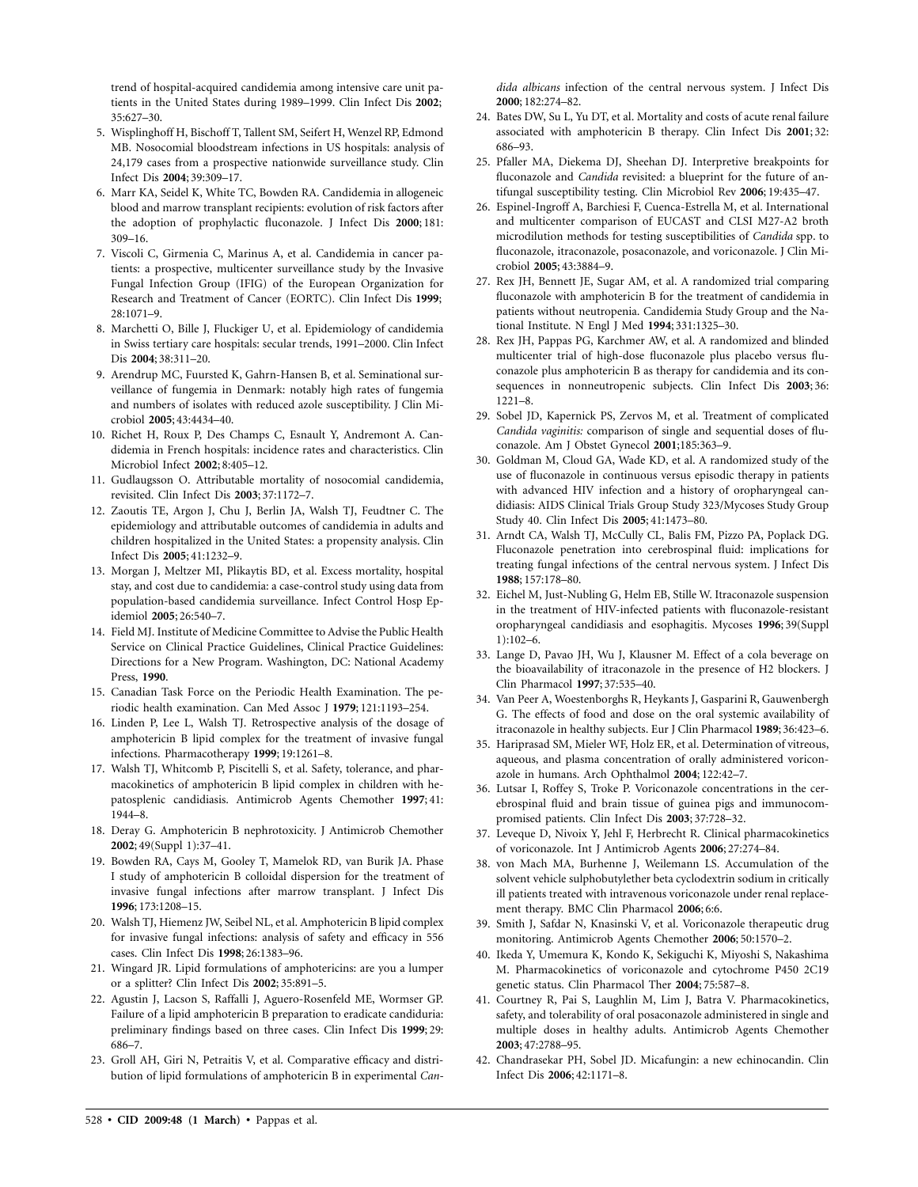trend of hospital-acquired candidemia among intensive care unit patients in the United States during 1989–1999. Clin Infect Dis **2002**; 35:627–30.

5. Wisplinghoff H, Bischoff T, Tallent SM, Seifert H, Wenzel RP, Edmond MB. Nosocomial bloodstream infections in US hospitals: analysis of 24,179 cases from a prospective nationwide surveillance study. Clin Infect Dis **2004**; 39:309–17.
6. Marr KA, Seidel K, White TC, Bowden RA. Candidemia in allogeneic blood and marrow transplant recipients: evolution of risk factors after the adoption of prophylactic fluconazole. J Infect Dis **2000**; 181: 309–16.
7. Viscoli C, Girmenia C, Marinus A, et al. Candidemia in cancer patients: a prospective, multicenter surveillance study by the Invasive Fungal Infection Group (IFIG) of the European Organization for Research and Treatment of Cancer (EORTC). Clin Infect Dis **1999**; 28:1071–9.
8. Marchetti O, Bille J, Fluckiger U, et al. Epidemiology of candidemia in Swiss tertiary care hospitals: secular trends, 1991–2000. Clin Infect Dis **2004**; 38:311–20.
9. Arendrup MC, Fuursted K, Gahrn-Hansen B, et al. Seminational surveillance of fungemia in Denmark: notably high rates of fungemia and numbers of isolates with reduced azole susceptibility. J Clin Microbiol **2005**; 43:4434–40.
10. Richet H, Roux P, Des Champs C, Esnault Y, Andremont A. Candidemia in French hospitals: incidence rates and characteristics. Clin Microbiol Infect **2002**; 8:405–12.
11. Gudlaugsson O. Attributable mortality of nosocomial candidemia, revisited. Clin Infect Dis **2003**; 37:1172–7.
12. Zaoutis TE, Argon J, Chu J, Berlin JA, Walsh TJ, Feudtner C. The epidemiology and attributable outcomes of candidemia in adults and children hospitalized in the United States: a propensity analysis. Clin Infect Dis **2005**; 41:1232–9.
13. Morgan J, Meltzer MI, Plikaytis BD, et al. Excess mortality, hospital stay, and cost due to candidemia: a case-control study using data from population-based candidemia surveillance. Infect Control Hosp Epidemiol **2005**; 26:540–7.
14. Field MJ. Institute of Medicine Committee to Advise the Public Health Service on Clinical Practice Guidelines, Clinical Practice Guidelines: Directions for a New Program. Washington, DC: National Academy Press, **1990**.
15. Canadian Task Force on the Periodic Health Examination. The periodic health examination. Can Med Assoc J **1979**; 121:1193–254.
16. Linden P, Lee L, Walsh TJ. Retrospective analysis of the dosage of amphotericin B lipid complex for the treatment of invasive fungal infections. Pharmacotherapy **1999**; 19:1261–8.
17. Walsh TJ, Whitcomb P, Piscitelli S, et al. Safety, tolerance, and pharmacokinetics of amphotericin B lipid complex in children with hepatosplenic candidiasis. Antimicrob Agents Chemother **1997**; 41: 1944–8.
18. Deray G. Amphotericin B nephrotoxicity. J Antimicrob Chemother **2002**; 49(Suppl 1):37–41.
19. Bowden RA, Cays M, Gooley T, Mamelok RD, van Burik JA. Phase I study of amphotericin B colloidal dispersion for the treatment of invasive fungal infections after marrow transplant. J Infect Dis **1996**; 173:1208–15.
20. Walsh TJ, Hiemenz JW, Seibel NL, et al. Amphotericin B lipid complex for invasive fungal infections: analysis of safety and efficacy in 556 cases. Clin Infect Dis **1998**; 26:1383–96.
21. Wingard JR. Lipid formulations of amphotericins: are you a lumper or a splitter? Clin Infect Dis **2002**; 35:891–5.
22. Agustin J, Lacson S, Raffalli J, Aguero-Rosenfeld ME, Wormser GP. Failure of a lipid amphotericin B preparation to eradicate candiduria: preliminary findings based on three cases. Clin Infect Dis **1999**; 29: 686–7.
23. Groll AH, Giri N, Petraitis V, et al. Comparative efficacy and distribution of lipid formulations of amphotericin B in experimental *Candida albicans* infection of the central nervous system. J Infect Dis **2000**; 182:274–82.
24. Bates DW, Su L, Yu DT, et al. Mortality and costs of acute renal failure associated with amphotericin B therapy. Clin Infect Dis **2001**; 32: 686–93.
25. Pfaller MA, Diekema DJ, Sheehan DJ. Interpretive breakpoints for fluconazole and *Candida* revisited: a blueprint for the future of antifungal susceptibility testing. Clin Microbiol Rev **2006**; 19:435–47.
26. Espinel-Ingroff A, Barchiesi F, Cuenca-Estrella M, et al. International and multicenter comparison of EUCAST and CLSI M27-A2 broth microdilution methods for testing susceptibilities of *Candida* spp. to fluconazole, itraconazole, posaconazole, and voriconazole. J Clin Microbiol **2005**; 43:3884–9.
27. Rex JH, Bennett JE, Sugar AM, et al. A randomized trial comparing fluconazole with amphotericin B for the treatment of candidemia in patients without neutropenia. Candidemia Study Group and the National Institute. N Engl J Med **1994**; 331:1325–30.
28. Rex JH, Pappas PG, Karchmer AW, et al. A randomized and blinded multicenter trial of high-dose fluconazole plus placebo versus fluconazole plus amphotericin B as therapy for candidemia and its consequences in nonneutropenic subjects. Clin Infect Dis **2003**; 36: 1221–8.
29. Sobel JD, Kapernick PS, Zervos M, et al. Treatment of complicated *Candida vaginitis:* comparison of single and sequential doses of fluconazole. Am J Obstet Gynecol **2001**;185:363–9.
30. Goldman M, Cloud GA, Wade KD, et al. A randomized study of the use of fluconazole in continuous versus episodic therapy in patients with advanced HIV infection and a history of oropharyngeal candidiasis: AIDS Clinical Trials Group Study 323/Mycoses Study Group Study 40. Clin Infect Dis **2005**; 41:1473–80.
31. Arndt CA, Walsh TJ, McCully CL, Balis FM, Pizzo PA, Poplack DG. Fluconazole penetration into cerebrospinal fluid: implications for treating fungal infections of the central nervous system. J Infect Dis **1988**; 157:178–80.
32. Eichel M, Just-Nubling G, Helm EB, Stille W. Itraconazole suspension in the treatment of HIV-infected patients with fluconazole-resistant oropharyngeal candidiasis and esophagitis. Mycoses **1996**; 39(Suppl 1):102–6.
33. Lange D, Pavao JH, Wu J, Klausner M. Effect of a cola beverage on the bioavailability of itraconazole in the presence of H2 blockers. J Clin Pharmacol **1997**; 37:535–40.
34. Van Peer A, Woestenborghs R, Heykants J, Gasparini R, Gauwenbergh G. The effects of food and dose on the oral systemic availability of itraconazole in healthy subjects. Eur J Clin Pharmacol **1989**; 36:423–6.
35. Hariprasad SM, Mieler WF, Holz ER, et al. Determination of vitreous, aqueous, and plasma concentration of orally administered voriconazole in humans. Arch Ophthalmol **2004**; 122:42–7.
36. Lutsar I, Roffey S, Troke P. Voriconazole concentrations in the cerebrospinal fluid and brain tissue of guinea pigs and immunocompromised patients. Clin Infect Dis **2003**; 37:728–32.
37. Leveque D, Nivoix Y, Jehl F, Herbrecht R. Clinical pharmacokinetics of voriconazole. Int J Antimicrob Agents **2006**; 27:274–84.
38. von Mach MA, Burhenne J, Weilemann LS. Accumulation of the solvent vehicle sulphobutylether beta cyclodextrin sodium in critically ill patients treated with intravenous voriconazole under renal replacement therapy. BMC Clin Pharmacol **2006**; 6:6.
39. Smith J, Safdar N, Knasinski V, et al. Voriconazole therapeutic drug monitoring. Antimicrob Agents Chemother **2006**; 50:1570–2.
40. Ikeda Y, Umemura K, Kondo K, Sekiguchi K, Miyoshi S, Nakashima M. Pharmacokinetics of voriconazole and cytochrome P450 2C19 genetic status. Clin Pharmacol Ther **2004**; 75:587–8.
41. Courtney R, Pai S, Laughlin M, Lim J, Batra V. Pharmacokinetics, safety, and tolerability of oral posaconazole administered in single and multiple doses in healthy adults. Antimicrob Agents Chemother **2003**; 47:2788–95.
42. Chandrasekar PH, Sobel JD. Micafungin: a new echinocandin. Clin Infect Dis **2006**; 42:1171–8.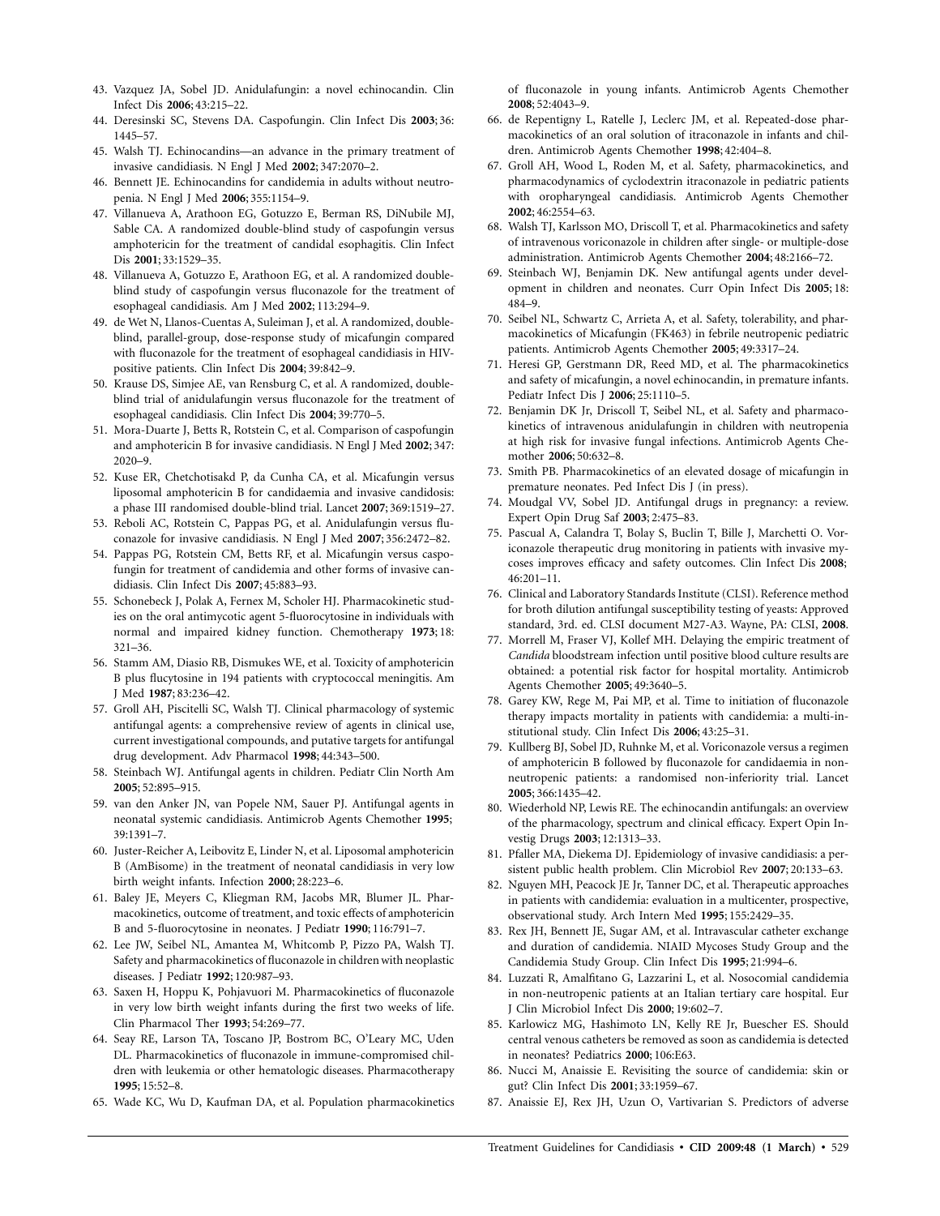43. Vazquez JA, Sobel JD. Anidulafungin: a novel echinocandin. Clin Infect Dis **2006**; 43:215–22.
44. Deresinski SC, Stevens DA. Caspofungin. Clin Infect Dis **2003**; 36: 1445–57.
45. Walsh TJ. Echinocandins—an advance in the primary treatment of invasive candidiasis. N Engl J Med **2002**; 347:2070–2.
46. Bennett JE. Echinocandins for candidemia in adults without neutropenia. N Engl J Med **2006**; 355:1154–9.
47. Villanueva A, Arathoon EG, Gotuzzo E, Berman RS, DiNubile MJ, Sable CA. A randomized double-blind study of caspofungin versus amphotericin for the treatment of candidal esophagitis. Clin Infect Dis **2001**; 33:1529–35.
48. Villanueva A, Gotuzzo E, Arathoon EG, et al. A randomized double-blind study of caspofungin versus fluconazole for the treatment of esophageal candidiasis. Am J Med **2002**; 113:294–9.
49. de Wet N, Llanos-Cuentas A, Suleiman J, et al. A randomized, double-blind, parallel-group, dose-response study of micafungin compared with fluconazole for the treatment of esophageal candidiasis in HIV-positive patients. Clin Infect Dis **2004**; 39:842–9.
50. Krause DS, Simjee AE, van Rensburg C, et al. A randomized, double-blind trial of anidulafungin versus fluconazole for the treatment of esophageal candidiasis. Clin Infect Dis **2004**; 39:770–5.
51. Mora-Duarte J, Betts R, Rotstein C, et al. Comparison of caspofungin and amphotericin B for invasive candidiasis. N Engl J Med **2002**; 347: 2020–9.
52. Kuse ER, Chetchotisakd P, da Cunha CA, et al. Micafungin versus liposomal amphotericin B for candidaemia and invasive candidosis: a phase III randomised double-blind trial. Lancet **2007**; 369:1519–27.
53. Reboli AC, Rotstein C, Pappas PG, et al. Anidulafungin versus fluconazole for invasive candidiasis. N Engl J Med **2007**; 356:2472–82.
54. Pappas PG, Rotstein CM, Betts RF, et al. Micafungin versus caspofungin for treatment of candidemia and other forms of invasive candidiasis. Clin Infect Dis **2007**; 45:883–93.
55. Schonebeck J, Polak A, Fernex M, Scholer HJ. Pharmacokinetic studies on the oral antimycotic agent 5-fluorocytosine in individuals with normal and impaired kidney function. Chemotherapy **1973**; 18: 321–36.
56. Stamm AM, Diasio RB, Dismukes WE, et al. Toxicity of amphotericin B plus flucytosine in 194 patients with cryptococcal meningitis. Am J Med **1987**; 83:236–42.
57. Groll AH, Piscitelli SC, Walsh TJ. Clinical pharmacology of systemic antifungal agents: a comprehensive review of agents in clinical use, current investigational compounds, and putative targets for antifungal drug development. Adv Pharmacol **1998**; 44:343–500.
58. Steinbach WJ. Antifungal agents in children. Pediatr Clin North Am **2005**; 52:895–915.
59. van den Anker JN, van Popele NM, Sauer PJ. Antifungal agents in neonatal systemic candidiasis. Antimicrob Agents Chemother **1995**; 39:1391–7.
60. Juster-Reicher A, Leibovitz E, Linder N, et al. Liposomal amphotericin B (AmBisome) in the treatment of neonatal candidiasis in very low birth weight infants. Infection **2000**; 28:223–6.
61. Baley JE, Meyers C, Kliegman RM, Jacobs MR, Blumer JL. Pharmacokinetics, outcome of treatment, and toxic effects of amphotericin B and 5-fluorocytosine in neonates. J Pediatr **1990**; 116:791–7.
62. Lee JW, Seibel NL, Amantea M, Whitcomb P, Pizzo PA, Walsh TJ. Safety and pharmacokinetics of fluconazole in children with neoplastic diseases. J Pediatr **1992**; 120:987–93.
63. Saxen H, Hoppu K, Pohjavuori M. Pharmacokinetics of fluconazole in very low birth weight infants during the first two weeks of life. Clin Pharmacol Ther **1993**; 54:269–77.
64. Seay RE, Larson TA, Toscano JP, Bostrom BC, O'Leary MC, Uden DL. Pharmacokinetics of fluconazole in immune-compromised children with leukemia or other hematologic diseases. Pharmacotherapy **1995**; 15:52–8.
65. Wade KC, Wu D, Kaufman DA, et al. Population pharmacokinetics of fluconazole in young infants. Antimicrob Agents Chemother **2008**; 52:4043–9.
66. de Repentigny L, Ratelle J, Leclerc JM, et al. Repeated-dose pharmacokinetics of an oral solution of itraconazole in infants and children. Antimicrob Agents Chemother **1998**; 42:404–8.
67. Groll AH, Wood L, Roden M, et al. Safety, pharmacokinetics, and pharmacodynamics of cyclodextrin itraconazole in pediatric patients with oropharyngeal candidiasis. Antimicrob Agents Chemother **2002**; 46:2554–63.
68. Walsh TJ, Karlsson MO, Driscoll T, et al. Pharmacokinetics and safety of intravenous voriconazole in children after single- or multiple-dose administration. Antimicrob Agents Chemother **2004**; 48:2166–72.
69. Steinbach WJ, Benjamin DK. New antifungal agents under development in children and neonates. Curr Opin Infect Dis **2005**; 18: 484–9.
70. Seibel NL, Schwartz C, Arrieta A, et al. Safety, tolerability, and pharmacokinetics of Micafungin (FK463) in febrile neutropenic pediatric patients. Antimicrob Agents Chemother **2005**; 49:3317–24.
71. Heresi GP, Gerstmann DR, Reed MD, et al. The pharmacokinetics and safety of micafungin, a novel echinocandin, in premature infants. Pediatr Infect Dis J **2006**; 25:1110–5.
72. Benjamin DK Jr, Driscoll T, Seibel NL, et al. Safety and pharmacokinetics of intravenous anidulafungin in children with neutropenia at high risk for invasive fungal infections. Antimicrob Agents Chemother **2006**; 50:632–8.
73. Smith PB. Pharmacokinetics of an elevated dosage of micafungin in premature neonates. Ped Infect Dis J (in press).
74. Moudgal VV, Sobel JD. Antifungal drugs in pregnancy: a review. Expert Opin Drug Saf **2003**; 2:475–83.
75. Pascual A, Calandra T, Bolay S, Buclin T, Bille J, Marchetti O. Voriconazole therapeutic drug monitoring in patients with invasive mycoses improves efficacy and safety outcomes. Clin Infect Dis **2008**; 46:201–11.
76. Clinical and Laboratory Standards Institute (CLSI). Reference method for broth dilution antifungal susceptibility testing of yeasts: Approved standard, 3rd. ed. CLSI document M27-A3. Wayne, PA: CLSI, **2008**.
77. Morrell M, Fraser VJ, Kollef MH. Delaying the empiric treatment of *Candida* bloodstream infection until positive blood culture results are obtained: a potential risk factor for hospital mortality. Antimicrob Agents Chemother **2005**; 49:3640–5.
78. Garey KW, Rege M, Pai MP, et al. Time to initiation of fluconazole therapy impacts mortality in patients with candidemia: a multi-institutional study. Clin Infect Dis **2006**; 43:25–31.
79. Kullberg BJ, Sobel JD, Ruhnke M, et al. Voriconazole versus a regimen of amphotericin B followed by fluconazole for candidaemia in non-neutropenic patients: a randomised non-inferiority trial. Lancet **2005**; 366:1435–42.
80. Wiederhold NP, Lewis RE. The echinocandin antifungals: an overview of the pharmacology, spectrum and clinical efficacy. Expert Opin Investig Drugs **2003**; 12:1313–33.
81. Pfaller MA, Diekema DJ. Epidemiology of invasive candidiasis: a persistent public health problem. Clin Microbiol Rev **2007**; 20:133–63.
82. Nguyen MH, Peacock JE Jr, Tanner DC, et al. Therapeutic approaches in patients with candidemia: evaluation in a multicenter, prospective, observational study. Arch Intern Med **1995**; 155:2429–35.
83. Rex JH, Bennett JE, Sugar AM, et al. Intravascular catheter exchange and duration of candidemia. NIAID Mycoses Study Group and the Candidemia Study Group. Clin Infect Dis **1995**; 21:994–6.
84. Luzzati R, Amalfitano G, Lazzarini L, et al. Nosocomial candidemia in non-neutropenic patients at an Italian tertiary care hospital. Eur J Clin Microbiol Infect Dis **2000**; 19:602–7.
85. Karlowicz MG, Hashimoto LN, Kelly RE Jr, Buescher ES. Should central venous catheters be removed as soon as candidemia is detected in neonates? Pediatrics **2000**; 106:E63.
86. Nucci M, Anaissie E. Revisiting the source of candidemia: skin or gut? Clin Infect Dis **2001**; 33:1959–67.
87. Anaissie EJ, Rex JH, Uzun O, Vartivarian S. Predictors of adverse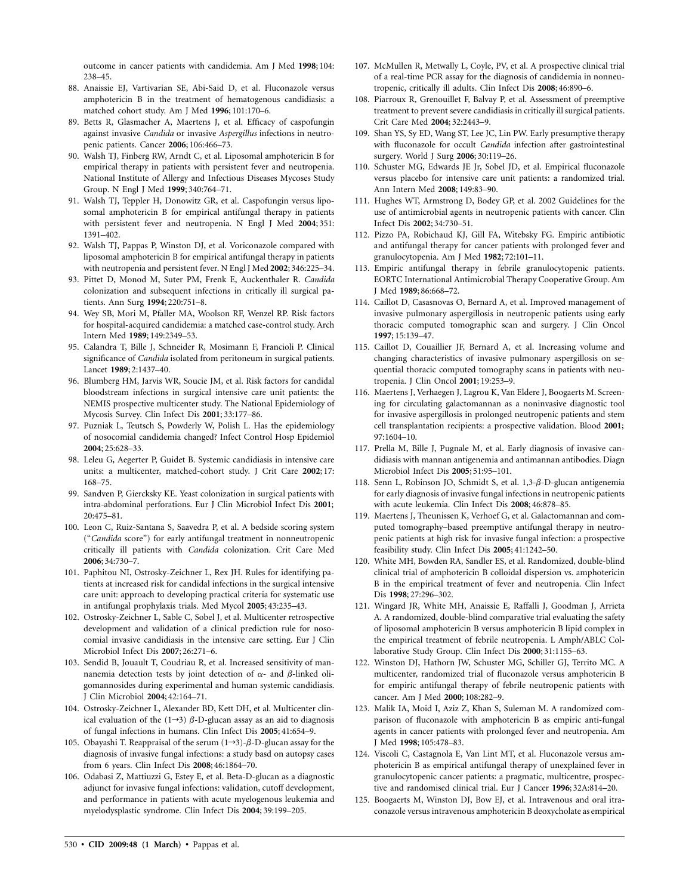outcome in cancer patients with candidemia. Am J Med **1998**; 104: 238–45.

88. Anaissie EJ, Vartivarian SE, Abi-Said D, et al. Fluconazole versus amphotericin B in the treatment of hematogenous candidiasis: a matched cohort study. Am J Med **1996**; 101:170–6.
89. Betts R, Glasmacher A, Maertens J, et al. Efficacy of caspofungin against invasive *Candida* or invasive *Aspergillus* infections in neutropenic patients. Cancer **2006**; 106:466–73.
90. Walsh TJ, Finberg RW, Arndt C, et al. Liposomal amphotericin B for empirical therapy in patients with persistent fever and neutropenia. National Institute of Allergy and Infectious Diseases Mycoses Study Group. N Engl J Med **1999**; 340:764–71.
91. Walsh TJ, Teppler H, Donowitz GR, et al. Caspofungin versus liposomal amphotericin B for empirical antifungal therapy in patients with persistent fever and neutropenia. N Engl J Med **2004**; 351: 1391–402.
92. Walsh TJ, Pappas P, Winston DJ, et al. Voriconazole compared with liposomal amphotericin B for empirical antifungal therapy in patients with neutropenia and persistent fever. N Engl J Med **2002**; 346:225–34.
93. Pittet D, Monod M, Suter PM, Frenk E, Auckenthaler R. *Candida* colonization and subsequent infections in critically ill surgical patients. Ann Surg **1994**; 220:751–8.
94. Wey SB, Mori M, Pfaller MA, Woolson RF, Wenzel RP. Risk factors for hospital-acquired candidemia: a matched case-control study. Arch Intern Med **1989**; 149:2349–53.
95. Calandra T, Bille J, Schneider R, Mosimann F, Francioli P. Clinical significance of *Candida* isolated from peritoneum in surgical patients. Lancet **1989**; 2:1437–40.
96. Blumberg HM, Jarvis WR, Soucie JM, et al. Risk factors for candidal bloodstream infections in surgical intensive care unit patients: the NEMIS prospective multicenter study. The National Epidemiology of Mycosis Survey. Clin Infect Dis **2001**; 33:177–86.
97. Puzniak L, Teutsch S, Powderly W, Polish L. Has the epidemiology of nosocomial candidemia changed? Infect Control Hosp Epidemiol **2004**; 25:628–33.
98. Leleu G, Aegerter P, Guidet B. Systemic candidiasis in intensive care units: a multicenter, matched-cohort study. J Crit Care **2002**; 17: 168–75.
99. Sandven P, Giercksky KE. Yeast colonization in surgical patients with intra-abdominal perforations. Eur J Clin Microbiol Infect Dis **2001**; 20:475–81.
100. Leon C, Ruiz-Santana S, Saavedra P, et al. A bedside scoring system ("*Candida* score") for early antifungal treatment in nonneutropenic critically ill patients with *Candida* colonization. Crit Care Med **2006**; 34:730–7.
101. Paphitou NI, Ostrosky-Zeichner L, Rex JH. Rules for identifying patients at increased risk for candidal infections in the surgical intensive care unit: approach to developing practical criteria for systematic use in antifungal prophylaxis trials. Med Mycol **2005**; 43:235–43.
102. Ostrosky-Zeichner L, Sable C, Sobel J, et al. Multicenter retrospective development and validation of a clinical prediction rule for nosocomial invasive candidiasis in the intensive care setting. Eur J Clin Microbiol Infect Dis **2007**; 26:271–6.
103. Sendid B, Jouault T, Coudriau R, et al. Increased sensitivity of mannanemia detection tests by joint detection of $\alpha$- and $\beta$-linked oligomannosides during experimental and human systemic candidiasis. J Clin Microbiol **2004**; 42:164–71.
104. Ostrosky-Zeichner L, Alexander BD, Kett DH, et al. Multicenter clinical evaluation of the $(1\rightarrow3)$ $\beta$-D-glucan assay as an aid to diagnosis of fungal infections in humans. Clin Infect Dis **2005**; 41:654–9.
105. Obayashi T. Reappraisal of the serum $(1\rightarrow3)$-$\beta$-D-glucan assay for the diagnosis of invasive fungal infections: a study based on autopsy cases from 6 years. Clin Infect Dis **2008**; 46:1864–70.
106. Odabasi Z, Mattiuzzi G, Estey E, et al. Beta-D-glucan as a diagnostic adjunct for invasive fungal infections: validation, cutoff development, and performance in patients with acute myelogenous leukemia and myelodysplastic syndrome. Clin Infect Dis **2004**; 39:199–205.
107. McMullen R, Metwally L, Coyle, PV, et al. A prospective clinical trial of a real-time PCR assay for the diagnosis of candidemia in nonneutropenic, critically ill adults. Clin Infect Dis **2008**; 46:890–6.
108. Piarroux R, Grenouillet F, Balvay P, et al. Assessment of preemptive treatment to prevent severe candidiasis in critically ill surgical patients. Crit Care Med **2004**; 32:2443–9.
109. Shan YS, Sy ED, Wang ST, Lee JC, Lin PW. Early presumptive therapy with fluconazole for occult *Candida* infection after gastrointestinal surgery. World J Surg **2006**; 30:119–26.
110. Schuster MG, Edwards JE Jr, Sobel JD, et al. Empirical fluconazole versus placebo for intensive care unit patients: a randomized trial. Ann Intern Med **2008**; 149:83–90.
111. Hughes WT, Armstrong D, Bodey GP, et al. 2002 Guidelines for the use of antimicrobial agents in neutropenic patients with cancer. Clin Infect Dis **2002**; 34:730–51.
112. Pizzo PA, Robichaud KJ, Gill FA, Witebsky FG. Empiric antibiotic and antifungal therapy for cancer patients with prolonged fever and granulocytopenia. Am J Med **1982**; 72:101–11.
113. Empiric antifungal therapy in febrile granulocytopenic patients. EORTC International Antimicrobial Therapy Cooperative Group. Am J Med **1989**; 86:668–72.
114. Caillot D, Casasnovas O, Bernard A, et al. Improved management of invasive pulmonary aspergillosis in neutropenic patients using early thoracic computed tomographic scan and surgery. J Clin Oncol **1997**; 15:139–47.
115. Caillot D, Couaillier JF, Bernard A, et al. Increasing volume and changing characteristics of invasive pulmonary aspergillosis on sequential thoracic computed tomography scans in patients with neutropenia. J Clin Oncol **2001**; 19:253–9.
116. Maertens J, Verhaegen J, Lagrou K, Van Eldere J, Boogaerts M. Screening for circulating galactomannan as a noninvasive diagnostic tool for invasive aspergillosis in prolonged neutropenic patients and stem cell transplantation recipients: a prospective validation. Blood **2001**; 97:1604–10.
117. Prella M, Bille J, Pugnale M, et al. Early diagnosis of invasive candidiasis with mannan antigenemia and antimannan antibodies. Diagn Microbiol Infect Dis **2005**; 51:95–101.
118. Senn L, Robinson JO, Schmidt S, et al. 1,3-$\beta$-D-glucan antigenemia for early diagnosis of invasive fungal infections in neutropenic patients with acute leukemia. Clin Infect Dis **2008**; 46:878–85.
119. Maertens J, Theunissen K, Verhoef G, et al. Galactomannan and computed tomography–based preemptive antifungal therapy in neutropenic patients at high risk for invasive fungal infection: a prospective feasibility study. Clin Infect Dis **2005**; 41:1242–50.
120. White MH, Bowden RA, Sandler ES, et al. Randomized, double-blind clinical trial of amphotericin B colloidal dispersion vs. amphotericin B in the empirical treatment of fever and neutropenia. Clin Infect Dis **1998**; 27:296–302.
121. Wingard JR, White MH, Anaissie E, Raffalli J, Goodman J, Arrieta A. A randomized, double-blind comparative trial evaluating the safety of liposomal amphotericin B versus amphotericin B lipid complex in the empirical treatment of febrile neutropenia. L Amph/ABLC Collaborative Study Group. Clin Infect Dis **2000**; 31:1155–63.
122. Winston DJ, Hathorn JW, Schuster MG, Schiller GJ, Territo MC. A multicenter, randomized trial of fluconazole versus amphotericin B for empiric antifungal therapy of febrile neutropenic patients with cancer. Am J Med **2000**; 108:282–9.
123. Malik IA, Moid I, Aziz Z, Khan S, Suleman M. A randomized comparison of fluconazole with amphotericin B as empiric anti-fungal agents in cancer patients with prolonged fever and neutropenia. Am J Med **1998**; 105:478–83.
124. Viscoli C, Castagnola E, Van Lint MT, et al. Fluconazole versus amphotericin B as empirical antifungal therapy of unexplained fever in granulocytopenic cancer patients: a pragmatic, multicentre, prospective and randomised clinical trial. Eur J Cancer **1996**; 32A:814–20.
125. Boogaerts M, Winston DJ, Bow EJ, et al. Intravenous and oral itraconazole versus intravenous amphotericin B deoxycholate as empirical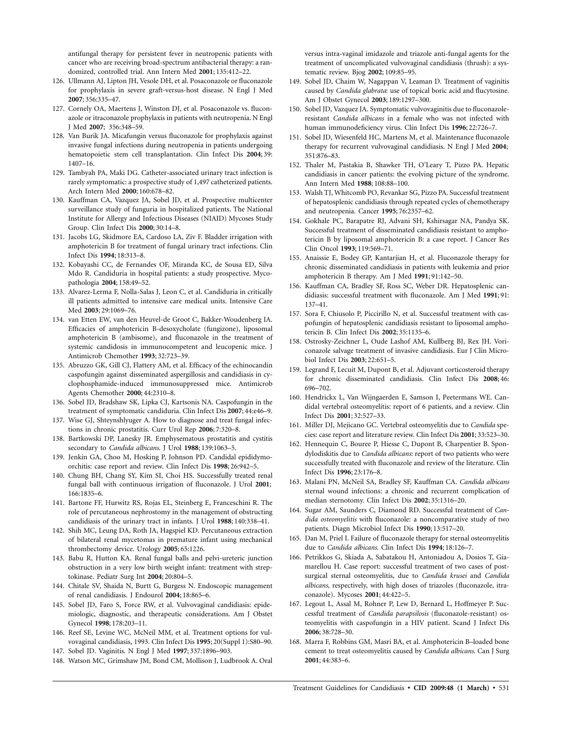antifungal therapy for persistent fever in neutropenic patients with cancer who are receiving broad-spectrum antibacterial therapy: a randomized, controlled trial. Ann Intern Med **2001**; 135:412–22.

126. Ullmann AJ, Lipton JH, Vesole DH, et al. Posaconazole or fluconazole for prophylaxis in severe graft-versus-host disease. N Engl J Med **2007**; 356:335–47.
127. Cornely OA, Maertens J, Winston DJ, et al. Posaconazole vs. fluconazole or itraconazole prophylaxis in patients with neutropenia. N Engl J Med **2007**; 356:348–59.
128. Van Burik JA. Micafungin versus fluconazole for prophylaxis against invasive fungal infections during neutropenia in patients undergoing hematopoietic stem cell transplantation. Clin Infect Dis **2004**; 39: 1407–16.
129. Tambyah PA, Maki DG. Catheter-associated urinary tract infection is rarely symptomatic: a prospective study of 1,497 catheterized patients. Arch Intern Med **2000**; 160:678–82.
130. Kauffman CA, Vazquez JA, Sobel JD, et al. Prospective multicenter surveillance study of funguria in hospitalized patients. The National Institute for Allergy and Infectious Diseases (NIAID) Mycoses Study Group. Clin Infect Dis **2000**; 30:14–8.
131. Jacobs LG, Skidmore EA, Cardoso LA, Ziv F. Bladder irrigation with amphotericin B for treatment of fungal urinary tract infections. Clin Infect Dis **1994**; 18:313–8.
132. Kobayashi CC, de Fernandes OF, Miranda KC, de Sousa ED, Silva Mdo R. Candiduria in hospital patients: a study prospective. Mycopathologia **2004**; 158:49–52.
133. Alvarez-Lerma F, Nolla-Salas J, Leon C, et al. Candiduria in critically ill patients admitted to intensive care medical units. Intensive Care Med **2003**; 29:1069–76.
134. van Etten EW, van den Heuvel-de Groot C, Bakker-Woudenberg IA. Efficacies of amphotericin B-desoxycholate (fungizone), liposomal amphotericin B (ambisome), and fluconazole in the treatment of systemic candidosis in immunocompetent and leucopenic mice. J Antimicrob Chemother **1993**; 32:723–39.
135. Abruzzo GK, Gill CJ, Flattery AM, et al. Efficacy of the echinocandin caspofungin against disseminated aspergillosis and candidiasis in cyclophosphamide-induced immunosuppressed mice. Antimicrob Agents Chemother **2000**; 44:2310–8.
136. Sobel JD, Bradshaw SK, Lipka CJ, Kartsonis NA. Caspofungin in the treatment of symptomatic candiduria. Clin Infect Dis **2007**; 44:e46–9.
137. Wise GJ, Shteynshlyuger A. How to diagnose and treat fungal infections in chronic prostatitis. Curr Urol Rep **2006**; 7:320–8.
138. Bartkowski DP, Lanesky JR. Emphysematous prostatitis and cystitis secondary to *Candida albicans*. J Urol **1988**; 139:1063–5.
139. Jenkin GA, Choo M, Hosking P, Johnson PD. Candidal epididymoorchitis: case report and review. Clin Infect Dis **1998**; 26:942–5.
140. Chung BH, Chang SY, Kim SI, Choi HS. Successfully treated renal fungal ball with continuous irrigation of fluconazole. J Urol **2001**; 166:1835–6.
141. Bartone FF, Hurwitz RS, Rojas EL, Steinberg E, Franceschini R. The role of percutaneous nephrostomy in the management of obstructing candidiasis of the urinary tract in infants. J Urol **1988**; 140:338–41.
142. Shih MC, Leung DA, Roth JA, Hagspiel KD. Percutaneous extraction of bilateral renal mycetomas in premature infant using mechanical thrombectomy device. Urology **2005**; 65:1226.
143. Babu R, Hutton KA. Renal fungal balls and pelvi-ureteric junction obstruction in a very low birth weight infant: treatment with streptokinase. Pediatr Surg Int **2004**; 20:804–5.
144. Chitale SV, Shaida N, Burtt G, Burgess N. Endoscopic management of renal candidiasis. J Endourol **2004**; 18:865–6.
145. Sobel JD, Faro S, Force RW, et al. Vulvovaginal candidiasis: epidemiologic, diagnostic, and therapeutic considerations. Am J Obstet Gynecol **1998**; 178:203–11.
146. Reef SE, Levine WC, McNeil MM, et al. Treatment options for vulvovaginal candidiasis, 1993. Clin Infect Dis **1995**; 20(Suppl 1):S80–90.
147. Sobel JD. Vaginitis. N Engl J Med **1997**; 337:1896–903.
148. Watson MC, Grimshaw JM, Bond CM, Mollison J, Ludbrook A. Oral versus intra-vaginal imidazole and triazole anti-fungal agents for the treatment of uncomplicated vulvovaginal candidiasis (thrush): a systematic review. Bjog **2002**; 109:85–95.
149. Sobel JD, Chaim W, Nagappan V, Leaman D. Treatment of vaginitis caused by *Candida glabrata*: use of topical boric acid and flucytosine. Am J Obstet Gynecol **2003**; 189:1297–300.
150. Sobel JD, Vazquez JA. Symptomatic vulvovaginitis due to fluconazole-resistant *Candida albicans* in a female who was not infected with human immunodeficiency virus. Clin Infect Dis **1996**; 22:726–7.
151. Sobel JD, Wiesenfeld HC, Martens M, et al. Maintenance fluconazole therapy for recurrent vulvovaginal candidiasis. N Engl J Med **2004**; 351:876–83.
152. Thaler M, Pastakia B, Shawker TH, O'Leary T, Pizzo PA. Hepatic candidiasis in cancer patients: the evolving picture of the syndrome. Ann Intern Med **1988**; 108:88–100.
153. Walsh TJ, Whitcomb PO, Revankar SG, Pizzo PA. Successful treatment of hepatosplenic candidiasis through repeated cycles of chemotherapy and neutropenia. Cancer **1995**; 76:2357–62.
154. Gokhale PC, Barapatre RJ, Advani SH, Kshirsagar NA, Pandya SK. Successful treatment of disseminated candidiasis resistant to amphotericin B by liposomal amphotericin B: a case report. J Cancer Res Clin Oncol **1993**; 119:569–71.
155. Anaissie E, Bodey GP, Kantarjian H, et al. Fluconazole therapy for chronic disseminated candidiasis in patients with leukemia and prior amphotericin B therapy. Am J Med **1991**; 91:142–50.
156. Kauffman CA, Bradley SF, Ross SC, Weber DR. Hepatosplenic candidiasis: successful treatment with fluconazole. Am J Med **1991**; 91: 137–41.
157. Sora F, Chiusolo P, Piccirillo N, et al. Successful treatment with caspofungin of hepatosplenic candidiasis resistant to liposomal amphotericin B. Clin Infect Dis **2002**; 35:1135–6.
158. Ostrosky-Zeichner L, Oude Lashof AM, Kullberg BJ, Rex JH. Voriconazole salvage treatment of invasive candidiasis. Eur J Clin Microbiol Infect Dis **2003**; 22:651–5.
159. Legrand F, Lecuit M, Dupont B, et al. Adjuvant corticosteroid therapy for chronic disseminated candidiasis. Clin Infect Dis **2008**; 46: 696–702.
160. Hendrickx L, Van Wijngaerden E, Samson I, Peetermans WE. Candidal vertebral osteomyelitis: report of 6 patients, and a review. Clin Infect Dis **2001**; 32:527–33.
161. Miller DJ, Mejicano GC. Vertebral osteomyelitis due to *Candida* species: case report and literature review. Clin Infect Dis **2001**; 33:523–30.
162. Hennequin C, Bouree P, Hiesse C, Dupont B, Charpentier B. Spondylodiskitis due to *Candida albicans*: report of two patients who were successfully treated with fluconazole and review of the literature. Clin Infect Dis **1996**; 23:176–8.
163. Malani PN, McNeil SA, Bradley SF, Kauffman CA. *Candida albicans* sternal wound infections: a chronic and recurrent complication of median sternotomy. Clin Infect Dis **2002**; 35:1316–20.
164. Sugar AM, Saunders C, Diamond RD. Successful treatment of *Candida osteomyelitis* with fluconazole: a noncomparative study of two patients. Diagn Microbiol Infect Dis **1990**; 13:517–20.
165. Dan M, Priel I. Failure of fluconazole therapy for sternal osteomyelitis due to *Candida albicans*. Clin Infect Dis **1994**; 18:126–7.
166. Petrikkos G, Skiada A, Sabatakou H, Antoniadou A, Dosios T, Giamarellou H. Case report: successful treatment of two cases of post-surgical sternal osteomyelitis, due to *Candida krusei* and *Candida albicans*, respectively, with high doses of triazoles (fluconazole, itraconazole). Mycoses **2001**; 44:422–5.
167. Legout L, Assal M, Rohner P, Lew D, Bernard L, Hoffmeyer P. Successful treatment of *Candida parapsilosis* (fluconazole-resistant) osteomyelitis with caspofungin in a HIV patient. Scand J Infect Dis **2006**; 38:728–30.
168. Marra F, Robbins GM, Masri BA, et al. Amphotericin B–loaded bone cement to treat osteomyelitis caused by *Candida albicans*. Can J Surg **2001**; 44:383–6.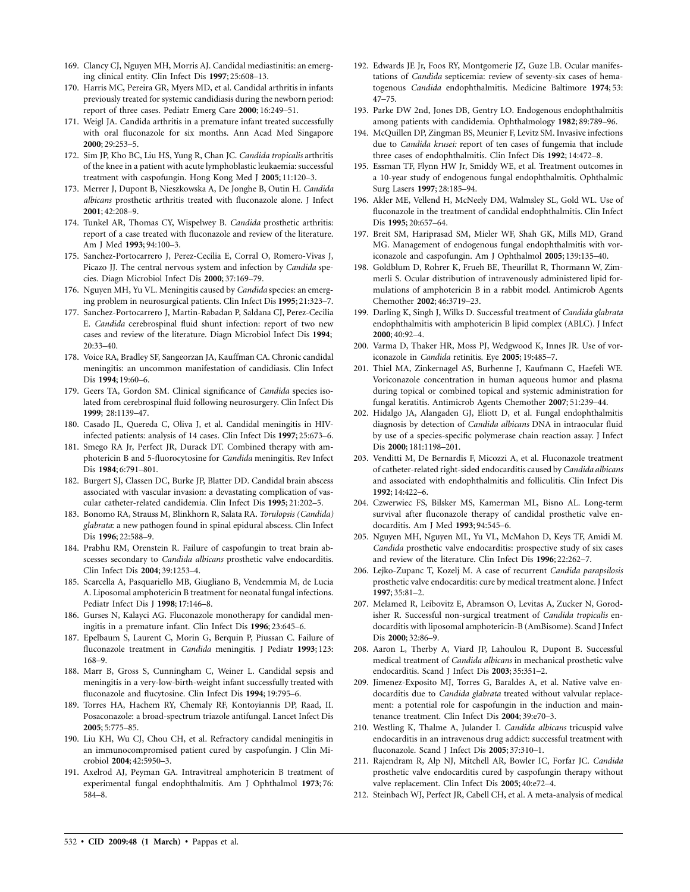169. Clancy CJ, Nguyen MH, Morris AJ. Candidal mediastinitis: an emerging clinical entity. Clin Infect Dis **1997**; 25:608–13.
170. Harris MC, Pereira GR, Myers MD, et al. Candidal arthritis in infants previously treated for systemic candidiasis during the newborn period: report of three cases. Pediatr Emerg Care **2000**; 16:249–51.
171. Weigl JA. Candida arthritis in a premature infant treated successfully with oral fluconazole for six months. Ann Acad Med Singapore **2000**; 29:253–5.
172. Sim JP, Kho BC, Liu HS, Yung R, Chan JC. *Candida tropicalis* arthritis of the knee in a patient with acute lymphoblastic leukaemia: successful treatment with caspofungin. Hong Kong Med J **2005**; 11:120–3.
173. Merrer J, Dupont B, Nieszkowska A, De Jonghe B, Outin H. *Candida albicans* prosthetic arthritis treated with fluconazole alone. J Infect **2001**; 42:208–9.
174. Tunkel AR, Thomas CY, Wispelwey B. *Candida* prosthetic arthritis: report of a case treated with fluconazole and review of the literature. Am J Med **1993**; 94:100–3.
175. Sanchez-Portocarrero J, Perez-Cecilia E, Corral O, Romero-Vivas J, Picazo JJ. The central nervous system and infection by *Candida* species. Diagn Microbiol Infect Dis **2000**; 37:169–79.
176. Nguyen MH, Yu VL. Meningitis caused by *Candida* species: an emerging problem in neurosurgical patients. Clin Infect Dis **1995**; 21:323–7.
177. Sanchez-Portocarrero J, Martin-Rabadan P, Saldana CJ, Perez-Cecilia E. *Candida* cerebrospinal fluid shunt infection: report of two new cases and review of the literature. Diagn Microbiol Infect Dis **1994**; 20:33–40.
178. Voice RA, Bradley SF, Sangeorzan JA, Kauffman CA. Chronic candidal meningitis: an uncommon manifestation of candidiasis. Clin Infect Dis **1994**; 19:60–6.
179. Geers TA, Gordon SM. Clinical significance of *Candida* species isolated from cerebrospinal fluid following neurosurgery. Clin Infect Dis **1999**; 28:1139–47.
180. Casado JL, Quereda C, Oliva J, et al. Candidal meningitis in HIV-infected patients: analysis of 14 cases. Clin Infect Dis **1997**; 25:673–6.
181. Smego RA Jr, Perfect JR, Durack DT. Combined therapy with amphotericin B and 5-fluorocytosine for *Candida* meningitis. Rev Infect Dis **1984**; 6:791–801.
182. Burgert SJ, Classen DC, Burke JP, Blatter DD. Candidal brain abscess associated with vascular invasion: a devastating complication of vascular catheter-related candidemia. Clin Infect Dis **1995**; 21:202–5.
183. Bonomo RA, Strauss M, Blinkhorn R, Salata RA. *Torulopsis (Candida) glabrata*: a new pathogen found in spinal epidural abscess. Clin Infect Dis **1996**; 22:588–9.
184. Prabhu RM, Orenstein R. Failure of caspofungin to treat brain abscesses secondary to *Candida albicans* prosthetic valve endocarditis. Clin Infect Dis **2004**; 39:1253–4.
185. Scarcella A, Pasquariello MB, Giugliano B, Vendemmia M, de Lucia A. Liposomal amphotericin B treatment for neonatal fungal infections. Pediatr Infect Dis J **1998**; 17:146–8.
186. Gurses N, Kalayci AG. Fluconazole monotherapy for candidal meningitis in a premature infant. Clin Infect Dis **1996**; 23:645–6.
187. Epelbaum S, Laurent C, Morin G, Berquin P, Piussan C. Failure of fluconazole treatment in *Candida* meningitis. J Pediatr **1993**; 123: 168–9.
188. Marr B, Gross S, Cunningham C, Weiner L. Candidal sepsis and meningitis in a very-low-birth-weight infant successfully treated with fluconazole and flucytosine. Clin Infect Dis **1994**; 19:795–6.
189. Torres HA, Hachem RY, Chemaly RF, Kontoyiannis DP, Raad, II. Posaconazole: a broad-spectrum triazole antifungal. Lancet Infect Dis **2005**; 5:775–85.
190. Liu KH, Wu CJ, Chou CH, et al. Refractory candidal meningitis in an immunocompromised patient cured by caspofungin. J Clin Microbiol **2004**; 42:5950–3.
191. Axelrod AJ, Peyman GA. Intravitreal amphotericin B treatment of experimental fungal endophthalmitis. Am J Ophthalmol **1973**; 76: 584–8.
192. Edwards JE Jr, Foos RY, Montgomerie JZ, Guze LB. Ocular manifestations of *Candida* septicemia: review of seventy-six cases of hematogenous *Candida* endophthalmitis. Medicine Baltimore **1974**; 53: 47–75.
193. Parke DW 2nd, Jones DB, Gentry LO. Endogenous endophthalmitis among patients with candidemia. Ophthalmology **1982**; 89:789–96.
194. McQuillen DP, Zingman BS, Meunier F, Levitz SM. Invasive infections due to *Candida krusei:* report of ten cases of fungemia that include three cases of endophthalmitis. Clin Infect Dis **1992**; 14:472–8.
195. Essman TF, Flynn HW Jr, Smiddy WE, et al. Treatment outcomes in a 10-year study of endogenous fungal endophthalmitis. Ophthalmic Surg Lasers **1997**; 28:185–94.
196. Akler ME, Vellend H, McNeely DM, Walmsley SL, Gold WL. Use of fluconazole in the treatment of candidal endophthalmitis. Clin Infect Dis **1995**; 20:657–64.
197. Breit SM, Hariprasad SM, Mieler WF, Shah GK, Mills MD, Grand MG. Management of endogenous fungal endophthalmitis with voriconazole and caspofungin. Am J Ophthalmol **2005**; 139:135–40.
198. Goldblum D, Rohrer K, Frueh BE, Theurillat R, Thormann W, Zimmerli S. Ocular distribution of intravenously administered lipid formulations of amphotericin B in a rabbit model. Antimicrob Agents Chemother **2002**; 46:3719–23.
199. Darling K, Singh J, Wilks D. Successful treatment of *Candida glabrata* endophthalmitis with amphotericin B lipid complex (ABLC). J Infect **2000**; 40:92–4.
200. Varma D, Thaker HR, Moss PJ, Wedgwood K, Innes JR. Use of voriconazole in *Candida* retinitis. Eye **2005**; 19:485–7.
201. Thiel MA, Zinkernagel AS, Burhenne J, Kaufmann C, Haefeli WE. Voriconazole concentration in human aqueous humor and plasma during topical or combined topical and systemic administration for fungal keratitis. Antimicrob Agents Chemother **2007**; 51:239–44.
202. Hidalgo JA, Alangaden GJ, Eliott D, et al. Fungal endophthalmitis diagnosis by detection of *Candida albicans* DNA in intraocular fluid by use of a species-specific polymerase chain reaction assay. J Infect Dis **2000**; 181:1198–201.
203. Venditti M, De Bernardis F, Micozzi A, et al. Fluconazole treatment of catheter-related right-sided endocarditis caused by *Candida albicans* and associated with endophthalmitis and folliculitis. Clin Infect Dis **1992**; 14:422–6.
204. Czwerwiec FS, Bilsker MS, Kamerman ML, Bisno AL. Long-term survival after fluconazole therapy of candidal prosthetic valve endocarditis. Am J Med **1993**; 94:545–6.
205. Nguyen MH, Nguyen ML, Yu VL, McMahon D, Keys TF, Amidi M. *Candida* prosthetic valve endocarditis: prospective study of six cases and review of the literature. Clin Infect Dis **1996**; 22:262–7.
206. Lejko-Zupanc T, Kozelj M. A case of recurrent *Candida parapsilosis* prosthetic valve endocarditis: cure by medical treatment alone. J Infect **1997**; 35:81–2.
207. Melamed R, Leibovitz E, Abramson O, Levitas A, Zucker N, Gorodisher R. Successful non-surgical treatment of *Candida tropicalis* endocarditis with liposomal amphotericin-B (AmBisome). Scand J Infect Dis **2000**; 32:86–9.
208. Aaron L, Therby A, Viard JP, Lahoulou R, Dupont B. Successful medical treatment of *Candida albicans* in mechanical prosthetic valve endocarditis. Scand J Infect Dis **2003**; 35:351–2.
209. Jimenez-Exposito MJ, Torres G, Baraldes A, et al. Native valve endocarditis due to *Candida glabrata* treated without valvular replacement: a potential role for caspofungin in the induction and maintenance treatment. Clin Infect Dis **2004**; 39:e70–3.
210. Westling K, Thalme A, Julander I. *Candida albicans* tricuspid valve endocarditis in an intravenous drug addict: successful treatment with fluconazole. Scand J Infect Dis **2005**; 37:310–1.
211. Rajendram R, Alp NJ, Mitchell AR, Bowler IC, Forfar JC. *Candida* prosthetic valve endocarditis cured by caspofungin therapy without valve replacement. Clin Infect Dis **2005**; 40:e72–4.
212. Steinbach WJ, Perfect JR, Cabell CH, et al. A meta-analysis of medical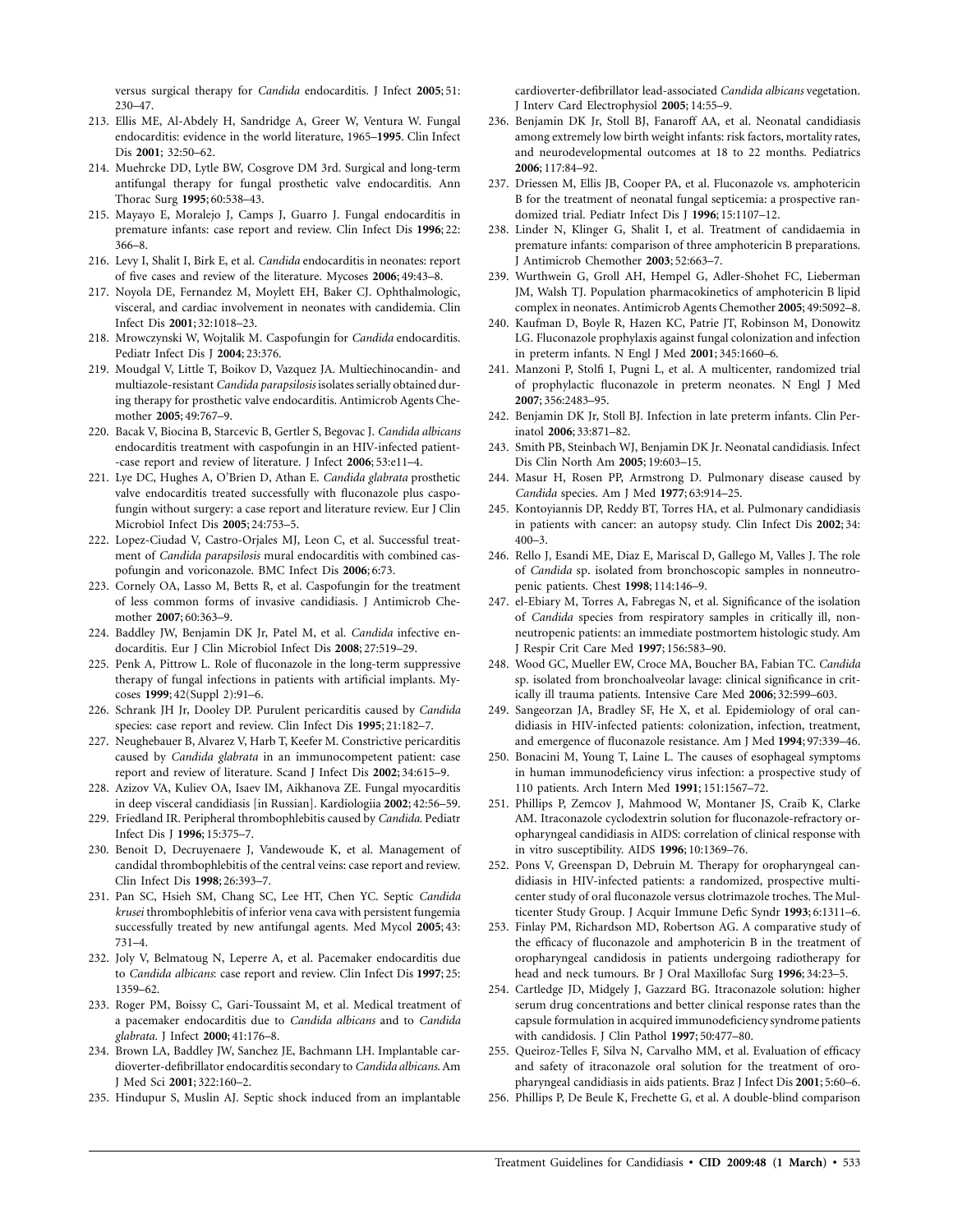versus surgical therapy for *Candida* endocarditis. J Infect **2005**; 51: 230–47.

213. Ellis ME, Al-Abdely H, Sandridge A, Greer W, Ventura W. Fungal endocarditis: evidence in the world literature, 1965–**1995**. Clin Infect Dis **2001**; 32:50–62.
214. Muehrcke DD, Lytle BW, Cosgrove DM 3rd. Surgical and long-term antifungal therapy for fungal prosthetic valve endocarditis. Ann Thorac Surg **1995**; 60:538–43.
215. Mayayo E, Moralejo J, Camps J, Guarro J. Fungal endocarditis in premature infants: case report and review. Clin Infect Dis **1996**; 22: 366–8.
216. Levy I, Shalit I, Birk E, et al. *Candida* endocarditis in neonates: report of five cases and review of the literature. Mycoses **2006**; 49:43–8.
217. Noyola DE, Fernandez M, Moylett EH, Baker CJ. Ophthalmologic, visceral, and cardiac involvement in neonates with candidemia. Clin Infect Dis **2001**; 32:1018–23.
218. Mrowczynski W, Wojtalik M. Caspofungin for *Candida* endocarditis. Pediatr Infect Dis J **2004**; 23:376.
219. Moudgal V, Little T, Boikov D, Vazquez JA. Multiechinocandin- and multiazole-resistant *Candida parapsilosis* isolates serially obtained during therapy for prosthetic valve endocarditis. Antimicrob Agents Chemother **2005**; 49:767–9.
220. Bacak V, Biocina B, Starcevic B, Gertler S, Begovac J. *Candida albicans* endocarditis treatment with caspofungin in an HIV-infected patient--case report and review of literature. J Infect **2006**; 53:e11–4.
221. Lye DC, Hughes A, O'Brien D, Athan E. *Candida glabrata* prosthetic valve endocarditis treated successfully with fluconazole plus caspofungin without surgery: a case report and literature review. Eur J Clin Microbiol Infect Dis **2005**; 24:753–5.
222. Lopez-Ciudad V, Castro-Orjales MJ, Leon C, et al. Successful treatment of *Candida parapsilosis* mural endocarditis with combined caspofungin and voriconazole. BMC Infect Dis **2006**; 6:73.
223. Cornely OA, Lasso M, Betts R, et al. Caspofungin for the treatment of less common forms of invasive candidiasis. J Antimicrob Chemother **2007**; 60:363–9.
224. Baddley JW, Benjamin DK Jr, Patel M, et al. *Candida* infective endocarditis. Eur J Clin Microbiol Infect Dis **2008**; 27:519–29.
225. Penk A, Pittrow L. Role of fluconazole in the long-term suppressive therapy of fungal infections in patients with artificial implants. Mycoses **1999**; 42(Suppl 2):91–6.
226. Schrank JH Jr, Dooley DP. Purulent pericarditis caused by *Candida* species: case report and review. Clin Infect Dis **1995**; 21:182–7.
227. Neughebauer B, Alvarez V, Harb T, Keefer M. Constrictive pericarditis caused by *Candida glabrata* in an immunocompetent patient: case report and review of literature. Scand J Infect Dis **2002**; 34:615–9.
228. Azizov VA, Kuliev OA, Isaev IM, Aikhanova ZE. Fungal myocarditis in deep visceral candidiasis [in Russian]. Kardiologiia **2002**; 42:56–59.
229. Friedland IR. Peripheral thrombophlebitis caused by *Candida*. Pediatr Infect Dis J **1996**; 15:375–7.
230. Benoit D, Decruyenaere J, Vandewoude K, et al. Management of candidal thrombophlebitis of the central veins: case report and review. Clin Infect Dis **1998**; 26:393–7.
231. Pan SC, Hsieh SM, Chang SC, Lee HT, Chen YC. Septic *Candida krusei* thrombophlebitis of inferior vena cava with persistent fungemia successfully treated by new antifungal agents. Med Mycol **2005**; 43: 731–4.
232. Joly V, Belmatoug N, Leperre A, et al. Pacemaker endocarditis due to *Candida albicans*: case report and review. Clin Infect Dis **1997**; 25: 1359–62.
233. Roger PM, Boissy C, Gari-Toussaint M, et al. Medical treatment of a pacemaker endocarditis due to *Candida albicans* and to *Candida glabrata*. J Infect **2000**; 41:176–8.
234. Brown LA, Baddley JW, Sanchez JE, Bachmann LH. Implantable cardioverter-defibrillator endocarditis secondary to *Candida albicans*. Am J Med Sci **2001**; 322:160–2.
235. Hindupur S, Muslin AJ. Septic shock induced from an implantable cardioverter-defibrillator lead-associated *Candida albicans* vegetation. J Interv Card Electrophysiol **2005**; 14:55–9.
236. Benjamin DK Jr, Stoll BJ, Fanaroff AA, et al. Neonatal candidiasis among extremely low birth weight infants: risk factors, mortality rates, and neurodevelopmental outcomes at 18 to 22 months. Pediatrics **2006**; 117:84–92.
237. Driessen M, Ellis JB, Cooper PA, et al. Fluconazole vs. amphotericin B for the treatment of neonatal fungal septicemia: a prospective randomized trial. Pediatr Infect Dis J **1996**; 15:1107–12.
238. Linder N, Klinger G, Shalit I, et al. Treatment of candidaemia in premature infants: comparison of three amphotericin B preparations. J Antimicrob Chemother **2003**; 52:663–7.
239. Wurthwein G, Groll AH, Hempel G, Adler-Shohet FC, Lieberman JM, Walsh TJ. Population pharmacokinetics of amphotericin B lipid complex in neonates. Antimicrob Agents Chemother **2005**; 49:5092–8.
240. Kaufman D, Boyle R, Hazen KC, Patrie JT, Robinson M, Donowitz LG. Fluconazole prophylaxis against fungal colonization and infection in preterm infants. N Engl J Med **2001**; 345:1660–6.
241. Manzoni P, Stolfi I, Pugni L, et al. A multicenter, randomized trial of prophylactic fluconazole in preterm neonates. N Engl J Med **2007**; 356:2483–95.
242. Benjamin DK Jr, Stoll BJ. Infection in late preterm infants. Clin Perinatol **2006**; 33:871–82.
243. Smith PB, Steinbach WJ, Benjamin DK Jr. Neonatal candidiasis. Infect Dis Clin North Am **2005**; 19:603–15.
244. Masur H, Rosen PP, Armstrong D. Pulmonary disease caused by *Candida* species. Am J Med **1977**; 63:914–25.
245. Kontoyiannis DP, Reddy BT, Torres HA, et al. Pulmonary candidiasis in patients with cancer: an autopsy study. Clin Infect Dis **2002**; 34: 400–3.
246. Rello J, Esandi ME, Diaz E, Mariscal D, Gallego M, Valles J. The role of *Candida* sp. isolated from bronchoscopic samples in nonneutropenic patients. Chest **1998**; 114:146–9.
247. el-Ebiary M, Torres A, Fabregas N, et al. Significance of the isolation of *Candida* species from respiratory samples in critically ill, non-neutropenic patients: an immediate postmortem histologic study. Am J Respir Crit Care Med **1997**; 156:583–90.
248. Wood GC, Mueller EW, Croce MA, Boucher BA, Fabian TC. *Candida* sp. isolated from bronchoalveolar lavage: clinical significance in critically ill trauma patients. Intensive Care Med **2006**; 32:599–603.
249. Sangeorzan JA, Bradley SF, He X, et al. Epidemiology of oral candidiasis in HIV-infected patients: colonization, infection, treatment, and emergence of fluconazole resistance. Am J Med **1994**; 97:339–46.
250. Bonacini M, Young T, Laine L. The causes of esophageal symptoms in human immunodeficiency virus infection: a prospective study of 110 patients. Arch Intern Med **1991**; 151:1567–72.
251. Phillips P, Zemcov J, Mahmood W, Montaner JS, Craib K, Clarke AM. Itraconazole cyclodextrin solution for fluconazole-refractory oropharyngeal candidiasis in AIDS: correlation of clinical response with in vitro susceptibility. AIDS **1996**; 10:1369–76.
252. Pons V, Greenspan D, Debruin M. Therapy for oropharyngeal candidiasis in HIV-infected patients: a randomized, prospective multicenter study of oral fluconazole versus clotrimazole troches. The Multicenter Study Group. J Acquir Immune Defic Syndr **1993**; 6:1311–6.
253. Finlay PM, Richardson MD, Robertson AG. A comparative study of the efficacy of fluconazole and amphotericin B in the treatment of oropharyngeal candidosis in patients undergoing radiotherapy for head and neck tumours. Br J Oral Maxillofac Surg **1996**; 34:23–5.
254. Cartledge JD, Midgely J, Gazzard BG. Itraconazole solution: higher serum drug concentrations and better clinical response rates than the capsule formulation in acquired immunodeficiency syndrome patients with candidosis. J Clin Pathol **1997**; 50:477–80.
255. Queiroz-Telles F, Silva N, Carvalho MM, et al. Evaluation of efficacy and safety of itraconazole oral solution for the treatment of oropharyngeal candidiasis in aids patients. Braz J Infect Dis **2001**; 5:60–6.
256. Phillips P, De Beule K, Frechette G, et al. A double-blind comparison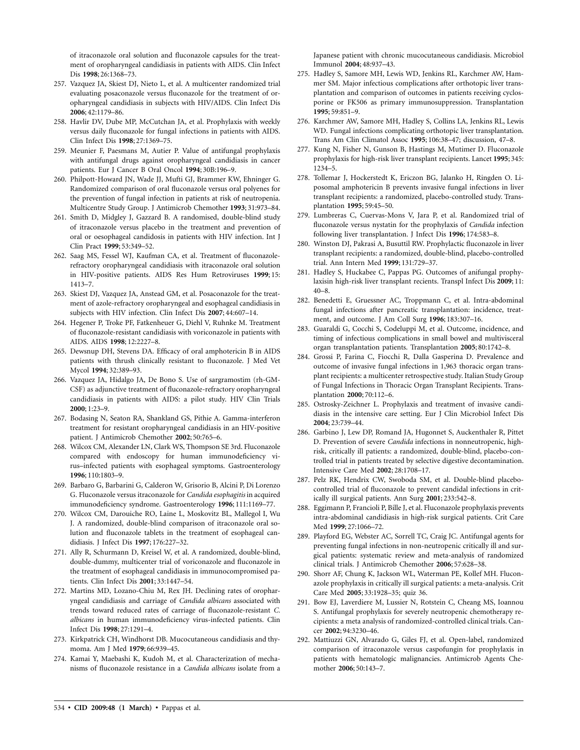of itraconazole oral solution and fluconazole capsules for the treatment of oropharyngeal candidiasis in patients with AIDS. Clin Infect Dis **1998**; 26:1368–73.

257. Vazquez JA, Skiest DJ, Nieto L, et al. A multicenter randomized trial evaluating posaconazole versus fluconazole for the treatment of oropharyngeal candidiasis in subjects with HIV/AIDS. Clin Infect Dis **2006**; 42:1179–86.
258. Havlir DV, Dube MP, McCutchan JA, et al. Prophylaxis with weekly versus daily fluconazole for fungal infections in patients with AIDS. Clin Infect Dis **1998**; 27:1369–75.
259. Meunier F, Paesmans M, Autier P. Value of antifungal prophylaxis with antifungal drugs against oropharyngeal candidiasis in cancer patients. Eur J Cancer B Oral Oncol **1994**; 30B:196–9.
260. Philpott-Howard JN, Wade JJ, Mufti GJ, Brammer KW, Ehninger G. Randomized comparison of oral fluconazole versus oral polyenes for the prevention of fungal infection in patients at risk of neutropenia. Multicentre Study Group. J Antimicrob Chemother **1993**; 31:973–84.
261. Smith D, Midgley J, Gazzard B. A randomised, double-blind study of itraconazole versus placebo in the treatment and prevention of oral or oesophageal candidosis in patients with HIV infection. Int J Clin Pract **1999**; 53:349–52.
262. Saag MS, Fessel WJ, Kaufman CA, et al. Treatment of fluconazole-refractory oropharyngeal candidiasis with itraconazole oral solution in HIV-positive patients. AIDS Res Hum Retroviruses **1999**; 15: 1413–7.
263. Skiest DJ, Vazquez JA, Anstead GM, et al. Posaconazole for the treatment of azole-refractory oropharyngeal and esophageal candidiasis in subjects with HIV infection. Clin Infect Dis **2007**; 44:607–14.
264. Hegener P, Troke PF, Fatkenheuer G, Diehl V, Ruhnke M. Treatment of fluconazole-resistant candidiasis with voriconazole in patients with AIDS. AIDS **1998**; 12:2227–8.
265. Dewsnup DH, Stevens DA. Efficacy of oral amphotericin B in AIDS patients with thrush clinically resistant to fluconazole. J Med Vet Mycol **1994**; 32:389–93.
266. Vazquez JA, Hidalgo JA, De Bono S. Use of sargramostim (rh-GM-CSF) as adjunctive treatment of fluconazole-refractory oropharyngeal candidiasis in patients with AIDS: a pilot study. HIV Clin Trials **2000**; 1:23–9.
267. Bodasing N, Seaton RA, Shankland GS, Pithie A. Gamma-interferon treatment for resistant oropharyngeal candidiasis in an HIV-positive patient. J Antimicrob Chemother **2002**; 50:765–6.
268. Wilcox CM, Alexander LN, Clark WS, Thompson SE 3rd. Fluconazole compared with endoscopy for human immunodeficiency virus–infected patients with esophageal symptoms. Gastroenterology **1996**; 110:1803–9.
269. Barbaro G, Barbarini G, Calderon W, Grisorio B, Alcini P, Di Lorenzo G. Fluconazole versus itraconazole for *Candida esophagitis* in acquired immunodeficiency syndrome. Gastroenterology **1996**; 111:1169–77.
270. Wilcox CM, Darouiche RO, Laine L, Moskovitz BL, Mallegol I, Wu J. A randomized, double-blind comparison of itraconazole oral solution and fluconazole tablets in the treatment of esophageal candidiasis. J Infect Dis **1997**; 176:227–32.
271. Ally R, Schurmann D, Kreisel W, et al. A randomized, double-blind, double-dummy, multicenter trial of voriconazole and fluconazole in the treatment of esophageal candidiasis in immunocompromised patients. Clin Infect Dis **2001**; 33:1447–54.
272. Martins MD, Lozano-Chiu M, Rex JH. Declining rates of oropharyngeal candidiasis and carriage of *Candida albicans* associated with trends toward reduced rates of carriage of fluconazole-resistant *C. albicans* in human immunodeficiency virus-infected patients. Clin Infect Dis **1998**; 27:1291–4.
273. Kirkpatrick CH, Windhorst DB. Mucocutaneous candidiasis and thymoma. Am J Med **1979**; 66:939–45.
274. Kamai Y, Maebashi K, Kudoh M, et al. Characterization of mechanisms of fluconazole resistance in a *Candida albicans* isolate from a Japanese patient with chronic mucocutaneous candidiasis. Microbiol Immunol **2004**; 48:937–43.
275. Hadley S, Samore MH, Lewis WD, Jenkins RL, Karchmer AW, Hammer SM. Major infectious complications after orthotopic liver transplantation and comparison of outcomes in patients receiving cyclosporine or FK506 as primary immunosuppression. Transplantation **1995**; 59:851–9.
276. Karchmer AW, Samore MH, Hadley S, Collins LA, Jenkins RL, Lewis WD. Fungal infections complicating orthotopic liver transplantation. Trans Am Clin Climatol Assoc **1995**; 106:38–47; discussion, 47–8.
277. Kung N, Fisher N, Gunson B, Hastings M, Mutimer D. Fluconazole prophylaxis for high-risk liver transplant recipients. Lancet **1995**; 345: 1234–5.
278. Tollemar J, Hockerstedt K, Ericzon BG, Jalanko H, Ringden O. Liposomal amphotericin B prevents invasive fungal infections in liver transplant recipients: a randomized, placebo-controlled study. Transplantation **1995**; 59:45–50.
279. Lumbreras C, Cuervas-Mons V, Jara P, et al. Randomized trial of fluconazole versus nystatin for the prophylaxis of *Candida* infection following liver transplantation. J Infect Dis **1996**; 174:583–8.
280. Winston DJ, Pakrasi A, Busuttil RW. Prophylactic fluconazole in liver transplant recipients: a randomized, double-blind, placebo-controlled trial. Ann Intern Med **1999**; 131:729–37.
281. Hadley S, Huckabee C, Pappas PG. Outcomes of anifungal prophylaxisin high-risk liver transplant recients. Transpl Infect Dis **2009**; 11: 40–8.
282. Benedetti E, Gruessner AC, Troppmann C, et al. Intra-abdominal fungal infections after pancreatic transplantation: incidence, treatment, and outcome. J Am Coll Surg **1996**; 183:307–16.
283. Guaraldi G, Cocchi S, Codeluppi M, et al. Outcome, incidence, and timing of infectious complications in small bowel and multivisceral organ transplantation patients. Transplantation **2005**; 80:1742–8.
284. Grossi P, Farina C, Fiocchi R, Dalla Gasperina D. Prevalence and outcome of invasive fungal infections in 1,963 thoracic organ transplant recipients: a multicenter retrospective study. Italian Study Group of Fungal Infections in Thoracic Organ Transplant Recipients. Transplantation **2000**; 70:112–6.
285. Ostrosky-Zeichner L. Prophylaxis and treatment of invasive candidiasis in the intensive care setting. Eur J Clin Microbiol Infect Dis **2004**; 23:739–44.
286. Garbino J, Lew DP, Romand JA, Hugonnet S, Auckenthaler R, Pittet D. Prevention of severe *Candida* infections in nonneutropenic, high-risk, critically ill patients: a randomized, double-blind, placebo-controlled trial in patients treated by selective digestive decontamination. Intensive Care Med **2002**; 28:1708–17.
287. Pelz RK, Hendrix CW, Swoboda SM, et al. Double-blind placebo-controlled trial of fluconazole to prevent candidal infections in critically ill surgical patients. Ann Surg **2001**; 233:542–8.
288. Eggimann P, Francioli P, Bille J, et al. Fluconazole prophylaxis prevents intra-abdominal candidiasis in high-risk surgical patients. Crit Care Med **1999**; 27:1066–72.
289. Playford EG, Webster AC, Sorrell TC, Craig JC. Antifungal agents for preventing fungal infections in non-neutropenic critically ill and surgical patients: systematic review and meta-analysis of randomized clinical trials. J Antimicrob Chemother **2006**; 57:628–38.
290. Shorr AF, Chung K, Jackson WL, Waterman PE, Kollef MH. Fluconazole prophylaxis in critically ill surgical patients: a meta-analysis. Crit Care Med **2005**; 33:1928–35; quiz 36.
291. Bow EJ, Laverdiere M, Lussier N, Rotstein C, Cheang MS, Ioannou S. Antifungal prophylaxis for severely neutropenic chemotherapy recipients: a meta analysis of randomized-controlled clinical trials. Cancer **2002**; 94:3230–46.
292. Mattiuzzi GN, Alvarado G, Giles FJ, et al. Open-label, randomized comparison of itraconazole versus caspofungin for prophylaxis in patients with hematologic malignancies. Antimicrob Agents Chemother **2006**; 50:143–7.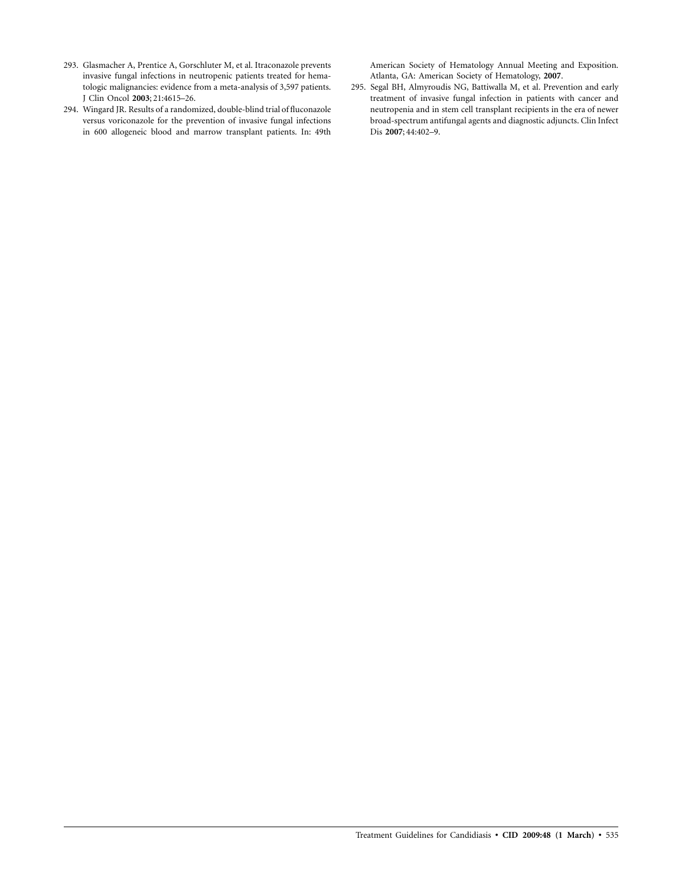293. Glasmacher A, Prentice A, Gorschluter M, et al. Itraconazole prevents invasive fungal infections in neutropenic patients treated for hematologic malignancies: evidence from a meta-analysis of 3,597 patients. J Clin Oncol **2003**; 21:4615–26.
294. Wingard JR. Results of a randomized, double-blind trial of fluconazole versus voriconazole for the prevention of invasive fungal infections in 600 allogeneic blood and marrow transplant patients. In: 49th American Society of Hematology Annual Meeting and Exposition. Atlanta, GA: American Society of Hematology, **2007**.
295. Segal BH, Almyroudis NG, Battiwalla M, et al. Prevention and early treatment of invasive fungal infection in patients with cancer and neutropenia and in stem cell transplant recipients in the era of newer broad-spectrum antifungal agents and diagnostic adjuncts. Clin Infect Dis **2007**; 44:402–9.